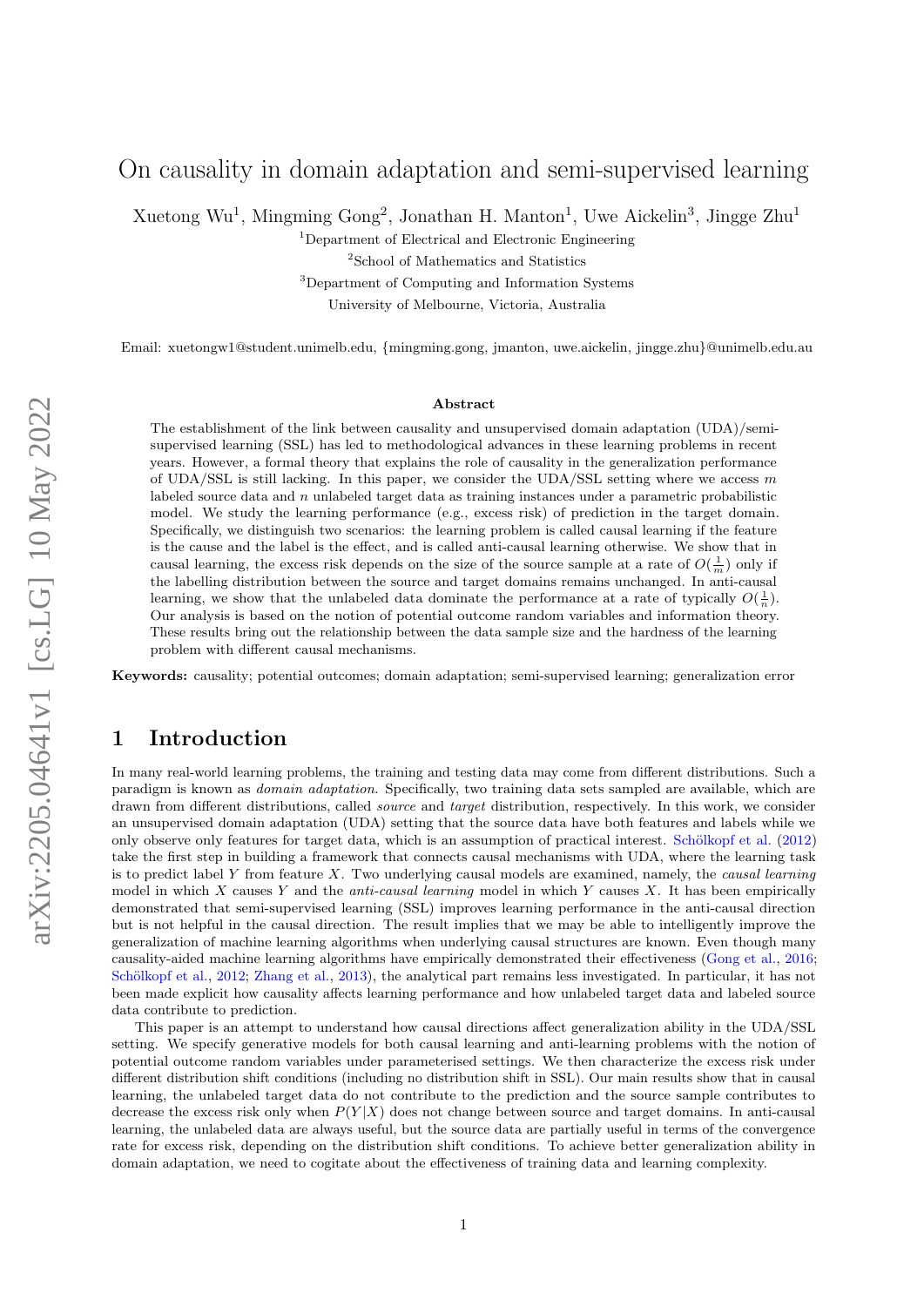# On causality in domain adaptation and semi-supervised learning

Xuetong Wu[1], Mingming Gong[2], Jonathan H. Manton[1], Uwe Aickelin[3], Jingge Zhu[1]

[1]Department of Electrical and Electronic Engineering

[2]School of Mathematics and Statistics

[3]Department of Computing and Information Systems

University of Melbourne, Victoria, Australia

Email: xuetongw1@student.unimelb.edu, {mingming.gong, jmanton, uwe.aickelin, jingge.zhu}@unimelb.edu.au

## Abstract

The establishment of the link between causality and unsupervised domain adaptation (UDA)/semi-supervised learning (SSL) has led to methodological advances in these learning problems in recent years. However, a formal theory that explains the role of causality in the generalization performance of UDA/SSL is still lacking. In this paper, we consider the UDA/SSL setting where we access $m$ labeled source data and $n$ unlabeled target data as training instances under a parametric probabilistic model. We study the learning performance (e.g., excess risk) of prediction in the target domain. Specifically, we distinguish two scenarios: the learning problem is called causal learning if the feature is the cause and the label is the effect, and is called anti-causal learning otherwise. We show that in causal learning, the excess risk depends on the size of the source sample at a rate of $O(\frac{1}{m})$ only if the labelling distribution between the source and target domains remains unchanged. In anti-causal learning, we show that the unlabeled data dominate the performance at a rate of typically $O(\frac{1}{n})$. Our analysis is based on the notion of potential outcome random variables and information theory. These results bring out the relationship between the data sample size and the hardness of the learning problem with different causal mechanisms.

**Keywords:** causality; potential outcomes; domain adaptation; semi-supervised learning; generalization error

## 1 Introduction

In many real-world learning problems, the training and testing data may come from different distributions. Such a paradigm is known as *domain adaptation*. Specifically, two training data sets sampled are available, which are drawn from different distributions, called *source* and *target* distribution, respectively. In this work, we consider an unsupervised domain adaptation (UDA) setting that the source data have both features and labels while we only observe only features for target data, which is an assumption of practical interest. Schölkopf et al. (2012) take the first step in building a framework that connects causal mechanisms with UDA, where the learning task is to predict label $Y$ from feature $X$. Two underlying causal models are examined, namely, the *causal learning* model in which $X$ causes $Y$ and the *anti-causal learning* model in which $Y$ causes $X$. It has been empirically demonstrated that semi-supervised learning (SSL) improves learning performance in the anti-causal direction but is not helpful in the causal direction. The result implies that we may be able to intelligently improve the generalization of machine learning algorithms when underlying causal structures are known. Even though many causality-aided machine learning algorithms have empirically demonstrated their effectiveness (Gong et al., 2016; Schölkopf et al., 2012; Zhang et al., 2013), the analytical part remains less investigated. In particular, it has not been made explicit how causality affects learning performance and how unlabeled target data and labeled source data contribute to prediction.

This paper is an attempt to understand how causal directions affect generalization ability in the UDA/SSL setting. We specify generative models for both causal learning and anti-learning problems with the notion of potential outcome random variables under parameterised settings. We then characterize the excess risk under different distribution shift conditions (including no distribution shift in SSL). Our main results show that in causal learning, the unlabeled target data do not contribute to the prediction and the source sample contributes to decrease the excess risk only when $P(Y|X)$ does not change between source and target domains. In anti-causal learning, the unlabeled data are always useful, but the source data are partially useful in terms of the convergence rate for excess risk, depending on the distribution shift conditions. To achieve better generalization ability in domain adaptation, we need to cogitate about the effectiveness of training data and learning complexity.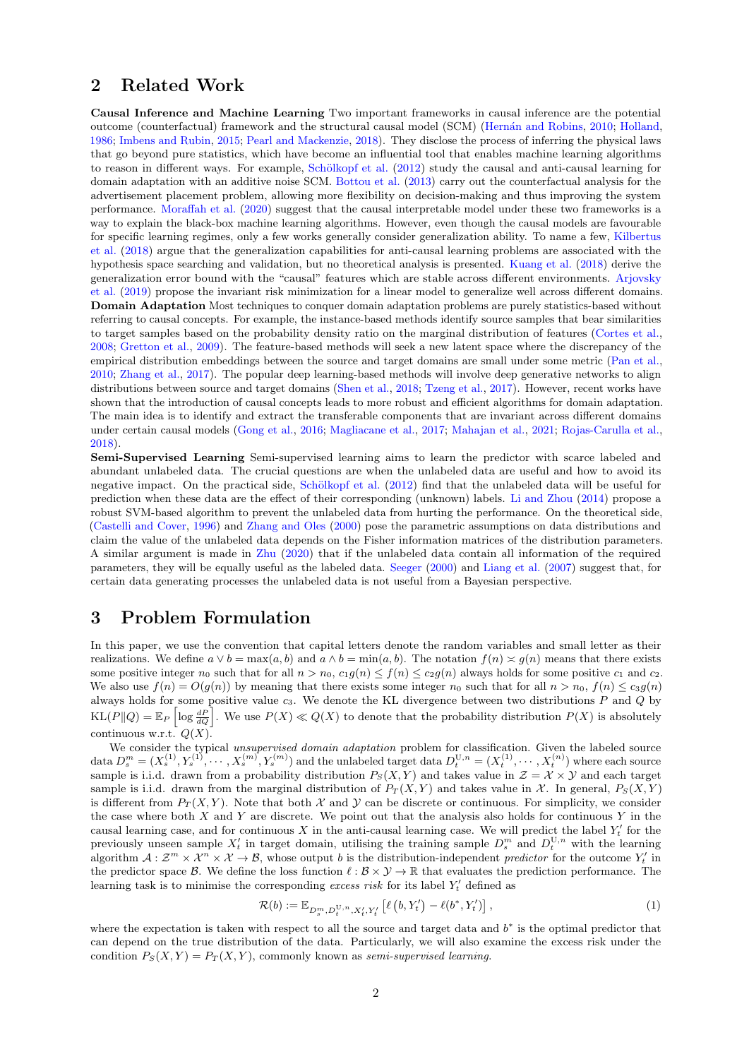## 2 Related Work

**Causal Inference and Machine Learning** Two important frameworks in causal inference are the potential outcome (counterfactual) framework and the structural causal model (SCM) (Hernán and Robins, 2010; Holland, 1986; Imbens and Rubin, 2015; Pearl and Mackenzie, 2018). They disclose the process of inferring the physical laws that go beyond pure statistics, which have become an influential tool that enables machine learning algorithms to reason in different ways. For example, Schölkopf et al. (2012) study the causal and anti-causal learning for domain adaptation with an additive noise SCM. Bottou et al. (2013) carry out the counterfactual analysis for the advertisement placement problem, allowing more flexibility on decision-making and thus improving the system performance. Moraffah et al. (2020) suggest that the causal interpretable model under these two frameworks is a way to explain the black-box machine learning algorithms. However, even though the causal models are favourable for specific learning regimes, only a few works generally consider generalization ability. To name a few, Kilbertus et al. (2018) argue that the generalization capabilities for anti-causal learning problems are associated with the hypothesis space searching and validation, but no theoretical analysis is presented. Kuang et al. (2018) derive the generalization error bound with the "causal" features which are stable across different environments. Arjovsky et al. (2019) propose the invariant risk minimization for a linear model to generalize well across different domains.
**Domain Adaptation** Most techniques to conquer domain adaptation problems are purely statistics-based without referring to causal concepts. For example, the instance-based methods identify source samples that bear similarities to target samples based on the probability density ratio on the marginal distribution of features (Cortes et al., 2008; Gretton et al., 2009). The feature-based methods will seek a new latent space where the discrepancy of the empirical distribution embeddings between the source and target domains are small under some metric (Pan et al., 2010; Zhang et al., 2017). The popular deep learning-based methods will involve deep generative networks to align distributions between source and target domains (Shen et al., 2018; Tzeng et al., 2017). However, recent works have shown that the introduction of causal concepts leads to more robust and efficient algorithms for domain adaptation. The main idea is to identify and extract the transferable components that are invariant across different domains under certain causal models (Gong et al., 2016; Magliacane et al., 2017; Mahajan et al., 2021; Rojas-Carulla et al., 2018).
**Semi-Supervised Learning** Semi-supervised learning aims to learn the predictor with scarce labeled and abundant unlabeled data. The crucial questions are when the unlabeled data are useful and how to avoid its negative impact. On the practical side, Schölkopf et al. (2012) find that the unlabeled data will be useful for prediction when these data are the effect of their corresponding (unknown) labels. Li and Zhou (2014) propose a robust SVM-based algorithm to prevent the unlabeled data from hurting the performance. On the theoretical side, (Castelli and Cover, 1996) and Zhang and Oles (2000) pose the parametric assumptions on data distributions and claim the value of the unlabeled data depends on the Fisher information matrices of the distribution parameters. A similar argument is made in Zhu (2020) that if the unlabeled data contain all information of the required parameters, they will be equally useful as the labeled data. Seeger (2000) and Liang et al. (2007) suggest that, for certain data generating processes the unlabeled data is not useful from a Bayesian perspective.

## 3 Problem Formulation

In this paper, we use the convention that capital letters denote the random variables and small letter as their realizations. We define $a \vee b = \max(a, b)$ and $a \wedge b = \min(a, b)$. The notation $f(n) \asymp g(n)$ means that there exists some positive integer $n_0$ such that for all $n > n_0$, $c_1 g(n) \leq f(n) \leq c_2 g(n)$ always holds for some positive $c_1$ and $c_2$. We also use $f(n) = O(g(n))$ by meaning that there exists some integer $n_0$ such that for all $n > n_0$, $f(n) \leq c_3 g(n)$ always holds for some positive value $c_3$. We denote the KL divergence between two distributions $P$ and $Q$ by $\mathrm{KL}(P\|Q) = \mathbb{E}_P\left[\log \frac{dP}{dQ}\right]$. We use $P(X) \ll Q(X)$ to denote that the probability distribution $P(X)$ is absolutely continuous w.r.t. $Q(X)$.

We consider the typical *unsupervised domain adaptation* problem for classification. Given the labeled source data $D_s^m = (X_s^{(1)}, Y_s^{(1)}, \cdots, X_s^{(m)}, Y_s^{(m)})$ and the unlabeled target data $D_t^{\mathrm{U},n} = (X_t^{(1)}, \cdots, X_t^{(n)})$ where each source sample is i.i.d. drawn from a probability distribution $P_S(X, Y)$ and takes value in $\mathcal{Z} = \mathcal{X} \times \mathcal{Y}$ and each target sample is i.i.d. drawn from the marginal distribution of $P_T(X, Y)$ and takes value in $\mathcal{X}$. In general, $P_S(X, Y)$ is different from $P_T(X, Y)$. Note that both $\mathcal{X}$ and $\mathcal{Y}$ can be discrete or continuous. For simplicity, we consider the case where both $X$ and $Y$ are discrete. We point out that the analysis also holds for continuous $Y$ in the causal learning case, and for continuous $X$ in the anti-causal learning case. We will predict the label $Y_t'$ for the previously unseen sample $X_t'$ in target domain, utilising the training sample $D_s^m$ and $D_t^{\mathrm{U},n}$ with the learning algorithm $\mathcal{A} : \mathcal{Z}^m \times \mathcal{X}^n \times \mathcal{X} \to \mathcal{B}$, whose output $b$ is the distribution-independent *predictor* for the outcome $Y_t'$ in the predictor space $\mathcal{B}$. We define the loss function $\ell : \mathcal{B} \times \mathcal{Y} \to \mathbb{R}$ that evaluates the prediction performance. The learning task is to minimise the corresponding *excess risk* for its label $Y_t'$ defined as

$$\mathcal{R}(b) := \mathbb{E}_{D_s^m, D_t^{\mathrm{U},n}, X_t', Y_t'}\left[\ell\left(b, Y_t'\right) - \ell(b^*, Y_t')\right], \tag{1}$$

where the expectation is taken with respect to all the source and target data and $b^*$ is the optimal predictor that can depend on the true distribution of the data. Particularly, we will also examine the excess risk under the condition $P_S(X, Y) = P_T(X, Y)$, commonly known as *semi-supervised learning.*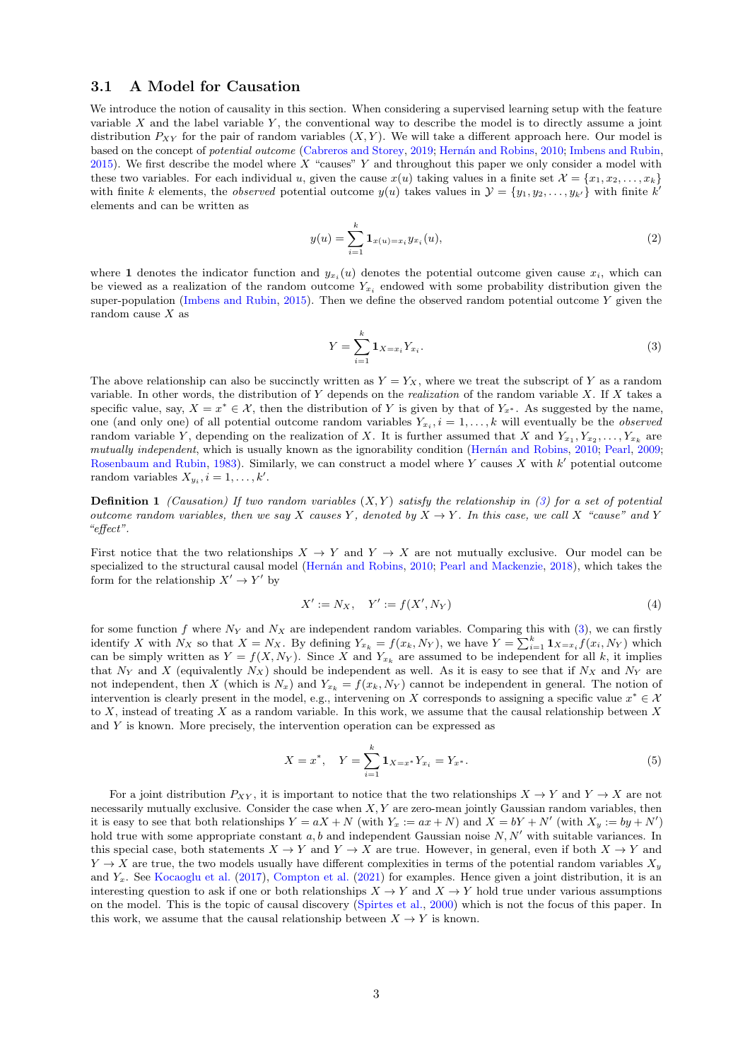### 3.1 A Model for Causation

We introduce the notion of causality in this section. When considering a supervised learning setup with the feature variable $X$ and the label variable $Y$, the conventional way to describe the model is to directly assume a joint distribution $P_{XY}$ for the pair of random variables $(X, Y)$. We will take a different approach here. Our model is based on the concept of *potential outcome* (Cabreros and Storey, 2019; Hernán and Robins, 2010; Imbens and Rubin, 2015). We first describe the model where $X$ "causes" $Y$ and throughout this paper we only consider a model with these two variables. For each individual $u$, given the cause $x(u)$ taking values in a finite set $\mathcal{X} = \{x_1, x_2, \dots, x_k\}$ with finite $k$ elements, the *observed* potential outcome $y(u)$ takes values in $\mathcal{Y} = \{y_1, y_2, \dots, y_{k'}\}$ with finite $k'$ elements and can be written as

$$y(u) = \sum_{i=1}^{k} \mathbf{1}_{x(u)=x_i} y_{x_i}(u), \tag{2}$$

where $\mathbf{1}$ denotes the indicator function and $y_{x_i}(u)$ denotes the potential outcome given cause $x_i$, which can be viewed as a realization of the random outcome $Y_{x_i}$ endowed with some probability distribution given the super-population (Imbens and Rubin, 2015). Then we define the observed random potential outcome $Y$ given the random cause $X$ as

$$Y = \sum_{i=1}^{k} \mathbf{1}_{X=x_i} Y_{x_i}. \tag{3}$$

The above relationship can also be succinctly written as $Y = Y_X$, where we treat the subscript of $Y$ as a random variable. In other words, the distribution of $Y$ depends on the *realization* of the random variable $X$. If $X$ takes a specific value, say, $X = x^* \in \mathcal{X}$, then the distribution of $Y$ is given by that of $Y_{x^*}$. As suggested by the name, one (and only one) of all potential outcome random variables $Y_{x_i}, i = 1, \dots, k$ will eventually be the *observed* random variable $Y$, depending on the realization of $X$. It is further assumed that $X$ and $Y_{x_1}, Y_{x_2}, \dots, Y_{x_k}$ are *mutually independent*, which is usually known as the ignorability condition (Hernán and Robins, 2010; Pearl, 2009; Rosenbaum and Rubin, 1983). Similarly, we can construct a model where $Y$ causes $X$ with $k'$ potential outcome random variables $X_{y_i}, i = 1, \dots, k'$.

**Definition 1** *(Causation) If two random variables $(X, Y)$ satisfy the relationship in (3) for a set of potential outcome random variables, then we say $X$ causes $Y$, denoted by $X \to Y$. In this case, we call $X$ "cause" and $Y$ "effect".*

First notice that the two relationships $X \to Y$ and $Y \to X$ are not mutually exclusive. Our model can be specialized to the structural causal model (Hernán and Robins, 2010; Pearl and Mackenzie, 2018), which takes the form for the relationship $X' \to Y'$ by

$$X' := N_X, \quad Y' := f(X', N_Y) \tag{4}$$

for some function $f$ where $N_Y$ and $N_X$ are independent random variables. Comparing this with (3), we can firstly identify $X$ with $N_X$ so that $X = N_X$. By defining $Y_{x_k} = f(x_k, N_Y)$, we have $Y = \sum_{i=1}^{k} \mathbf{1}_{X=x_i} f(x_i, N_Y)$ which can be simply written as $Y = f(X, N_Y)$. Since $X$ and $Y_{x_k}$ are assumed to be independent for all $k$, it implies that $N_Y$ and $X$ (equivalently $N_X$) should be independent as well. As it is easy to see that if $N_X$ and $N_Y$ are not independent, then $X$ (which is $N_x$) and $Y_{x_k} = f(x_k, N_Y)$ cannot be independent in general. The notion of intervention is clearly present in the model, e.g., intervening on $X$ corresponds to assigning a specific value $x^* \in \mathcal{X}$ to $X$, instead of treating $X$ as a random variable. In this work, we assume that the causal relationship between $X$ and $Y$ is known. More precisely, the intervention operation can be expressed as

$$X = x^*, \quad Y = \sum_{i=1}^{k} \mathbf{1}_{X=x^*} Y_{x_i} = Y_{x^*}. \tag{5}$$

For a joint distribution $P_{XY}$, it is important to notice that the two relationships $X \to Y$ and $Y \to X$ are not necessarily mutually exclusive. Consider the case when $X, Y$ are zero-mean jointly Gaussian random variables, then it is easy to see that both relationships $Y = aX + N$ (with $Y_x := ax + N$) and $X = bY + N'$ (with $X_y := by + N'$) hold true with some appropriate constant $a, b$ and independent Gaussian noise $N, N'$ with suitable variances. In this special case, both statements $X \to Y$ and $Y \to X$ are true. However, in general, even if both $X \to Y$ and $Y \to X$ are true, the two models usually have different complexities in terms of the potential random variables $X_y$ and $Y_x$. See Kocaoglu et al. (2017), Compton et al. (2021) for examples. Hence given a joint distribution, it is an interesting question to ask if one or both relationships $X \to Y$ and $X \to Y$ hold true under various assumptions on the model. This is the topic of causal discovery (Spirtes et al., 2000) which is not the focus of this paper. In this work, we assume that the causal relationship between $X \to Y$ is known.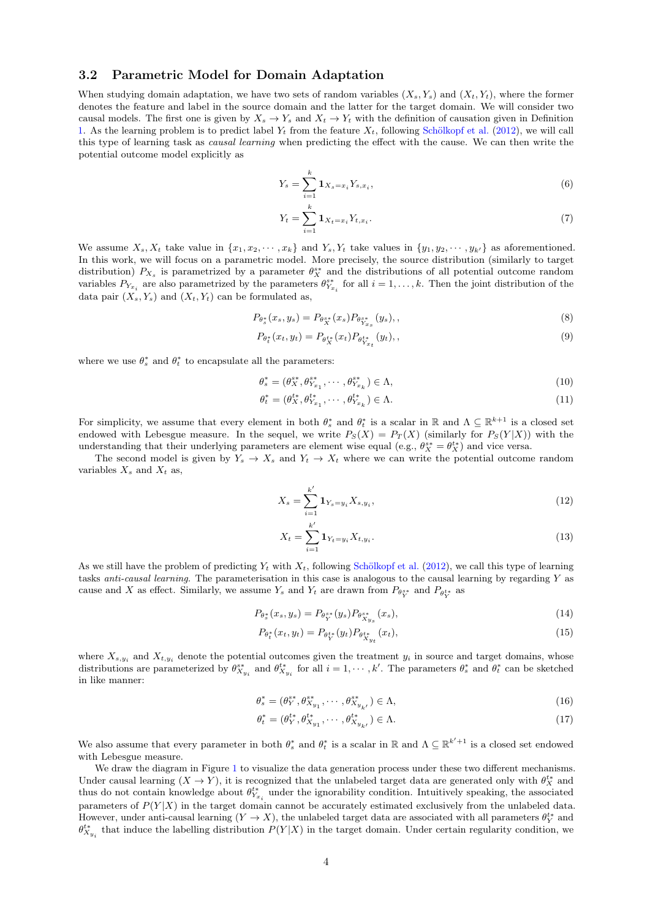### 3.2 Parametric Model for Domain Adaptation

When studying domain adaptation, we have two sets of random variables $(X_s, Y_s)$ and $(X_t, Y_t)$, where the former denotes the feature and label in the source domain and the latter for the target domain. We will consider two causal models. The first one is given by $X_s \to Y_s$ and $X_t \to Y_t$ with the definition of causation given in Definition 1. As the learning problem is to predict label $Y_t$ from the feature $X_t$, following Schölkopf et al. (2012), we will call this type of learning task as *causal learning* when predicting the effect with the cause. We can then write the potential outcome model explicitly as

$$Y_s = \sum_{i=1}^{k} \mathbf{1}_{X_s = x_i} Y_{s,x_i}, \tag{6}$$

$$Y_t = \sum_{i=1}^{k} \mathbf{1}_{X_t = x_i} Y_{t,x_i}. \tag{7}$$

We assume $X_s, X_t$ take value in $\{x_1, x_2, \cdots, x_k\}$ and $Y_s, Y_t$ take values in $\{y_1, y_2, \cdots, y_{k'}\}$ as aforementioned. In this work, we will focus on a parametric model. More precisely, the source distribution (similarly to target distribution) $P_{X_s}$ is parametrized by a parameter $\theta_X^{s*}$ and the distributions of all potential outcome random variables $P_{Y_{x_i}}$ are also parametrized by the parameters $\theta_{Y_{x_i}}^{s*}$ for all $i = 1, \ldots, k$. Then the joint distribution of the data pair $(X_s, Y_s)$ and $(X_t, Y_t)$ can be formulated as,

$$P_{\theta_s^*}(x_s, y_s) = P_{\theta_X^{s*}}(x_s) P_{\theta_{Y_{x_s}}^{s*}}(y_s),, \tag{8}$$

$$P_{\theta_t^*}(x_t, y_t) = P_{\theta_X^{t*}}(x_t) P_{\theta_{Y_{x_t}}^{t*}}(y_t),, \tag{9}$$

where we use $\theta_s^*$ and $\theta_t^*$ to encapsulate all the parameters:

$$\theta_s^* = (\theta_X^{s*}, \theta_{Y_{x_1}}^{s*}, \cdots, \theta_{Y_{x_k}}^{s*}) \in \Lambda, \tag{10}$$

$$\theta_t^* = (\theta_X^{t*}, \theta_{Y_{x_1}}^{t*}, \cdots, \theta_{Y_{x_k}}^{t*}) \in \Lambda. \tag{11}$$

For simplicity, we assume that every element in both $\theta_s^*$ and $\theta_t^*$ is a scalar in $\mathbb{R}$ and $\Lambda \subseteq \mathbb{R}^{k+1}$ is a closed set endowed with Lebesgue measure. In the sequel, we write $P_S(X) = P_T(X)$ (similarly for $P_S(Y|X)$) with the understanding that their underlying parameters are element wise equal (e.g., $\theta_X^{s*} = \theta_X^{t*}$) and vice versa.

The second model is given by $Y_s \to X_s$ and $Y_t \to X_t$ where we can write the potential outcome random variables $X_s$ and $X_t$ as,

$$X_s = \sum_{i=1}^{k'} \mathbf{1}_{Y_s = y_i} X_{s,y_i}, \tag{12}$$

$$X_t = \sum_{i=1}^{k'} \mathbf{1}_{Y_t = y_i} X_{t,y_i}. \tag{13}$$

As we still have the problem of predicting $Y_t$ with $X_t$, following Schölkopf et al. (2012), we call this type of learning tasks *anti-causal learning*. The parameterisation in this case is analogous to the causal learning by regarding $Y$ as cause and $X$ as effect. Similarly, we assume $Y_s$ and $Y_t$ are drawn from $P_{\theta_Y^{s*}}$ and $P_{\theta_Y^{t*}}$ as

$$P_{\theta_s^*}(x_s, y_s) = P_{\theta_Y^{s*}}(y_s) P_{\theta_{X_{y_s}}^{s*}}(x_s), \tag{14}$$

$$P_{\theta_t^*}(x_t, y_t) = P_{\theta_Y^{t*}}(y_t) P_{\theta_{X_{y_t}}^{t*}}(x_t), \tag{15}$$

where $X_{s,y_i}$ and $X_{t,y_i}$ denote the potential outcomes given the treatment $y_i$ in source and target domains, whose distributions are parameterized by $\theta_{X_{y_i}}^{s*}$ and $\theta_{X_{y_i}}^{t*}$ for all $i = 1, \cdots, k'$. The parameters $\theta_s^*$ and $\theta_t^*$ can be sketched in like manner:

$$\theta_s^* = (\theta_Y^{s*}, \theta_{X_{y_1}}^{s*}, \cdots, \theta_{X_{y_{k'}}}^{s*}) \in \Lambda, \tag{16}$$

$$\theta_t^* = (\theta_Y^{t*}, \theta_{X_{y_1}}^{t*}, \cdots, \theta_{X_{y_{k'}}}^{t*}) \in \Lambda. \tag{17}$$

We also assume that every parameter in both $\theta_s^*$ and $\theta_t^*$ is a scalar in $\mathbb{R}$ and $\Lambda \subseteq \mathbb{R}^{k'+1}$ is a closed set endowed with Lebesgue measure.

We draw the diagram in Figure 1 to visualize the data generation process under these two different mechanisms. Under causal learning $(X \to Y)$, it is recognized that the unlabeled target data are generated only with $\theta_X^{t*}$ and thus do not contain knowledge about $\theta_{Y_{x_i}}^{t*}$ under the ignorability condition. Intuitively speaking, the associated parameters of $P(Y|X)$ in the target domain cannot be accurately estimated exclusively from the unlabeled data. However, under anti-causal learning $(Y \to X)$, the unlabeled target data are associated with all parameters $\theta_Y^{t*}$ and $\theta_{X_{y_i}}^{t*}$ that induce the labelling distribution $P(Y|X)$ in the target domain. Under certain regularity condition, we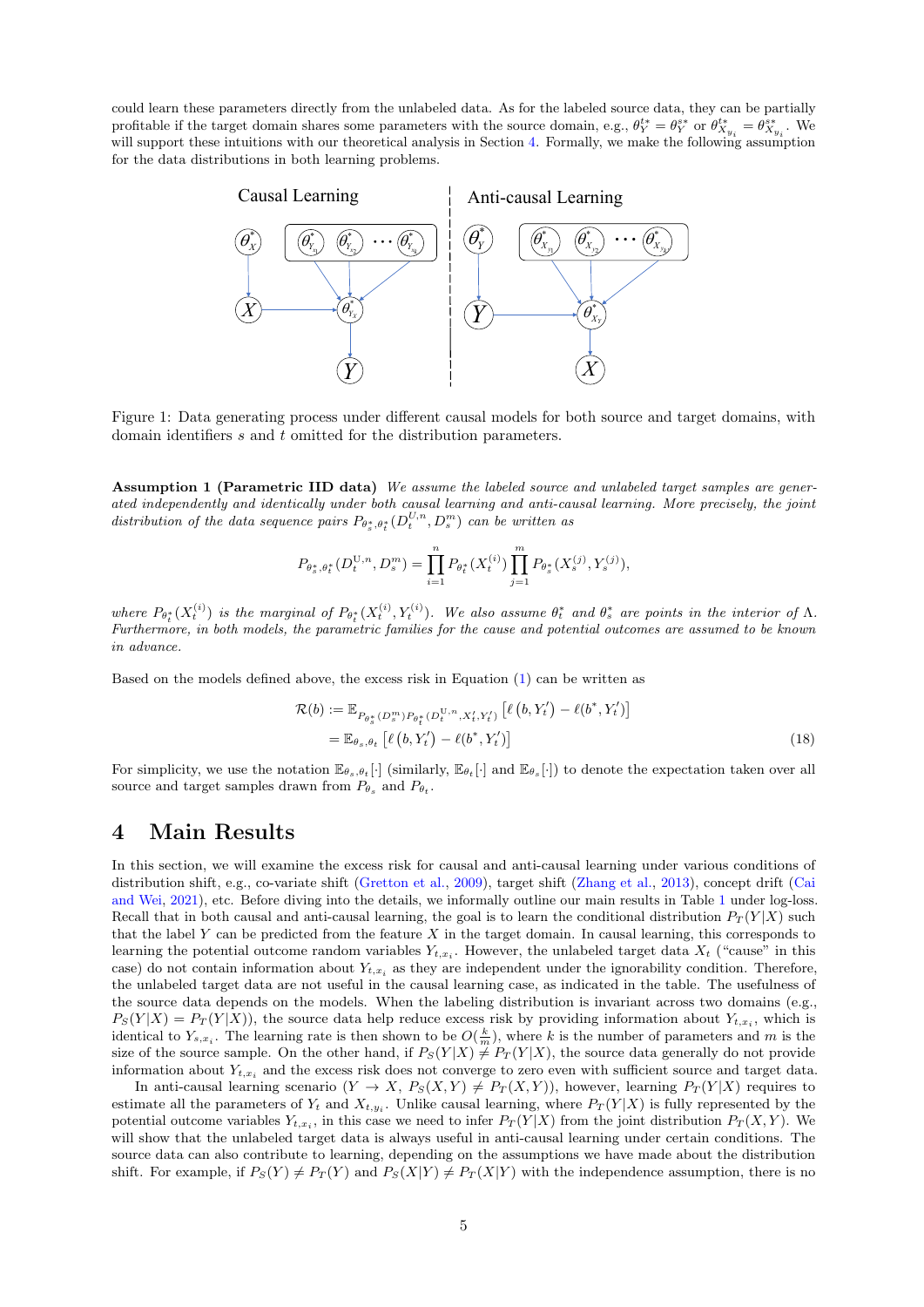could learn these parameters directly from the unlabeled data. As for the labeled source data, they can be partially profitable if the target domain shares some parameters with the source domain, e.g., $\theta_Y^{t*} = \theta_Y^{s*}$ or $\theta_{X_{y_i}}^{t*} = \theta_{X_{y_i}}^{s*}$. We will support these intuitions with our theoretical analysis in Section 4. Formally, we make the following assumption for the data distributions in both learning problems.

Figure 1: Data generating process under different causal models for both source and target domains, with domain identifiers $s$ and $t$ omitted for the distribution parameters.

**Assumption 1 (Parametric IID data)** *We assume the labeled source and unlabeled target samples are generated independently and identically under both causal learning and anti-causal learning. More precisely, the joint distribution of the data sequence pairs $P_{\theta_s^*,\theta_t^*}(D_t^{\mathrm{U},n}, D_s^m)$ can be written as*

$$P_{\theta_s^*,\theta_t^*}(D_t^{\mathrm{U},n}, D_s^m) = \prod_{i=1}^{n} P_{\theta_t^*}(X_t^{(i)}) \prod_{j=1}^{m} P_{\theta_s^*}(X_s^{(j)}, Y_s^{(j)}),$$

*where $P_{\theta_t^*}(X_t^{(i)})$ is the marginal of $P_{\theta_t^*}(X_t^{(i)}, Y_t^{(i)})$. We also assume $\theta_t^*$ and $\theta_s^*$ are points in the interior of $\Lambda$. Furthermore, in both models, the parametric families for the cause and potential outcomes are assumed to be known in advance.*

Based on the models defined above, the excess risk in Equation (1) can be written as

$$\begin{aligned}
\mathcal{R}(b) &:= \mathbb{E}_{P_{\theta_s^*}(D_s^m)P_{\theta_t^*}(D_t^{\mathrm{U},n}, X_t', Y_t')} \left[\ell\left(b, Y_t'\right) - \ell(b^*, Y_t')\right] \\
&= \mathbb{E}_{\theta_s,\theta_t} \left[\ell\left(b, Y_t'\right) - \ell(b^*, Y_t')\right]
\end{aligned} \tag{18}$$

For simplicity, we use the notation $\mathbb{E}_{\theta_s,\theta_t}[\cdot]$ (similarly, $\mathbb{E}_{\theta_t}[\cdot]$ and $\mathbb{E}_{\theta_s}[\cdot]$) to denote the expectation taken over all source and target samples drawn from $P_{\theta_s}$ and $P_{\theta_t}$.

# 4 Main Results

In this section, we will examine the excess risk for causal and anti-causal learning under various conditions of distribution shift, e.g., co-variate shift (Gretton et al., 2009), target shift (Zhang et al., 2013), concept drift (Cai and Wei, 2021), etc. Before diving into the details, we informally outline our main results in Table 1 under log-loss. Recall that in both causal and anti-causal learning, the goal is to learn the conditional distribution $P_T(Y|X)$ such that the label $Y$ can be predicted from the feature $X$ in the target domain. In causal learning, this corresponds to learning the potential outcome random variables $Y_{t,x_i}$. However, the unlabeled target data $X_t$ ("cause" in this case) do not contain information about $Y_{t,x_i}$ as they are independent under the ignorability condition. Therefore, the unlabeled target data are not useful in the causal learning, as indicated in the table. The usefulness of the source data depends on the models. When the labeling distribution is invariant across two domains (e.g., $P_S(Y|X) = P_T(Y|X)$), the source data help reduce excess risk by providing information about $Y_{t,x_i}$, which is identical to $Y_{s,x_i}$. The learning rate is then shown to be $O(\frac{k}{m})$, where $k$ is the number of parameters and $m$ is the size of the source sample. On the other hand, if $P_S(Y|X) \neq P_T(Y|X)$, the source data generally do not provide information about $Y_{t,x_i}$ and the excess risk does not converge to zero even with sufficient source and target data.

In anti-causal learning scenario ($Y \to X$, $P_S(X,Y) \neq P_T(X,Y)$), however, learning $P_T(Y|X)$ requires to estimate all the parameters of $Y_t$ and $X_{t,y_i}$. Unlike causal learning, where $P_T(Y|X)$ is fully represented by the potential outcome variables $Y_{t,x_i}$, in this case we need to infer $P_T(Y|X)$ from the joint distribution $P_T(X,Y)$. We will show that the unlabeled target data is always useful in anti-causal learning under certain conditions. The source data can also contribute to learning, depending on the assumptions we have made about the distribution shift. For example, if $P_S(Y) \neq P_T(Y)$ and $P_S(X|Y) \neq P_T(X|Y)$ with the independence assumption, there is no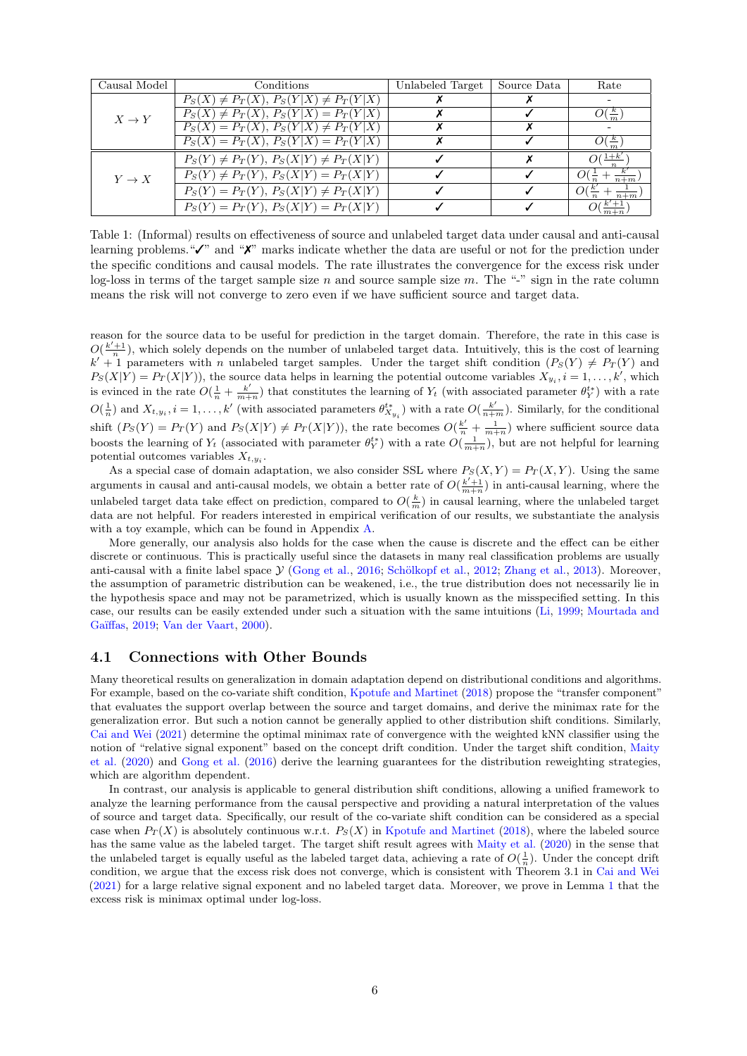| Causal Model | Conditions | Unlabeled Target | Source Data | Rate |
| --- | --- | --- | --- | --- |
| $X \to Y$ | $P_S(X) \neq P_T(X)$, $P_S(Y\|X) \neq P_T(Y\|X)$ | ✗ | ✗ | - |
| | $P_S(X) \neq P_T(X)$, $P_S(Y\|X) = P_T(Y\|X)$ | ✗ | ✓ | $O(\frac{k}{m})$ |
| | $P_S(X) = P_T(X)$, $P_S(Y\|X) \neq P_T(Y\|X)$ | ✗ | ✗ | - |
| | $P_S(X) = P_T(X)$, $P_S(Y\|X) = P_T(Y\|X)$ | ✗ | ✓ | $O(\frac{k}{m})$ |
| $Y \to X$ | $P_S(Y) \neq P_T(Y)$, $P_S(X\|Y) \neq P_T(X\|Y)$ | ✓ | ✗ | $O(\frac{1+k'}{n})$ |
| | $P_S(Y) \neq P_T(Y)$, $P_S(X\|Y) = P_T(X\|Y)$ | ✓ | ✓ | $O(\frac{1}{n} + \frac{k'}{n+m})$ |
| | $P_S(Y) = P_T(Y)$, $P_S(X\|Y) \neq P_T(X\|Y)$ | ✓ | ✓ | $O(\frac{k'}{n} + \frac{1}{n+m})$ |
| | $P_S(Y) = P_T(Y)$, $P_S(X\|Y) = P_T(X\|Y)$ | ✓ | ✓ | $O(\frac{k'+1}{m+n})$ |

Table 1: (Informal) results on effectiveness of source and unlabeled target data under causal and anti-causal learning problems. "✓" and "✗" marks indicate whether the data are useful or not for the prediction under the specific conditions and causal models. The rate illustrates the convergence for the excess risk under log-loss in terms of the target sample size $n$ and source sample size $m$. The "-" sign in the rate column means the risk will not converge to zero even if we have sufficient source and target data.

reason for the source data to be useful for prediction in the target domain. Therefore, the rate in this case is $O(\frac{k'+1}{n})$, which solely depends on the number of unlabeled target data. Intuitively, this is the cost of learning $k'+1$ parameters with $n$ unlabeled target samples. Under the target shift condition ($P_S(Y) \neq P_T(Y)$ and $P_S(X|Y) = P_T(X|Y)$), the source data helps in learning the potential outcome variables $X_{y_i}, i = 1, \ldots, k'$, which is evinced in the rate $O(\frac{1}{n} + \frac{k'}{m+n})$ that constitutes the learning of $Y_t$ (with associated parameter $\theta_Y^{t*}$) with a rate $O(\frac{1}{n})$ and $X_{t,y_i}, i = 1, \ldots, k'$ (with associated parameters $\theta_{X_{y_i}}^{t*}$) with a rate $O(\frac{k'}{n+m})$. Similarly, for the conditional shift ($P_S(Y) = P_T(Y)$ and $P_S(X|Y) \neq P_T(X|Y)$), the rate becomes $O(\frac{k'}{n} + \frac{1}{m+n})$ where sufficient source data boosts the learning of $Y_t$ (associated with parameter $\theta_Y^{t*}$) with a rate $O(\frac{1}{m+n})$, but are not helpful for learning potential outcomes variables $X_{t,y_i}$.

As a special case of domain adaptation, we also consider SSL where $P_S(X,Y) = P_T(X,Y)$. Using the same arguments in causal and anti-causal models, we obtain a better rate of $O(\frac{k'+1}{m+n})$ in anti-causal learning, where the unlabeled target data take effect on prediction, compared to $O(\frac{k}{m})$ in causal learning, where the unlabeled target data are not helpful. For readers interested in empirical verification of our results, we substantiate the analysis with a toy example, which can be found in Appendix A.

More generally, our analysis also holds for the case when the cause is discrete and the effect can be either discrete or continuous. This is practically useful since the datasets in many real classification problems are usually anti-causal with a finite label space $\mathcal{Y}$ (Gong et al., 2016; Schölkopf et al., 2012; Zhang et al., 2013). Moreover, the assumption of parametric distribution can be weakened, i.e., the true distribution does not necessarily lie in the hypothesis space and may not be parametrized, which is usually known as the misspecified setting. In this case, our results can be easily extended under such a situation with the same intuitions (Li, 1999; Mourtada and Gaïffas, 2019; Van der Vaart, 2000).

### 4.1 Connections with Other Bounds

Many theoretical results on generalization in domain adaptation depend on distributional conditions and algorithms. For example, based on the co-variate shift condition, Kpotufe and Martinet (2018) propose the "transfer component" that evaluates the support overlap between the source and target domains, and derive the minimax rate for the generalization error. But such a notion cannot be generally applied to other distribution shift conditions. Similarly, Cai and Wei (2021) determine the optimal minimax rate of convergence with the weighted kNN classifier using the notion of "relative signal exponent" based on the concept drift condition. Under the target shift condition, Maity et al. (2020) and Gong et al. (2016) derive the learning guarantees for the distribution reweighting strategies, which are algorithm dependent.

In contrast, our analysis is applicable to general distribution shift conditions, allowing a unified framework to analyze the learning performance from the causal perspective and providing a natural interpretation of the values of source and target data. Specifically, our result of the co-variate shift condition can be considered as a special case when $P_T(X)$ is absolutely continuous w.r.t. $P_S(X)$ in Kpotufe and Martinet (2018), where the labeled source has the same value as the labeled target. The target shift result agrees with Maity et al. (2020) in the sense that the unlabeled target is equally useful as the labeled target data, achieving a rate of $O(\frac{1}{n})$. Under the concept drift condition, we argue that the excess risk does not converge, which is consistent with Theorem 3.1 in Cai and Wei (2021) for a large relative signal exponent and no labeled target data. Moreover, we prove in Lemma 1 that the excess risk is minimax optimal under log-loss.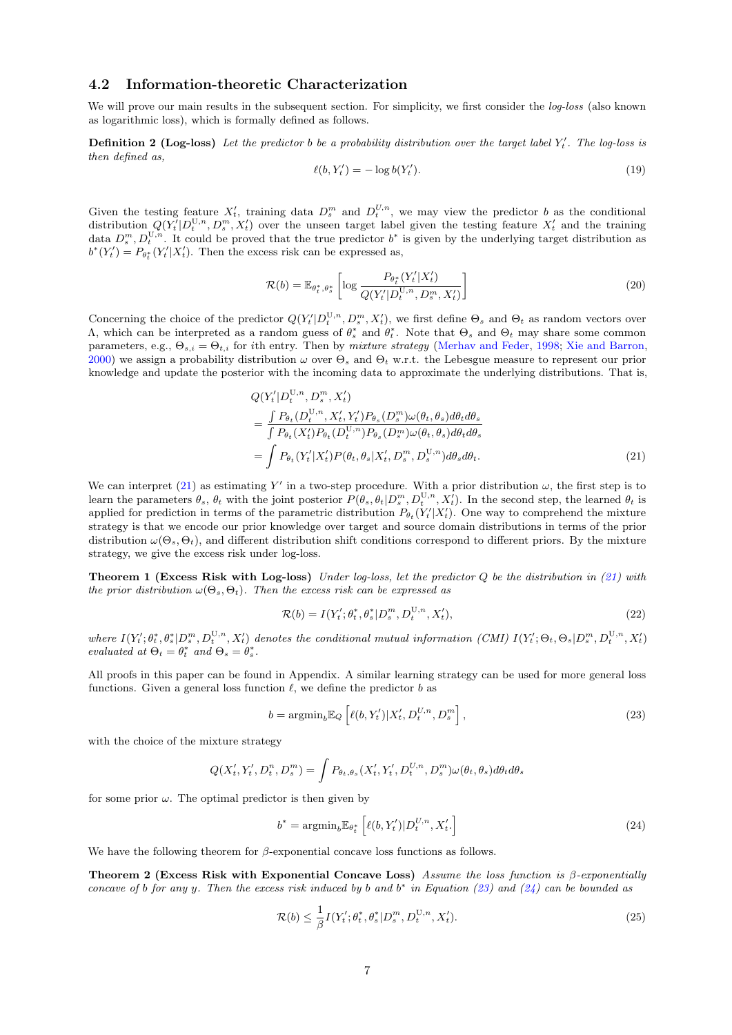## 4.2 Information-theoretic Characterization

We will prove our main results in the subsequent section. For simplicity, we first consider the *log-loss* (also known as logarithmic loss), which is formally defined as follows.

**Definition 2 (Log-loss)** *Let the predictor $b$ be a probability distribution over the target label $Y'_t$. The log-loss is then defined as,*

$$\ell(b, Y'_t) = -\log b(Y'_t). \tag{19}$$

Given the testing feature $X'_t$, training data $D^m_s$ and $D^{U,n}_t$, we may view the predictor $b$ as the conditional distribution $Q(Y'_t|D^{U,n}_t, D^m_s, X'_t)$ over the unseen target label given the testing feature $X'_t$ and the training data $D^m_s, D^{U,n}_t$. It could be proved that the true predictor $b^*$ is given by the underlying target distribution as $b^*(Y'_t) = P_{\theta^*_t}(Y'_t|X'_t)$. Then the excess risk can be expressed as,

$$\mathcal{R}(b) = \mathbb{E}_{\theta^*_t,\theta^*_s}\left[\log \frac{P_{\theta^*_t}(Y'_t|X'_t)}{Q(Y'_t|D^{U,n}_t, D^m_s, X'_t)}\right] \tag{20}$$

Concerning the choice of the predictor $Q(Y'_t|D^{U,n}_t, D^m_s, X'_t)$, we first define $\Theta_s$ and $\Theta_t$ as random vectors over $\Lambda$, which can be interpreted as a random guess of $\theta^*_s$ and $\theta^*_t$. Note that $\Theta_s$ and $\Theta_t$ may share some common parameters, e.g., $\Theta_{s,i} = \Theta_{t,i}$ for $i$th entry. Then by *mixture strategy* (Merhav and Feder, 1998; Xie and Barron, 2000) we assign a probability distribution $\omega$ over $\Theta_s$ and $\Theta_t$ w.r.t. the Lebesgue measure to represent our prior knowledge and update the posterior with the incoming data to approximate the underlying distributions. That is,

$$\begin{aligned}
&Q(Y'_t|D^{U,n}_t, D^m_s, X'_t) \\
&= \frac{\int P_{\theta_t}(D^{U,n}_t, X'_t, Y'_t) P_{\theta_s}(D^m_s)\omega(\theta_t, \theta_s) d\theta_t d\theta_s}{\int P_{\theta_t}(X'_t) P_{\theta_t}(D^{U,n}_t) P_{\theta_s}(D^m_s)\omega(\theta_t, \theta_s) d\theta_t d\theta_s} \\
&= \int P_{\theta_t}(Y'_t|X'_t) P(\theta_t, \theta_s | X'_t, D^m_s, D^{U,n}_s) d\theta_s d\theta_t.
\end{aligned} \tag{21}$$

We can interpret (21) as estimating $Y'$ in a two-step procedure. With a prior distribution $\omega$, the first step is to learn the parameters $\theta_s$, $\theta_t$ with the joint posterior $P(\theta_s, \theta_t | D^m_s, D^{U,n}_t, X'_t)$. In the second step, the learned $\theta_t$ is applied for prediction in terms of the parametric distribution $P_{\theta_t}(Y'_t|X'_t)$. One way to comprehend the mixture strategy is that we encode our prior knowledge over target and source domain distributions in terms of the prior distribution $\omega(\Theta_s, \Theta_t)$, and different distribution shift conditions correspond to different priors. By the mixture strategy, we give the excess risk under log-loss.

**Theorem 1 (Excess Risk with Log-loss)** *Under log-loss, let the predictor $Q$ be the distribution in (21) with the prior distribution $\omega(\Theta_s, \Theta_t)$. Then the excess risk can be expressed as*

$$\mathcal{R}(b) = I(Y'_t; \theta^*_t, \theta^*_s | D^m_s, D^{U,n}_t, X'_t), \tag{22}$$

*where $I(Y'_t; \theta^*_t, \theta^*_s | D^m_s, D^{U,n}_t, X'_t)$ denotes the conditional mutual information (CMI) $I(Y'_t; \Theta_t, \Theta_s | D^m_s, D^{U,n}_t, X'_t)$ evaluated at $\Theta_t = \theta^*_t$ and $\Theta_s = \theta^*_s$.*

All proofs in this paper can be found in Appendix. A similar learning strategy can be used for more general loss functions. Given a general loss function $\ell$, we define the predictor $b$ as

$$b = \mathrm{argmin}_b \mathbb{E}_Q\left[\ell(b, Y'_t)|X'_t, D^{U,n}_t, D^m_s\right], \tag{23}$$

with the choice of the mixture strategy

$$Q(X'_t, Y'_t, D^n_t, D^m_s) = \int P_{\theta_t,\theta_s}(X'_t, Y'_t, D^{U,n}_t, D^m_s)\omega(\theta_t, \theta_s) d\theta_t d\theta_s$$

for some prior $\omega$. The optimal predictor is then given by

$$b^* = \mathrm{argmin}_b \mathbb{E}_{\theta^*_t}\left[\ell(b, Y'_t)|D^{U,n}_t, X'_t.\right] \tag{24}$$

We have the following theorem for $\beta$-exponential concave loss functions as follows.

**Theorem 2 (Excess Risk with Exponential Concave Loss)** *Assume the loss function is $\beta$-exponentially concave of $b$ for any $y$. Then the excess risk induced by $b$ and $b^*$ in Equation (23) and (24) can be bounded as*

$$\mathcal{R}(b) \le \frac{1}{\beta} I(Y'_t; \theta^*_t, \theta^*_s | D^m_s, D^{U,n}_t, X'_t). \tag{25}$$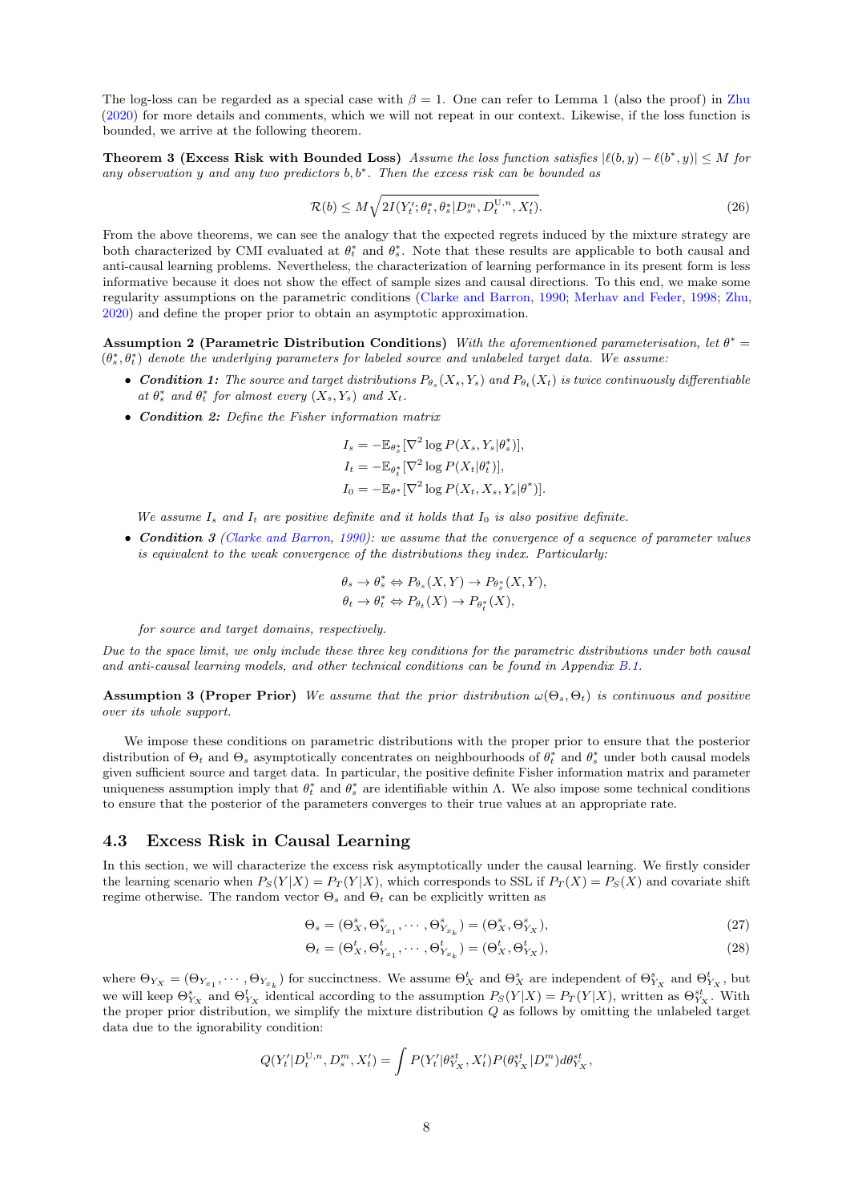The log-loss can be regarded as a special case with $\beta = 1$. One can refer to Lemma 1 (also the proof) in Zhu (2020) for more details and comments, which we will not repeat in our context. Likewise, if the loss function is bounded, we arrive at the following theorem.

**Theorem 3 (Excess Risk with Bounded Loss)** *Assume the loss function satisfies $|\ell(b, y) - \ell(b^*, y)| \leq M$ for any observation $y$ and any two predictors $b, b^*$. Then the excess risk can be bounded as*

$$\mathcal{R}(b) \leq M\sqrt{2I(Y_t'; \theta_t^*, \theta_s^* | D_s^m, D_t^{\mathrm{U},n}, X_t')}. \tag{26}$$

From the above theorems, we can see the analogy that the expected regrets induced by the mixture strategy are both characterized by CMI evaluated at $\theta_t^*$ and $\theta_s^*$. Note that these results are applicable to both causal and anti-causal learning problems. Nevertheless, the characterization of learning performance in its present form is less informative because it does not show the effect of sample sizes and causal directions. To this end, we make some regularity assumptions on the parametric conditions (Clarke and Barron, 1990; Merhav and Feder, 1998; Zhu, 2020) and define the proper prior to obtain an asymptotic approximation.

**Assumption 2 (Parametric Distribution Conditions)** *With the aforementioned parameterisation, let $\theta^* = (\theta_s^*, \theta_t^*)$ denote the underlying parameters for labeled source and unlabeled target data. We assume:*

- ***Condition 1:*** *The source and target distributions $P_{\theta_s}(X_s, Y_s)$ and $P_{\theta_t}(X_t)$ is twice continuously differentiable at $\theta_s^*$ and $\theta_t^*$ for almost every $(X_s, Y_s)$ and $X_t$.*
- ***Condition 2:*** *Define the Fisher information matrix*

$$I_s = -\mathbb{E}_{\theta_s^*}[\nabla^2 \log P(X_s, Y_s|\theta_s^*)],$$
$$I_t = -\mathbb{E}_{\theta_t^*}[\nabla^2 \log P(X_t|\theta_t^*)],$$
$$I_0 = -\mathbb{E}_{\theta^*}[\nabla^2 \log P(X_t, X_s, Y_s|\theta^*)].$$

  *We assume $I_s$ and $I_t$ are positive definite and it holds that $I_0$ is also positive definite.*
- ***Condition 3*** *(Clarke and Barron, 1990): we assume that the convergence of a sequence of parameter values is equivalent to the weak convergence of the distributions they index. Particularly:*

$$\theta_s \to \theta_s^* \Leftrightarrow P_{\theta_s}(X, Y) \to P_{\theta_s^*}(X, Y),$$
$$\theta_t \to \theta_t^* \Leftrightarrow P_{\theta_t}(X) \to P_{\theta_t^*}(X),$$

  *for source and target domains, respectively.*

*Due to the space limit, we only include these three key conditions for the parametric distributions under both causal and anti-causal learning models, and other technical conditions can be found in Appendix B.1.*

**Assumption 3 (Proper Prior)** *We assume that the prior distribution $\omega(\Theta_s, \Theta_t)$ is continuous and positive over its whole support.*

We impose these conditions on parametric distributions with the proper prior to ensure that the posterior distribution of $\Theta_t$ and $\Theta_s$ asymptotically concentrates on neighbourhoods of $\theta_t^*$ and $\theta_s^*$ under both causal models given sufficient source and target data. In particular, the positive definite Fisher information matrix and parameter uniqueness assumption imply that $\theta_t^*$ and $\theta_s^*$ are identifiable within $\Lambda$. We also impose some technical conditions to ensure that the posterior of the parameters converges to their true values at an appropriate rate.

## 4.3 Excess Risk in Causal Learning

In this section, we will characterize the excess risk asymptotically under the causal learning. We firstly consider the learning scenario when $P_S(Y|X) = P_T(Y|X)$, which corresponds to SSL if $P_T(X) = P_S(X)$ and covariate shift regime otherwise. The random vector $\Theta_s$ and $\Theta_t$ can be explicitly written as

$$\Theta_s = (\Theta_X^s, \Theta_{Y_{x_1}}^s, \cdots, \Theta_{Y_{x_k}}^s) = (\Theta_X^s, \Theta_{Y_X}^s), \tag{27}$$
$$\Theta_t = (\Theta_X^t, \Theta_{Y_{x_1}}^t, \cdots, \Theta_{Y_{x_k}}^t) = (\Theta_X^t, \Theta_{Y_X}^t), \tag{28}$$

where $\Theta_{Y_X} = (\Theta_{Y_{x_1}}, \cdots, \Theta_{Y_{x_k}})$ for succinctness. We assume $\Theta_X^t$ and $\Theta_X^s$ are independent of $\Theta_{Y_X}^s$ and $\Theta_{Y_X}^t$, but we will keep $\Theta_{Y_X}^s$ and $\Theta_{Y_X}^t$ identical according to the assumption $P_S(Y|X) = P_T(Y|X)$, written as $\Theta_{Y_X}^{st}$. With the proper prior distribution, we simplify the mixture distribution $Q$ as follows by omitting the unlabeled target data due to the ignorability condition:

$$Q(Y_t'|D_t^{\mathrm{U},n}, D_s^m, X_t') = \int P(Y_t'|\theta_{Y_X}^{st}, X_t')P(\theta_{Y_X}^{st}|D_s^m)d\theta_{Y_X}^{st},$$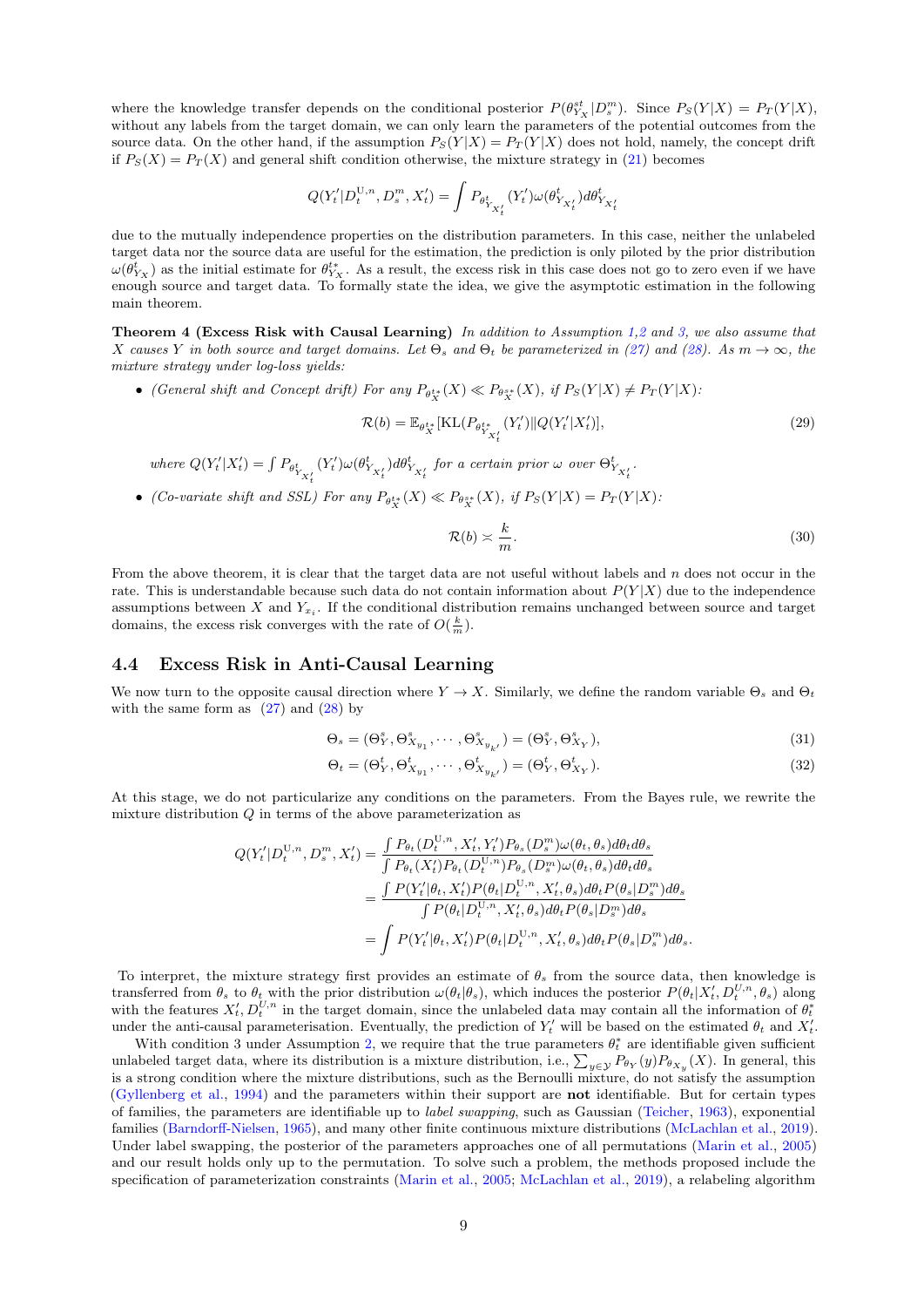where the knowledge transfer depends on the conditional posterior $P(\theta^{st}_{Y_X}|D^m_s)$. Since $P_S(Y|X) = P_T(Y|X)$, without any labels from the target domain, we can only learn the parameters of the potential outcomes from the source data. On the other hand, if the assumption $P_S(Y|X) = P_T(Y|X)$ does not hold, namely, the concept drift if $P_S(X) = P_T(X)$ and general shift condition otherwise, the mixture strategy in (21) becomes

$$Q(Y'_t|D^{\mathrm{U},n}_t, D^m_s, X'_t) = \int P_{\theta^t_{Y_{X'_t}}}(Y'_t)\omega(\theta^t_{Y_{X'_t}})d\theta^t_{Y_{X'_t}}$$

due to the mutually independence properties on the distribution parameters. In this case, neither the unlabeled target data nor the source data are useful for the estimation, the prediction is only piloted by the prior distribution $\omega(\theta^t_{Y_X})$ as the initial estimate for $\theta^{t*}_{Y_X}$. As a result, the excess risk in this case does not go to zero even if we have enough source and target data. To formally state the idea, we give the asymptotic estimation in the following main theorem.

**Theorem 4 (Excess Risk with Causal Learning)** *In addition to Assumption 1,2 and 3, we also assume that $X$ causes $Y$ in both source and target domains. Let $\Theta_s$ and $\Theta_t$ be parameterized in (27) and (28). As $m \to \infty$, the mixture strategy under log-loss yields:*

- *(General shift and Concept drift) For any $P_{\theta^{t*}_X}(X) \ll P_{\theta^{s*}_X}(X)$, if $P_S(Y|X) \neq P_T(Y|X)$:*

$$\mathcal{R}(b) = \mathbb{E}_{\theta^{t*}_X}[\mathrm{KL}(P_{\theta^{t*}_{Y_{X'_t}}}(Y'_t)\|Q(Y'_t|X'_t)], \tag{29}$$

  *where $Q(Y'_t|X'_t) = \int P_{\theta^t_{Y_{X'_t}}}(Y'_t)\omega(\theta^t_{Y_{X'_t}})d\theta^t_{Y_{X'_t}}$ for a certain prior $\omega$ over $\Theta^t_{Y_{X'_t}}$.*

- *(Co-variate shift and SSL) For any $P_{\theta^{t*}_X}(X) \ll P_{\theta^{s*}_X}(X)$, if $P_S(Y|X) = P_T(Y|X)$:*

$$\mathcal{R}(b) \asymp \frac{k}{m}. \tag{30}$$

From the above theorem, it is clear that the target data are not useful without labels and $n$ does not occur in the rate. This is understandable because such data do not contain information about $P(Y|X)$ due to the independence assumptions between $X$ and $Y_{x_i}$. If the conditional distribution remains unchanged between source and target domains, the excess risk converges with the rate of $O(\frac{k}{m})$.

## 4.4 Excess Risk in Anti-Causal Learning

We now turn to the opposite causal direction where $Y \to X$. Similarly, we define the random variable $\Theta_s$ and $\Theta_t$ with the same form as (27) and (28) by

$$\Theta_s = (\Theta^s_Y, \Theta^s_{X_{y_1}}, \cdots, \Theta^s_{X_{y_{k'}}}) = (\Theta^s_Y, \Theta^s_{X_Y}), \tag{31}$$

$$\Theta_t = (\Theta^t_Y, \Theta^t_{X_{y_1}}, \cdots, \Theta^t_{X_{y_{k'}}}) = (\Theta^t_Y, \Theta^t_{X_Y}). \tag{32}$$

At this stage, we do not particularize any conditions on the parameters. From the Bayes rule, we rewrite the mixture distribution $Q$ in terms of the above parameterization as

$$\begin{aligned}
Q(Y'_t|D^{\mathrm{U},n}_t, D^m_s, X'_t) &= \frac{\int P_{\theta_t}(D^{\mathrm{U},n}_t, X'_t, Y'_t)P_{\theta_s}(D^m_s)\omega(\theta_t,\theta_s)d\theta_t d\theta_s}{\int P_{\theta_t}(X'_t)P_{\theta_t}(D^{\mathrm{U},n}_t)P_{\theta_s}(D^m_s)\omega(\theta_t,\theta_s)d\theta_t d\theta_s} \\
&= \frac{\int P(Y'_t|\theta_t, X'_t)P(\theta_t|D^{\mathrm{U},n}_t, X'_t, \theta_s)d\theta_t P(\theta_s|D^m_s)d\theta_s}{\int P(\theta_t|D^{\mathrm{U},n}_t, X'_t, \theta_s)d\theta_t P(\theta_s|D^m_s)d\theta_s} \\
&= \int P(Y'_t|\theta_t, X'_t)P(\theta_t|D^{\mathrm{U},n}_t, X'_t, \theta_s)d\theta_t P(\theta_s|D^m_s)d\theta_s.
\end{aligned}$$

To interpret, the mixture strategy first provides an estimate of $\theta_s$ from the source data, then knowledge is transferred from $\theta_s$ to $\theta_t$ with the prior distribution $\omega(\theta_t|\theta_s)$, which induces the posterior $P(\theta_t|X'_t, D^{U,n}_t, \theta_s)$ along with the features $X'_t, D^{U,n}_t$ in the target domain, since the unlabeled data may contain all the information of $\theta^*_t$ under the anti-causal parameterization. Eventually, the prediction of $Y'_t$ will be based on the estimated $\theta_t$ and $X'_t$.

With condition 3 under Assumption 2, we require that the true parameters $\theta^*_t$ are identifiable given sufficient unlabeled target data, where its distribution is a mixture distribution, i.e., $\sum_{y\in\mathcal{Y}} P_{\theta_Y}(y)P_{\theta_{X_y}}(X)$. In general, this is a strong condition where the mixture distributions, such as the Bernoulli mixture, do not satisfy the assumption (Gyllenberg et al., 1994) and the parameters within their support are **not** identifiable. But for certain types of families, the parameters are identifiable up to *label swapping*, such as Gaussian (Teicher, 1963), exponential families (Barndorff-Nielsen, 1965), and many other finite continuous mixture distributions (McLachlan et al., 2019). Under label swapping, the posterior of the parameters approaches one of all permutations (Marin et al., 2005) and our result holds only up to the permutation. To solve such a problem, the methods proposed include the specification of parameterization constraints (Marin et al., 2005; McLachlan et al., 2019), a relabeling algorithm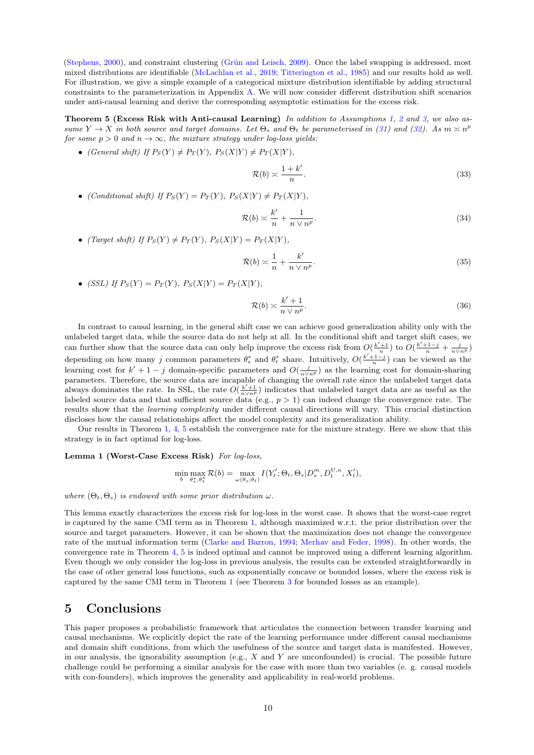(Stephens, 2000), and constraint clustering (Grün and Leisch, 2009). Once the label swapping is addressed, most mixed distributions are identifiable (McLachlan et al., 2019; Titterington et al., 1985) and our results hold as well. For illustration, we give a simple example of a categorical mixture distribution identifiable by adding structural constraints to the parameterization in Appendix A. We will now consider different distribution shift scenarios under anti-causal learning and derive the corresponding asymptotic estimation for the excess risk.

**Theorem 5 (Excess Risk with Anti-causal Learning)** *In addition to Assumptions 1, 2 and 3, we also assume $Y \to X$ in both source and target domains. Let $\Theta_s$ and $\Theta_t$ be parameterised in (31) and (32). As $m \asymp n^p$ for some $p > 0$ and $n \to \infty$, the mixture strategy under log-loss yields:*

- *(General shift) If $P_S(Y) \neq P_T(Y)$, $P_S(X|Y) \neq P_T(X|Y)$,*

$$\mathcal{R}(b) \asymp \frac{1+k'}{n}. \tag{33}$$

- *(Conditional shift) If $P_S(Y) = P_T(Y)$, $P_S(X|Y) \neq P_T(X|Y)$,*

$$\mathcal{R}(b) \asymp \frac{k'}{n} + \frac{1}{n \vee n^p}. \tag{34}$$

- *(Target shift) If $P_S(Y) \neq P_T(Y)$, $P_S(X|Y) = P_T(X|Y)$,*

$$\mathcal{R}(b) \asymp \frac{1}{n} + \frac{k'}{n \vee n^p}. \tag{35}$$

- *(SSL) If $P_S(Y) = P_T(Y)$, $P_S(X|Y) = P_T(X|Y)$,*

$$\mathcal{R}(b) \asymp \frac{k'+1}{n \vee n^p}. \tag{36}$$

In contrast to causal learning, in the general shift case we can achieve good generalization ability only with the unlabeled target data, while the source data do not help at all. In the conditional shift and target shift cases, we can further show that the source data can only help improve the excess risk from $O(\frac{k'+1}{n})$ to $O(\frac{k'+1-j}{n} + \frac{j}{n \vee n^p})$ depending on how many $j$ common parameters $\theta^*_s$ and $\theta^*_t$ share. Intuitively, $O(\frac{k'+1-j}{n})$ can be viewed as the learning cost for $k'+1-j$ domain-specific parameters and $O(\frac{j}{n \vee n^p})$ as the learning cost for domain-sharing parameters. Therefore, the source data are incapable of changing the overall rate since the unlabeled target data always dominates the rate. In SSL, the rate $O(\frac{k'+1}{n \vee n^p})$ indicates that unlabeled target data are as useful as the labeled source data and that sufficient source data (e.g., $p > 1$) can indeed change the convergence rate. The results show that the *learning complexity* under different causal directions will vary. This crucial distinction discloses how the causal relationships affect the model complexity and its generalization ability.

Our results in Theorem 1, 4, 5 establish the convergence rate for the mixture strategy. Here we show that this strategy is in fact optimal for log-loss.

**Lemma 1 (Worst-Case Excess Risk)** *For log-loss,*

$$\min_b \max_{\theta^*_s, \theta^*_t} \mathcal{R}(b) = \max_{\omega(\theta_s, \theta_t)} I(Y'_t; \Theta_t, \Theta_s | D^m_s, D^{\mathrm{U},n}_t, X'_t),$$

*where $(\Theta_t, \Theta_s)$ is endowed with some prior distribution $\omega$.*

This lemma exactly characterizes the excess risk for log-loss in the worst case. It shows that the worst-case regret is captured by the same CMI term as in Theorem 1, although maximized w.r.t. the prior distribution over the source and target parameters. However, it can be shown that the maximization does not change the convergence rate of the mutual information term (Clarke and Barron, 1994; Merhav and Feder, 1998). In other words, the convergence rate in Theorem 4, 5 is indeed optimal and cannot be improved using a different learning algorithm. Even though we only consider the log-loss in previous analysis, the results can be extended straightforwardly in the case of other general loss functions, such as exponentially concave or bounded losses, where the excess risk is captured by the same CMI term in Theorem 1 (see Theorem 3 for bounded losses as an example).

# 5 Conclusions

This paper proposes a probabilistic framework that articulates the connection between transfer learning and causal mechanisms. We explicitly depict the rate of the learning performance under different causal mechanisms and domain shift conditions, from which the usefulness of the source and target data is manifested. However, in our analysis, the ignorability assumption (e.g., $X$ and $Y$ are unconfounded) is crucial. The possible future challenge could be performing a similar analysis for the case with more than two variables (e. g. causal models with con-founders), which improves the generality and applicability in real-world problems.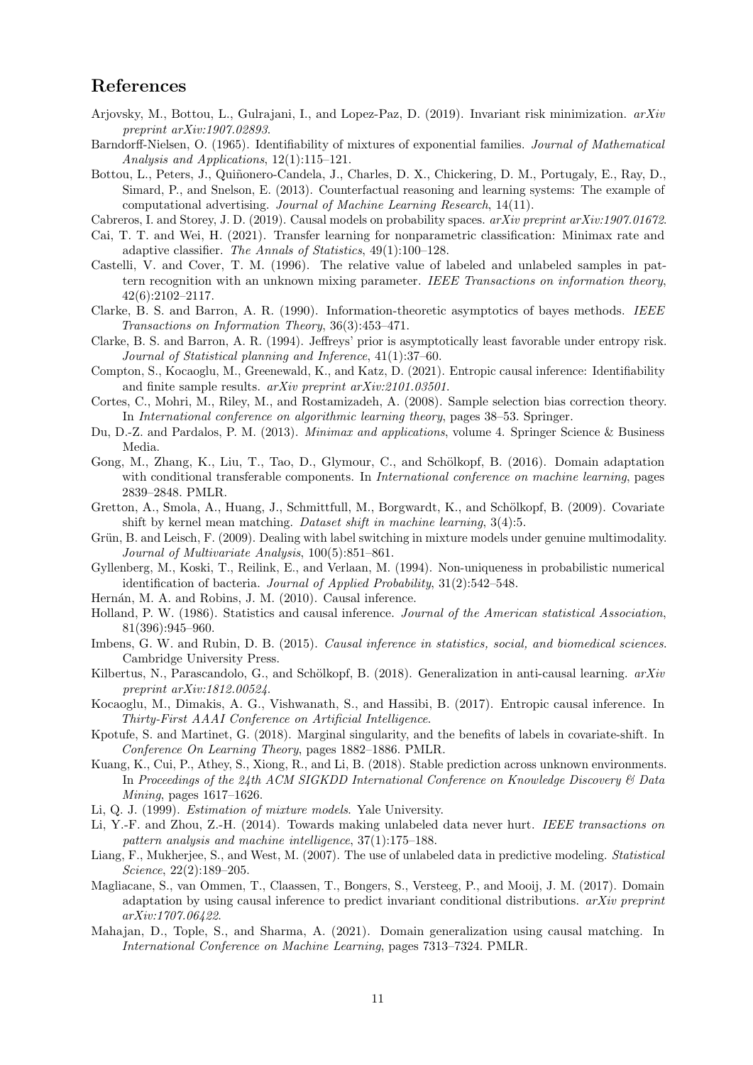## References

Arjovsky, M., Bottou, L., Gulrajani, I., and Lopez-Paz, D. (2019). Invariant risk minimization. *arXiv preprint arXiv:1907.02893*.

Barndorff-Nielsen, O. (1965). Identifiability of mixtures of exponential families. *Journal of Mathematical Analysis and Applications*, 12(1):115–121.

Bottou, L., Peters, J., Quiñonero-Candela, J., Charles, D. X., Chickering, D. M., Portugaly, E., Ray, D., Simard, P., and Snelson, E. (2013). Counterfactual reasoning and learning systems: The example of computational advertising. *Journal of Machine Learning Research*, 14(11).

Cabreros, I. and Storey, J. D. (2019). Causal models on probability spaces. *arXiv preprint arXiv:1907.01672*.

Cai, T. T. and Wei, H. (2021). Transfer learning for nonparametric classification: Minimax rate and adaptive classifier. *The Annals of Statistics*, 49(1):100–128.

Castelli, V. and Cover, T. M. (1996). The relative value of labeled and unlabeled samples in pattern recognition with an unknown mixing parameter. *IEEE Transactions on information theory*, 42(6):2102–2117.

Clarke, B. S. and Barron, A. R. (1990). Information-theoretic asymptotics of bayes methods. *IEEE Transactions on Information Theory*, 36(3):453–471.

Clarke, B. S. and Barron, A. R. (1994). Jeffreys' prior is asymptotically least favorable under entropy risk. *Journal of Statistical planning and Inference*, 41(1):37–60.

Compton, S., Kocaoglu, M., Greenewald, K., and Katz, D. (2021). Entropic causal inference: Identifiability and finite sample results. *arXiv preprint arXiv:2101.03501*.

Cortes, C., Mohri, M., Riley, M., and Rostamizadeh, A. (2008). Sample selection bias correction theory. In *International conference on algorithmic learning theory*, pages 38–53. Springer.

Du, D.-Z. and Pardalos, P. M. (2013). *Minimax and applications*, volume 4. Springer Science & Business Media.

Gong, M., Zhang, K., Liu, T., Tao, D., Glymour, C., and Schölkopf, B. (2016). Domain adaptation with conditional transferable components. In *International conference on machine learning*, pages 2839–2848. PMLR.

Gretton, A., Smola, A., Huang, J., Schmittfull, M., Borgwardt, K., and Schölkopf, B. (2009). Covariate shift by kernel mean matching. *Dataset shift in machine learning*, 3(4):5.

Grün, B. and Leisch, F. (2009). Dealing with label switching in mixture models under genuine multimodality. *Journal of Multivariate Analysis*, 100(5):851–861.

Gyllenberg, M., Koski, T., Reilink, E., and Verlaan, M. (1994). Non-uniqueness in probabilistic numerical identification of bacteria. *Journal of Applied Probability*, 31(2):542–548.

Hernán, M. A. and Robins, J. M. (2010). Causal inference.

Holland, P. W. (1986). Statistics and causal inference. *Journal of the American statistical Association*, 81(396):945–960.

Imbens, G. W. and Rubin, D. B. (2015). *Causal inference in statistics, social, and biomedical sciences*. Cambridge University Press.

Kilbertus, N., Parascandolo, G., and Schölkopf, B. (2018). Generalization in anti-causal learning. *arXiv preprint arXiv:1812.00524*.

Kocaoglu, M., Dimakis, A. G., Vishwanath, S., and Hassibi, B. (2017). Entropic causal inference. In *Thirty-First AAAI Conference on Artificial Intelligence*.

Kpotufe, S. and Martinet, G. (2018). Marginal singularity, and the benefits of labels in covariate-shift. In *Conference On Learning Theory*, pages 1882–1886. PMLR.

Kuang, K., Cui, P., Athey, S., Xiong, R., and Li, B. (2018). Stable prediction across unknown environments. In *Proceedings of the 24th ACM SIGKDD International Conference on Knowledge Discovery & Data Mining*, pages 1617–1626.

Li, Q. J. (1999). *Estimation of mixture models*. Yale University.

Li, Y.-F. and Zhou, Z.-H. (2014). Towards making unlabeled data never hurt. *IEEE transactions on pattern analysis and machine intelligence*, 37(1):175–188.

Liang, F., Mukherjee, S., and West, M. (2007). The use of unlabeled data in predictive modeling. *Statistical Science*, 22(2):189–205.

Magliacane, S., van Ommen, T., Claassen, T., Bongers, S., Versteeg, P., and Mooij, J. M. (2017). Domain adaptation by using causal inference to predict invariant conditional distributions. *arXiv preprint arXiv:1707.06422*.

Mahajan, D., Tople, S., and Sharma, A. (2021). Domain generalization using causal matching. In *International Conference on Machine Learning*, pages 7313–7324. PMLR.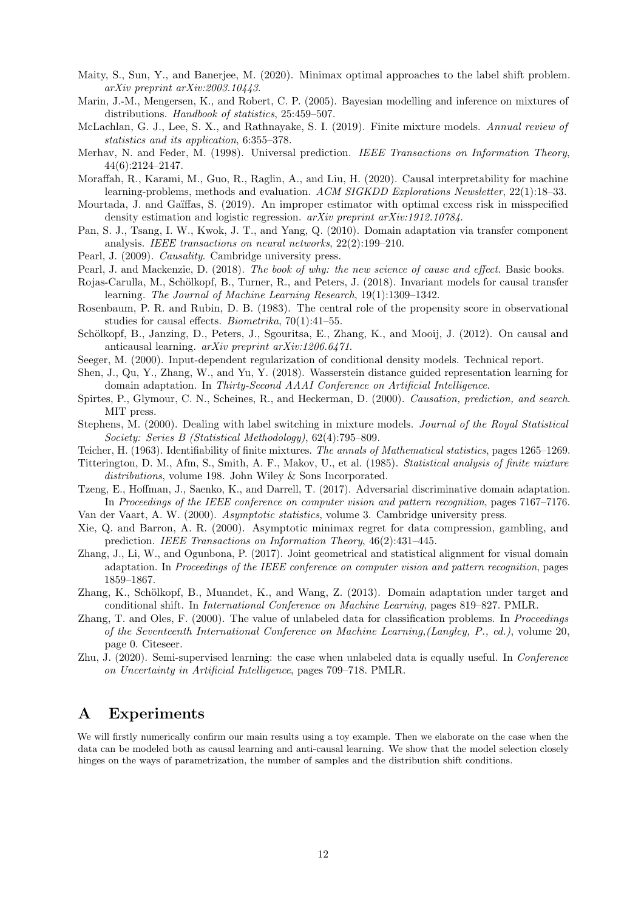Maity, S., Sun, Y., and Banerjee, M. (2020). Minimax optimal approaches to the label shift problem. *arXiv preprint arXiv:2003.10443*.

Marin, J.-M., Mengersen, K., and Robert, C. P. (2005). Bayesian modelling and inference on mixtures of distributions. *Handbook of statistics*, 25:459–507.

McLachlan, G. J., Lee, S. X., and Rathnayake, S. I. (2019). Finite mixture models. *Annual review of statistics and its application*, 6:355–378.

Merhav, N. and Feder, M. (1998). Universal prediction. *IEEE Transactions on Information Theory*, 44(6):2124–2147.

Moraffah, R., Karami, M., Guo, R., Raglin, A., and Liu, H. (2020). Causal interpretability for machine learning-problems, methods and evaluation. *ACM SIGKDD Explorations Newsletter*, 22(1):18–33.

Mourtada, J. and Gaïffas, S. (2019). An improper estimator with optimal excess risk in misspecified density estimation and logistic regression. *arXiv preprint arXiv:1912.10784*.

Pan, S. J., Tsang, I. W., Kwok, J. T., and Yang, Q. (2010). Domain adaptation via transfer component analysis. *IEEE transactions on neural networks*, 22(2):199–210.

Pearl, J. (2009). *Causality*. Cambridge university press.

Pearl, J. and Mackenzie, D. (2018). *The book of why: the new science of cause and effect*. Basic books.

Rojas-Carulla, M., Schölkopf, B., Turner, R., and Peters, J. (2018). Invariant models for causal transfer learning. *The Journal of Machine Learning Research*, 19(1):1309–1342.

Rosenbaum, P. R. and Rubin, D. B. (1983). The central role of the propensity score in observational studies for causal effects. *Biometrika*, 70(1):41–55.

Schölkopf, B., Janzing, D., Peters, J., Sgouritsa, E., Zhang, K., and Mooij, J. (2012). On causal and anticausal learning. *arXiv preprint arXiv:1206.6471*.

Seeger, M. (2000). Input-dependent regularization of conditional density models. Technical report.

Shen, J., Qu, Y., Zhang, W., and Yu, Y. (2018). Wasserstein distance guided representation learning for domain adaptation. In *Thirty-Second AAAI Conference on Artificial Intelligence*.

Spirtes, P., Glymour, C. N., Scheines, R., and Heckerman, D. (2000). *Causation, prediction, and search*. MIT press.

Stephens, M. (2000). Dealing with label switching in mixture models. *Journal of the Royal Statistical Society: Series B (Statistical Methodology)*, 62(4):795–809.

Teicher, H. (1963). Identifiability of finite mixtures. *The annals of Mathematical statistics*, pages 1265–1269.

Titterington, D. M., Afm, S., Smith, A. F., Makov, U., et al. (1985). *Statistical analysis of finite mixture distributions*, volume 198. John Wiley & Sons Incorporated.

Tzeng, E., Hoffman, J., Saenko, K., and Darrell, T. (2017). Adversarial discriminative domain adaptation. In *Proceedings of the IEEE conference on computer vision and pattern recognition*, pages 7167–7176.

Van der Vaart, A. W. (2000). *Asymptotic statistics*, volume 3. Cambridge university press.

Xie, Q. and Barron, A. R. (2000). Asymptotic minimax regret for data compression, gambling, and prediction. *IEEE Transactions on Information Theory*, 46(2):431–445.

Zhang, J., Li, W., and Ogunbona, P. (2017). Joint geometrical and statistical alignment for visual domain adaptation. In *Proceedings of the IEEE conference on computer vision and pattern recognition*, pages 1859–1867.

Zhang, K., Schölkopf, B., Muandet, K., and Wang, Z. (2013). Domain adaptation under target and conditional shift. In *International Conference on Machine Learning*, pages 819–827. PMLR.

Zhang, T. and Oles, F. (2000). The value of unlabeled data for classification problems. In *Proceedings of the Seventeenth International Conference on Machine Learning,(Langley, P., ed.)*, volume 20, page 0. Citeseer.

Zhu, J. (2020). Semi-supervised learning: the case when unlabeled data is equally useful. In *Conference on Uncertainty in Artificial Intelligence*, pages 709–718. PMLR.

# A Experiments

We will firstly numerically confirm our main results using a toy example. Then we elaborate on the case when the data can be modeled both as causal learning and anti-causal learning. We show that the model selection closely hinges on the ways of parametrization, the number of samples and the distribution shift conditions.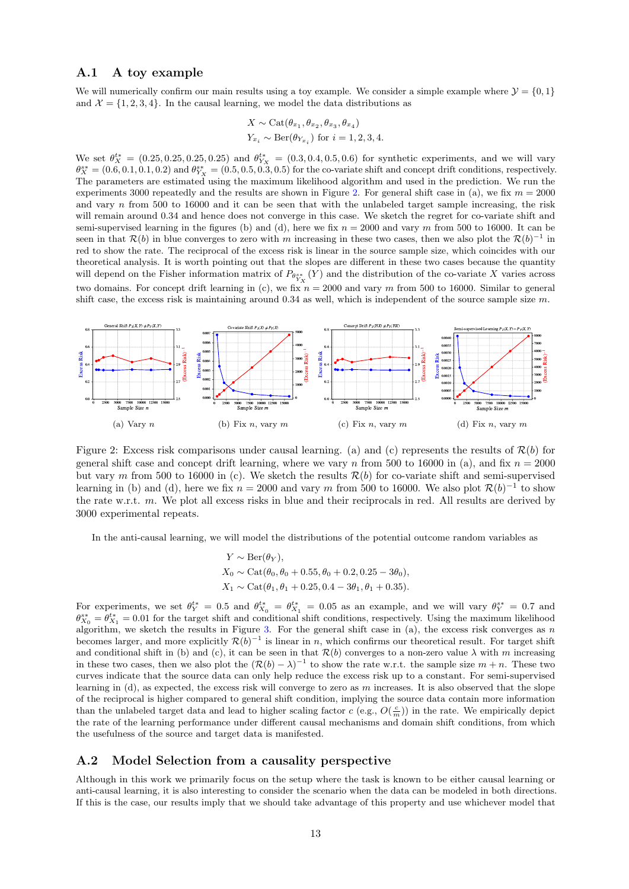## A.1 A toy example

We will numerically confirm our main results using a toy example. We consider a simple example where $\mathcal{Y} = \{0, 1\}$ and $\mathcal{X} = \{1, 2, 3, 4\}$. In the causal learning, we model the data distributions as

$$X \sim \text{Cat}(\theta_{x_1}, \theta_{x_2}, \theta_{x_3}, \theta_{x_4})$$
$$Y_{x_i} \sim \text{Ber}(\theta_{Y_{x_i}}) \text{ for } i = 1, 2, 3, 4.$$

We set $\theta_X^{t*} = (0.25, 0.25, 0.25, 0.25)$ and $\theta_{Y_X}^{t*} = (0.3, 0.4, 0.5, 0.6)$ for synthetic experiments, and we will vary $\theta_X^{s*} = (0.6, 0.1, 0.1, 0.2)$ and $\theta_{Y_X}^{s*} = (0.5, 0.5, 0.3, 0.5)$ for the co-variate shift and concept drift conditions, respectively. The parameters are estimated using the maximum likelihood algorithm and used in the prediction. We run the experiments 3000 repeatedly and the results are shown in Figure 2. For general shift case in (a), we fix $m = 2000$ and vary $n$ from 500 to 16000 and it can be seen that with the unlabeled target sample increasing, the risk will remain around 0.34 and hence does not converge in this case. We sketch the regret for co-variate shift and semi-supervised learning in the figures (b) and (d), here we fix $n = 2000$ and vary $m$ from 500 to 16000. It can be seen in that $\mathcal{R}(b)$ in blue converges to zero with $m$ increasing in these two cases, then we also plot the $\mathcal{R}(b)^{-1}$ in red to show the rate. The reciprocal of the excess risk is linear in the source sample size, which coincides with our theoretical analysis. It is worth pointing out that the slopes are different in these two cases because the quantity will depend on the Fisher information matrix of $P_{\theta_{Y_X}^{s*}}(Y)$ and the distribution of the co-variate $X$ varies across two domains. For concept drift learning in (c), we fix $n = 2000$ and vary $m$ from 500 to 16000. Similar to general shift case, the excess risk is maintaining around 0.34 as well, which is independent of the source sample size $m$.

(a) Vary $n$ (b) Fix $n$, vary $m$ (c) Fix $n$, vary $m$ (d) Fix $n$, vary $m$

Figure 2: Excess risk comparisons under causal learning. (a) and (c) represents the results of $\mathcal{R}(b)$ for general shift case and concept drift learning, where we vary $n$ from 500 to 16000 in (a), and fix $n = 2000$ but vary $m$ from 500 to 16000 in (c). We sketch the results $\mathcal{R}(b)$ for co-variate shift and semi-supervised learning in (b) and (d), here we fix $n = 2000$ and vary $m$ from 500 to 16000. We also plot $\mathcal{R}(b)^{-1}$ to show the rate w.r.t. $m$. We plot all excess risks in blue and their reciprocals in red. All results are derived by 3000 experimental repeats.

In the anti-causal learning, we will model the distributions of the potential outcome random variables as

$$Y \sim \text{Ber}(\theta_Y),$$
$$X_0 \sim \text{Cat}(\theta_0, \theta_0 + 0.55, \theta_0 + 0.2, 0.25 - 3\theta_0),$$
$$X_1 \sim \text{Cat}(\theta_1, \theta_1 + 0.25, 0.4 - 3\theta_1, \theta_1 + 0.35).$$

For experiments, we set $\theta_Y^{t*} = 0.5$ and $\theta_{X_0}^{t*} = \theta_{X_1}^{t*} = 0.05$ as an example, and we will vary $\theta_Y^{s*} = 0.7$ and $\theta_{X_0}^{s*} = \theta_{X_1}^{t*} = 0.01$ for the target shift and conditional shift conditions, respectively. Using the maximum likelihood algorithm, we sketch the results in Figure 3. For the general shift case in (a), the excess risk converges as $n$ becomes larger, and more explicitly $\mathcal{R}(b)^{-1}$ is linear in $n$, which confirms our theoretical result. For target shift and conditional shift in (b) and (c), it can be seen in that $\mathcal{R}(b)$ converges to a non-zero value $\lambda$ with $m$ increasing in these two cases, then we also plot the $(\mathcal{R}(b) - \lambda)^{-1}$ to show the rate w.r.t. the sample size $m + n$. These two curves indicate that the source data can only help reduce the excess risk up to a constant. For semi-supervised learning in (d), as expected, the excess risk will converge to zero as $m$ increases. It is also observed that the slope of the reciprocal is higher compared to general shift condition, implying the source data contain more information than the unlabeled target data and lead to higher scaling factor $c$ (e.g., $O(\frac{c}{m})$) in the rate. We empirically depict the rate of the learning performance under different causal mechanisms and domain shift conditions, from which the usefulness of the source and target data is manifested.

## A.2 Model Selection from a causality perspective

Although in this work we primarily focus on the setup where the task is known to be either causal learning or anti-causal learning, it is also interesting to consider the scenario when the data can be modeled in both directions. If this is the case, our results imply that we should take advantage of this property and use whichever model that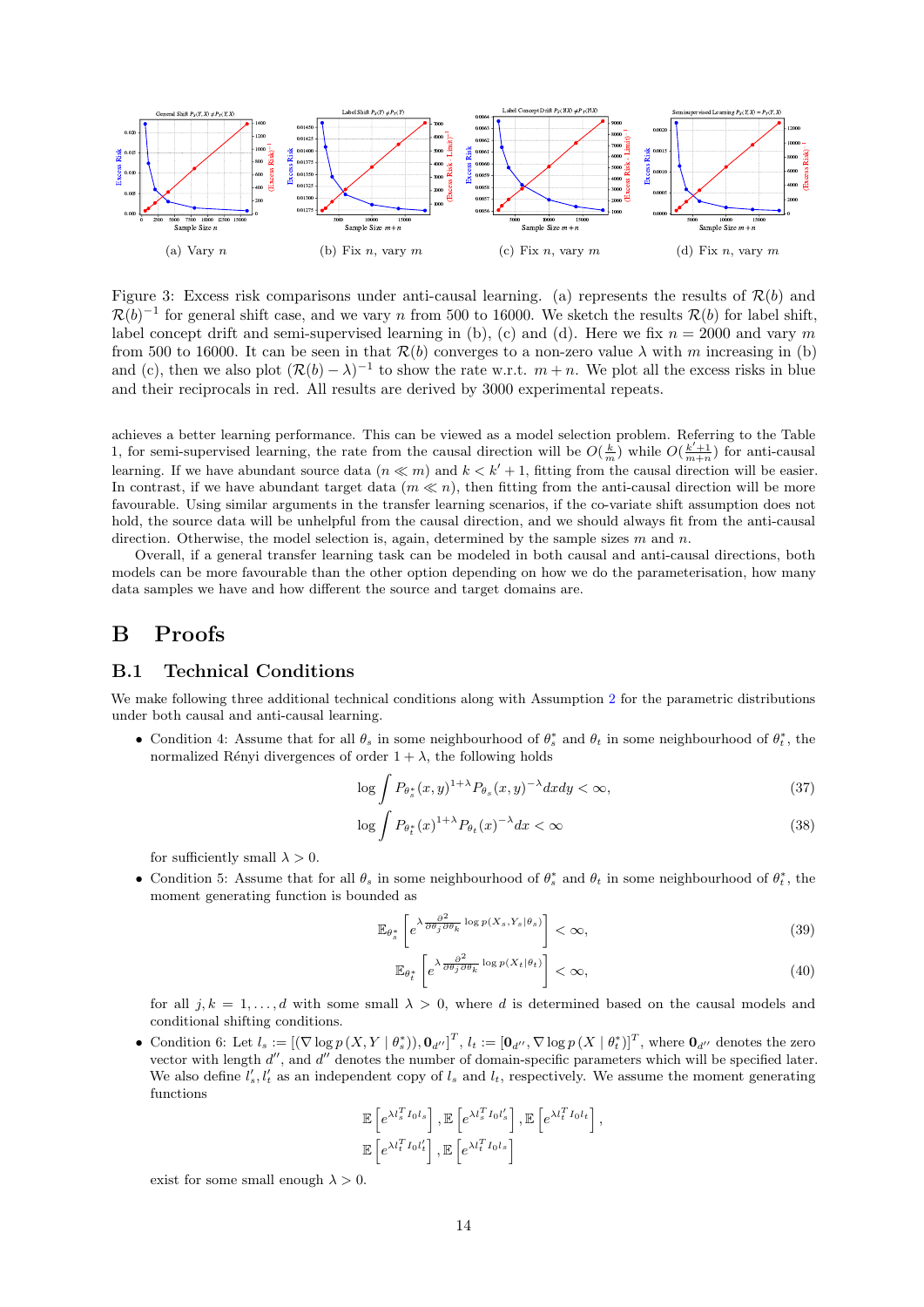(a) Vary $n$

(b) Fix $n$, vary $m$

(c) Fix $n$, vary $m$

(d) Fix $n$, vary $m$

Figure 3: Excess risk comparisons under anti-causal learning. (a) represents the results of $\mathcal{R}(b)$ and $\mathcal{R}(b)^{-1}$ for general shift case, and we vary $n$ from 500 to 16000. We sketch the results $\mathcal{R}(b)$ for label shift, label concept drift and semi-supervised learning in (b), (c) and (d). Here we fix $n = 2000$ and vary $m$ from 500 to 16000. It can be seen in that $\mathcal{R}(b)$ converges to a non-zero value $\lambda$ with $m$ increasing in (b) and (c), then we also plot $(\mathcal{R}(b) - \lambda)^{-1}$ to show the rate w.r.t. $m + n$. We plot all the excess risks in blue and their reciprocals in red. All results are derived by 3000 experimental repeats.

achieves a better learning performance. This can be viewed as a model selection problem. Referring to the Table 1, for semi-supervised learning, the rate from the causal direction will be $O(\frac{k}{m})$ while $O(\frac{k'+1}{m+n})$ for anti-causal learning. If we have abundant source data ($n \ll m$) and $k < k' + 1$, fitting from the causal direction will be easier. In contrast, if we have abundant target data ($m \ll n$), then fitting from the anti-causal direction will be more favourable. Using similar arguments in the transfer learning scenarios, if the co-variate shift assumption does not hold, the source data will be unhelpful from the causal direction, and we should always fit from the anti-causal direction. Otherwise, the model selection is, again, determined by the sample sizes $m$ and $n$.

Overall, if a general transfer learning task can be modeled in both causal and anti-causal directions, both models can be more favourable than the other option depending on how we do the parameterisation, how many data samples we have and how different the source and target domains are.

# B Proofs

## B.1 Technical Conditions

We make following three additional technical conditions along with Assumption 2 for the parametric distributions under both causal and anti-causal learning.

- Condition 4: Assume that for all $\theta_s$ in some neighbourhood of $\theta_s^*$ and $\theta_t$ in some neighbourhood of $\theta_t^*$, the normalized Rényi divergences of order $1 + \lambda$, the following holds

$$\log \int P_{\theta_s^*}(x, y)^{1+\lambda} P_{\theta_s}(x, y)^{-\lambda} dx dy < \infty, \tag{37}$$

$$\log \int P_{\theta_t^*}(x)^{1+\lambda} P_{\theta_t}(x)^{-\lambda} dx < \infty \tag{38}$$

for sufficiently small $\lambda > 0$.

- Condition 5: Assume that for all $\theta_s$ in some neighbourhood of $\theta_s^*$ and $\theta_t$ in some neighbourhood of $\theta_t^*$, the moment generating function is bounded as

$$\mathbb{E}_{\theta_s^*}\left[e^{\lambda \frac{\partial^2}{\partial \theta_j \partial \theta_k} \log p(X_s, Y_s | \theta_s)}\right] < \infty, \tag{39}$$

$$\mathbb{E}_{\theta_t^*}\left[e^{\lambda \frac{\partial^2}{\partial \theta_j \partial \theta_k} \log p(X_t | \theta_t)}\right] < \infty, \tag{40}$$

for all $j, k = 1, \ldots, d$ with some small $\lambda > 0$, where $d$ is determined based on the causal models and conditional shifting conditions.

- Condition 6: Let $l_s := [(\nabla \log p(X, Y \mid \theta_s^*)), \mathbf{0}_{d''}]^T$, $l_t := [\mathbf{0}_{d''}, \nabla \log p(X \mid \theta_t^*)]^T$, where $\mathbf{0}_{d''}$ denotes the zero vector with length $d''$, and $d''$ denotes the number of domain-specific parameters which will be specified later. We also define $l_s', l_t'$ as an independent copy of $l_s$ and $l_t$, respectively. We assume the moment generating functions

$$\mathbb{E}\left[e^{\lambda l_s^T I_0 l_s}\right], \mathbb{E}\left[e^{\lambda l_s^T I_0 l_s'}\right], \mathbb{E}\left[e^{\lambda l_t^T I_0 l_t}\right],$$
$$\mathbb{E}\left[e^{\lambda l_t^T I_0 l_t'}\right], \mathbb{E}\left[e^{\lambda l_t^T I_0 l_s}\right]$$

exist for some small enough $\lambda > 0$.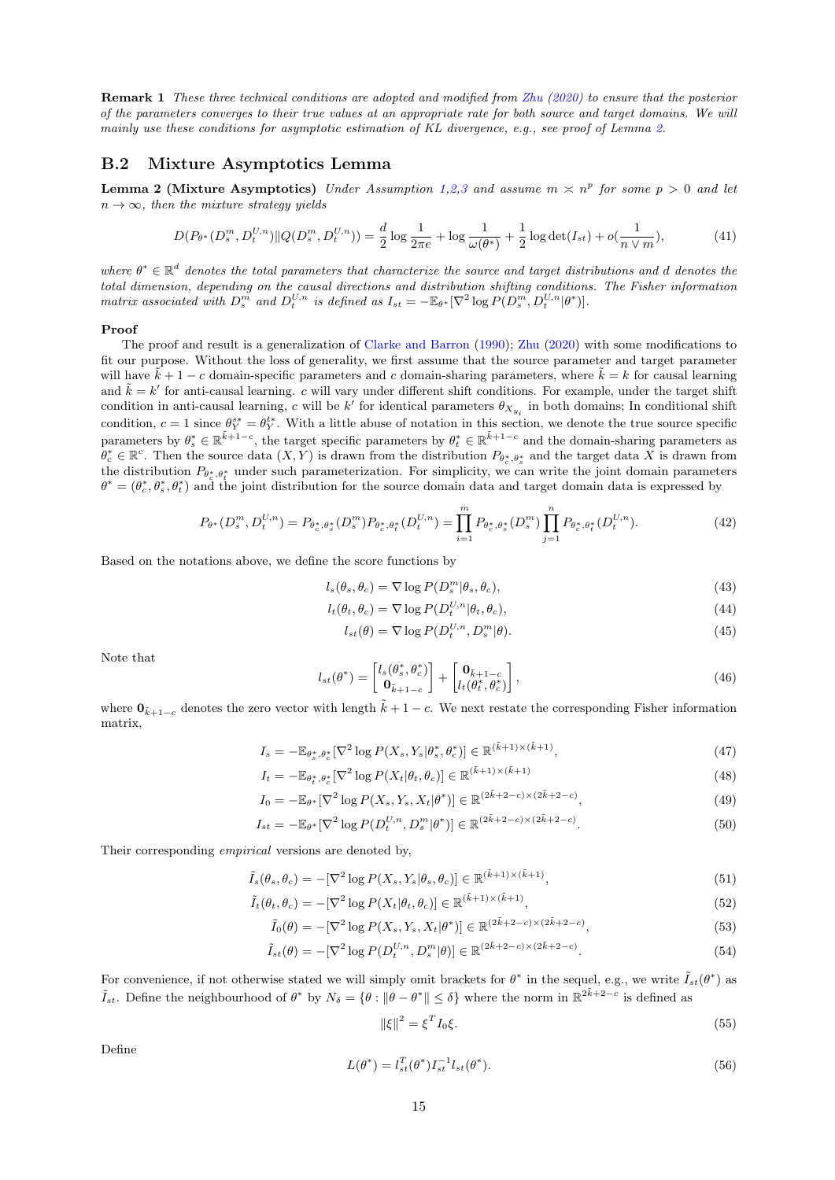**Remark 1** *These three technical conditions are adopted and modified from Zhu (2020) to ensure that the posterior of the parameters converges to their true values at an appropriate rate for both source and target domains. We will mainly use these conditions for asymptotic estimation of KL divergence, e.g., see proof of Lemma 2.*

## B.2 Mixture Asymptotics Lemma

**Lemma 2 (Mixture Asymptotics)** *Under Assumption 1,2,3 and assume $m \asymp n^p$ for some $p > 0$ and let $n \to \infty$, then the mixture strategy yields*

$$D(P_{\theta^*}(D_s^m, D_t^{U,n}) \| Q(D_s^m, D_t^{U,n})) = \frac{d}{2}\log\frac{1}{2\pi e} + \log\frac{1}{\omega(\theta^*)} + \frac{1}{2}\log\det(I_{st}) + o(\frac{1}{n \vee m}), \tag{41}$$

*where $\theta^* \in \mathbb{R}^d$ denotes the total parameters that characterize the source and target distributions and $d$ denotes the total dimension, depending on the causal directions and distribution shifting conditions. The Fisher information matrix associated with $D_s^m$ and $D_t^{U,n}$ is defined as $I_{st} = -\mathbb{E}_{\theta^*}[\nabla^2 \log P(D_s^m, D_t^{U,n}|\theta^*)]$.*

**Proof**

The proof and result is a generalization of Clarke and Barron (1990); Zhu (2020) with some modifications to fit our purpose. Without the loss of generality, we first assume that the source parameter and target parameter will have $\tilde{k}+1-c$ domain-specific parameters and $c$ domain-sharing parameters, where $\tilde{k} = k$ for causal learning and $\tilde{k} = k'$ for anti-causal learning. $c$ will vary under different shift conditions. For example, under the target shift condition in anti-causal learning, $c$ will be $k'$ for identical parameters $\theta_{X_{y_i}}$ in both domains; In conditional shift condition, $c = 1$ since $\theta_Y^{s*} = \theta_Y^{t*}$. With a little abuse of notation in this section, we denote the true source specific parameters by $\theta_s^* \in \mathbb{R}^{\tilde{k}+1-c}$, the target specific parameters by $\theta_t^* \in \mathbb{R}^{\tilde{k}+1-c}$ and the domain-sharing parameters as $\theta_c^* \in \mathbb{R}^c$. Then the source data $(X, Y)$ is drawn from the distribution $P_{\theta_c^*,\theta_s^*}$ and the target data $X$ is drawn from the distribution $P_{\theta_c^*,\theta_t^*}$ under such parameterization. For simplicity, we can write the joint domain parameters $\theta^* = (\theta_c^*, \theta_s^*, \theta_t^*)$ and the joint distribution for the source domain data and target domain data is expressed by

$$P_{\theta^*}(D_s^m, D_t^{U,n}) = P_{\theta_c^*,\theta_s^*}(D_s^m) P_{\theta_c^*,\theta_t^*}(D_t^{U,n}) = \prod_{i=1}^{m} P_{\theta_c^*,\theta_s^*}(D_s^m) \prod_{j=1}^{n} P_{\theta_c^*,\theta_t^*}(D_t^{U,n}). \tag{42}$$

Based on the notations above, we define the score functions by

$$l_s(\theta_s, \theta_c) = \nabla \log P(D_s^m|\theta_s, \theta_c), \tag{43}$$

$$l_t(\theta_t, \theta_c) = \nabla \log P(D_t^{U,n}|\theta_t, \theta_c), \tag{44}$$

$$l_{st}(\theta) = \nabla \log P(D_t^{U,n}, D_s^m|\theta). \tag{45}$$

Note that

$$l_{st}(\theta^*) = \begin{bmatrix} l_s(\theta_s^*, \theta_c^*) \\ \mathbf{0}_{\tilde{k}+1-c} \end{bmatrix} + \begin{bmatrix} \mathbf{0}_{\tilde{k}+1-c} \\ l_t(\theta_t^*, \theta_c^*) \end{bmatrix}, \tag{46}$$

where $\mathbf{0}_{\tilde{k}+1-c}$ denotes the zero vector with length $\tilde{k}+1-c$. We next restate the corresponding Fisher information matrix,

$$I_s = -\mathbb{E}_{\theta_s^*,\theta_c^*}[\nabla^2 \log P(X_s, Y_s|\theta_s^*, \theta_c^*)] \in \mathbb{R}^{(\tilde{k}+1)\times(\tilde{k}+1)}, \tag{47}$$

$$I_t = -\mathbb{E}_{\theta_t^*,\theta_c^*}[\nabla^2 \log P(X_t|\theta_t, \theta_c)] \in \mathbb{R}^{(\tilde{k}+1)\times(\tilde{k}+1)} \tag{48}$$

$$I_0 = -\mathbb{E}_{\theta^*}[\nabla^2 \log P(X_s, Y_s, X_t|\theta^*)] \in \mathbb{R}^{(2\tilde{k}+2-c)\times(2\tilde{k}+2-c)}, \tag{49}$$

$$I_{st} = -\mathbb{E}_{\theta^*}[\nabla^2 \log P(D_t^{U,n}, D_s^m|\theta^*)] \in \mathbb{R}^{(2\tilde{k}+2-c)\times(2\tilde{k}+2-c)}. \tag{50}$$

Their corresponding *empirical* versions are denoted by,

$$\tilde{I}_s(\theta_s, \theta_c) = -[\nabla^2 \log P(X_s, Y_s|\theta_s, \theta_c)] \in \mathbb{R}^{(\tilde{k}+1)\times(\tilde{k}+1)}, \tag{51}$$

$$\tilde{I}_t(\theta_t, \theta_c) = -[\nabla^2 \log P(X_t|\theta_t, \theta_c)] \in \mathbb{R}^{(\tilde{k}+1)\times(\tilde{k}+1)}, \tag{52}$$

$$\tilde{I}_0(\theta) = -[\nabla^2 \log P(X_s, Y_s, X_t|\theta^*)] \in \mathbb{R}^{(2\tilde{k}+2-c)\times(2\tilde{k}+2-c)}, \tag{53}$$

$$\tilde{I}_{st}(\theta) = -[\nabla^2 \log P(D_t^{U,n}, D_s^m|\theta)] \in \mathbb{R}^{(2\tilde{k}+2-c)\times(2\tilde{k}+2-c)}. \tag{54}$$

For convenience, if not otherwise stated we will simply omit brackets for $\theta^*$ in the sequel, e.g., we write $\tilde{I}_{st}(\theta^*)$ as $\tilde{I}_{st}$. Define the neighbourhood of $\theta^*$ by $N_\delta = \{\theta : \|\theta - \theta^*\| \leq \delta\}$ where the norm in $\mathbb{R}^{2\tilde{k}+2-c}$ is defined as

$$\|\xi\|^2 = \xi^T I_0 \xi. \tag{55}$$

Define

$$L(\theta^*) = l_{st}^T(\theta^*) I_{st}^{-1} l_{st}(\theta^*). \tag{56}$$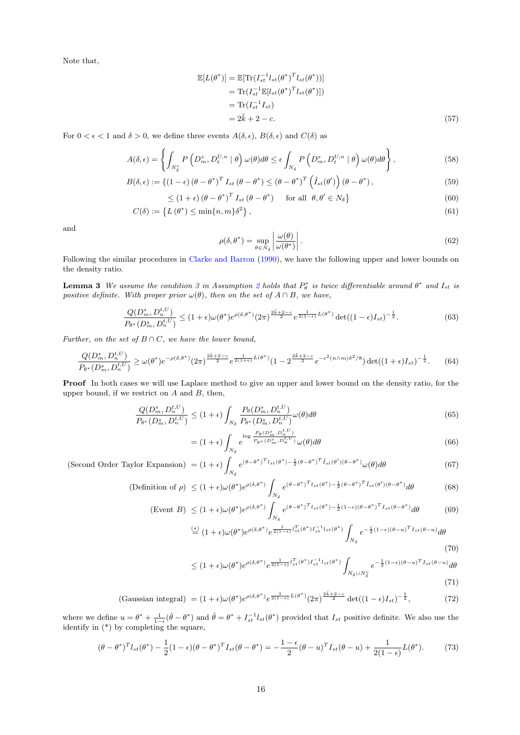Note that,

$$
\begin{aligned}
\mathbb{E}[L(\theta^*)] &= \mathbb{E}[\mathrm{Tr}(I_{st}^{-1} l_{st}(\theta^*)^T l_{st}(\theta^*))] \\
&= \mathrm{Tr}(I_{st}^{-1}\mathbb{E}[l_{st}(\theta^*)^T l_{st}(\theta^*)]) \\
&= \mathrm{Tr}(I_{st}^{-1} I_{st}) \\
&= 2\tilde{k} + 2 - c.
\end{aligned} \tag{57}
$$

For $0 < \epsilon < 1$ and $\delta > 0$, we define three events $A(\delta, \epsilon)$, $B(\delta, \epsilon)$ and $C(\delta)$ as

$$
A(\delta,\epsilon) = \left\{ \int_{N_\delta^c} P\left(D_m^s, D_t^{U,n} \mid \theta\right)\omega(\theta)d\theta \le \epsilon \int_{N_\delta} P\left(D_m^s, D_t^{U,n} \mid \theta\right)\omega(\theta)d\theta \right\}, \tag{58}
$$

$$
B(\delta,\epsilon) := \{(1-\epsilon)\left(\theta-\theta^*\right)^T I_{st}\left(\theta-\theta^*\right) \le \left(\theta-\theta^*\right)^T \left(\tilde{I}_{st}(\theta')\right)\left(\theta-\theta^*\right), \tag{59}
$$

$$
\le (1+\epsilon)\left(\theta-\theta^*\right)^T I_{st}\left(\theta-\theta^*\right) \quad \text{for all } \ \theta, \theta' \in N_\delta\} \tag{60}
$$

$$
C(\delta) := \left\{ L\left(\theta^*\right) \le \min\{n, m\}\delta^2 \right\}, \tag{61}
$$

and

$$
\rho(\delta, \theta^*) = \sup_{\theta \in N_\delta} \left| \frac{\omega(\theta)}{\omega(\theta^*)} \right|. \tag{62}
$$

Following the similar procedures in Clarke and Barron (1990), we have the following upper and lower bounds on the density ratio.

**Lemma 3** *We assume the condition 3 in Assumption 2 holds that $P_\theta^*$ is twice differentiable around $\theta^*$ and $I_{st}$ is positive definite. With proper prior $\omega(\theta)$, then on the set of $A \cap B$, we have,*

$$
\frac{Q(D_m^s, D_n^{t,U})}{P_{\theta^*}(D_m^s, D_n^{t,U})} \le (1+\epsilon)\omega(\theta^*)e^{\rho(\delta,\theta^*)}(2\pi)^{\frac{2\tilde{k}+2-c}{2}} e^{\frac{1}{2(1-\epsilon)}L(\theta^*)} \det((1-\epsilon)I_{st})^{-\frac{1}{2}}. \tag{63}
$$

*Further, on the set of $B \cap C$, we have the lower bound,*

$$
\frac{Q(D_m^s, D_n^{t,U})}{P_{\theta^*}(D_m^s, D_n^{t,U})} \ge \omega(\theta^*)e^{-\rho(\delta,\theta^*)}(2\pi)^{\frac{2\tilde{k}+2-c}{2}} e^{\frac{1}{2(1+\epsilon)}L(\theta^*)}(1 - 2^{\frac{2\tilde{k}+2-c}{2}} e^{-\epsilon^2 (n\wedge m)\delta^2/8}) \det((1+\epsilon)I_{st})^{-\frac{1}{2}}. \tag{64}
$$

**Proof** In both cases we will use Laplace method to give an upper and lower bound on the density ratio, for the upper bound, if we restrict on $A$ and $B$, then,

$$
\begin{aligned}
\frac{Q(D_m^s, D_n^{t,U})}{P_{\theta^*}(D_m^s, D_n^{t,U})} &\le (1+\epsilon)\int_{N_\delta} \frac{P_\theta(D_m^s, D_n^{t,U})}{P_{\theta^*}(D_m^s, D_n^{t,U})}\omega(\theta)d\theta & (65)\\
&= (1+\epsilon)\int_{N_\delta} e^{\log \frac{P_\theta(D_m^s, D_n^{t,U})}{P_{\theta^*}(D_m^s, D_n^{t,U})}}\omega(\theta)d\theta & (66)\\
\text{(Second Order Taylor Expansion)} \quad &= (1+\epsilon)\int_{N_\delta} e^{(\theta-\theta^*)^T l_{st}(\theta^*) - \frac{1}{2}(\theta-\theta^*)^T \tilde{I}_{st}(\theta')(\theta-\theta^*)}\omega(\theta)d\theta & (67)\\
\text{(Definition of } \rho) \quad &\le (1+\epsilon)\omega(\theta^*)e^{\rho(\delta,\theta^*)}\int_{N_\delta} e^{(\theta-\theta^*)^T l_{st}(\theta^*) - \frac{1}{2}(\theta-\theta^*)^T \tilde{I}_{st}(\theta')(\theta-\theta^*)}d\theta & (68)\\
\text{(Event } B) \quad &\le (1+\epsilon)\omega(\theta^*)e^{\rho(\delta,\theta^*)}\int_{N_\delta} e^{(\theta-\theta^*)^T l_{st}(\theta^*) - \frac{1}{2}(1-\epsilon)(\theta-\theta^*)^T I_{st}(\theta-\theta^*)}d\theta & (69)\\
&\overset{(*)}{=} (1+\epsilon)\omega(\theta^*)e^{\rho(\delta,\theta^*)} e^{\frac{1}{2(1-\epsilon)} l_{st}^T(\theta^*) I_{st}^{-1} l_{st}(\theta^*)} \int_{N_\delta} e^{-\frac{1}{2}(1-\epsilon)(\theta-u)^T I_{st}(\theta-u)}d\theta & (70)\\
&\le (1+\epsilon)\omega(\theta^*)e^{\rho(\delta,\theta^*)} e^{\frac{1}{2(1-\epsilon)} l_{st}^T(\theta^*) I_{st}^{-1} l_{st}(\theta^*)} \int_{N_\delta \cup N_\delta^c} e^{-\frac{1}{2}(1-\epsilon)(\theta-u)^T I_{st}(\theta-u)}d\theta & (71)\\
\text{(Gaussian integral)} \quad &= (1+\epsilon)\omega(\theta^*)e^{\rho(\delta,\theta^*)} e^{\frac{1}{2(1-\epsilon)}L(\theta^*)} (2\pi)^{\frac{2\tilde{k}+2-c}{2}} \det((1-\epsilon)I_{st})^{-\frac{1}{2}}, & (72)
\end{aligned}
$$

where we define $u = \theta^* + \frac{1}{1-\epsilon}(\hat{\theta} - \theta^*)$ and $\hat{\theta} = \theta^* + I_{st}^{-1} l_{st}(\theta^*)$ provided that $I_{st}$ positive definite. We also use the identify in (*) by completing the square,

$$
(\theta-\theta^*)^T l_{st}(\theta^*) - \frac{1}{2}(1-\epsilon)(\theta-\theta^*)^T I_{st}(\theta-\theta^*) = -\frac{1-\epsilon}{2}(\theta-u)^T I_{st}(\theta-u) + \frac{1}{2(1-\epsilon)}L(\theta^*). \tag{73}
$$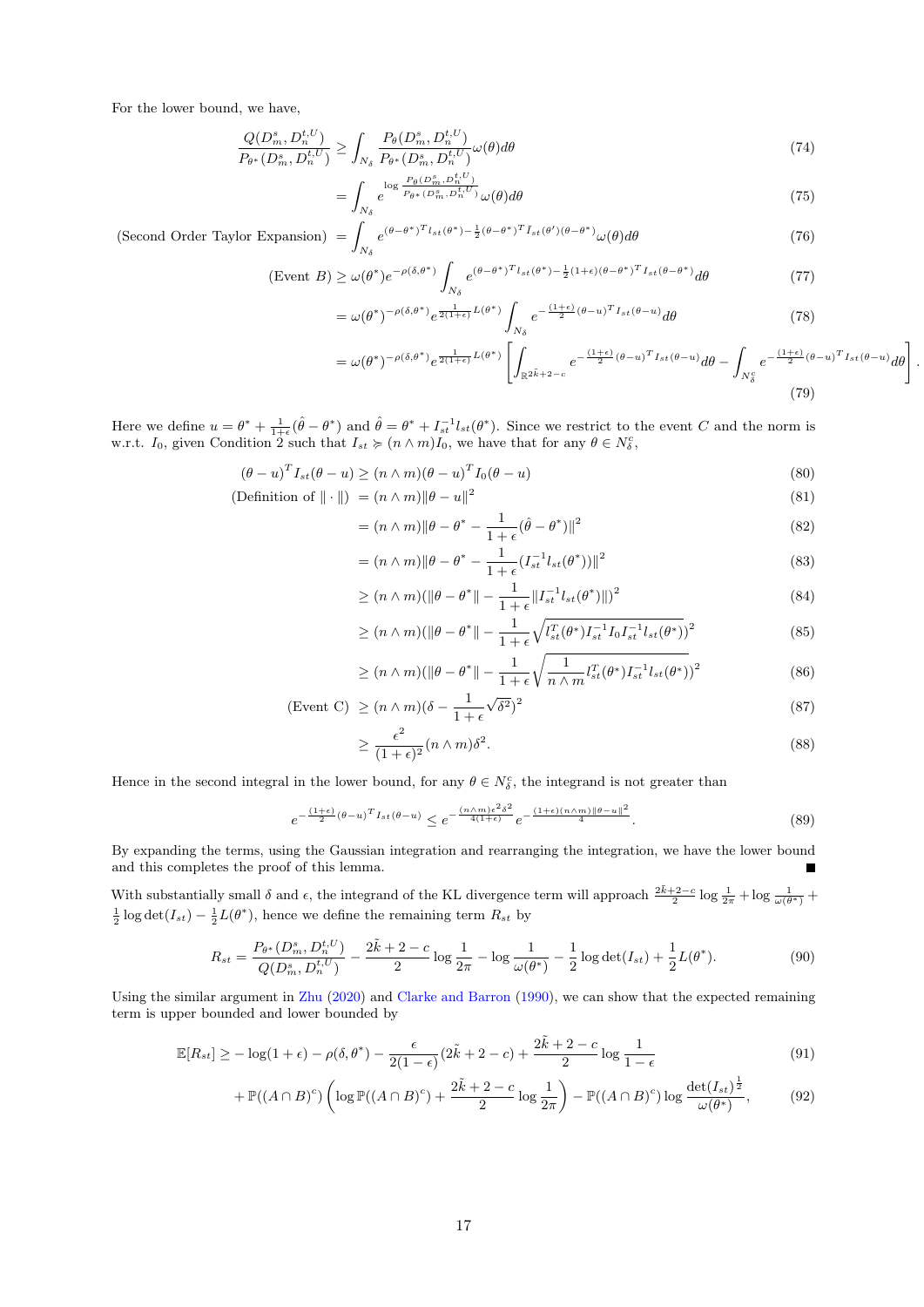For the lower bound, we have,

$$\frac{Q(D_m^s, D_n^{t,U})}{P_{\theta^*}(D_m^s, D_n^{t,U})} \geq \int_{N_\delta} \frac{P_\theta(D_m^s, D_n^{t,U})}{P_{\theta^*}(D_m^s, D_n^{t,U})}\omega(\theta)d\theta \tag{74}$$

$$= \int_{N_\delta} e^{\log \frac{P_\theta(D_m^s, D_n^{t,U})}{P_{\theta^*}(D_m^s, D_n^{t,U})}}\omega(\theta)d\theta \tag{75}$$

$$\text{(Second Order Taylor Expansion)} = \int_{N_\delta} e^{(\theta-\theta^*)^T l_{st}(\theta^*) - \frac{1}{2}(\theta-\theta^*)^T \bar{I}_{st}(\theta')(\theta-\theta^*)}\omega(\theta)d\theta \tag{76}$$

$$\text{(Event } B) \geq \omega(\theta^*)e^{-\rho(\delta,\theta^*)}\int_{N_\delta} e^{(\theta-\theta^*)^T l_{st}(\theta^*) - \frac{1}{2}(1+\epsilon)(\theta-\theta^*)^T I_{st}(\theta-\theta^*)}d\theta \tag{77}$$

$$= \omega(\theta^*)^{-\rho(\delta,\theta^*)}e^{\frac{1}{2(1+\epsilon)}L(\theta^*)}\int_{N_\delta} e^{-\frac{(1+\epsilon)}{2}(\theta-u)^T I_{st}(\theta-u)}d\theta \tag{78}$$

$$= \omega(\theta^*)^{-\rho(\delta,\theta^*)}e^{\frac{1}{2(1+\epsilon)}L(\theta^*)}\left[\int_{\mathbb{R}^{2\tilde{k}+2-c}} e^{-\frac{(1+\epsilon)}{2}(\theta-u)^T I_{st}(\theta-u)}d\theta - \int_{N_\delta^c} e^{-\frac{(1+\epsilon)}{2}(\theta-u)^T I_{st}(\theta-u)}d\theta\right]. \tag{79}$$

Here we define $u = \theta^* + \frac{1}{1+\epsilon}(\hat{\theta}-\theta^*)$ and $\hat{\theta} = \theta^* + I_{st}^{-1}l_{st}(\theta^*)$. Since we restrict to the event $C$ and the norm is w.r.t. $I_0$, given Condition 2 such that $I_{st} \succcurlyeq (n \wedge m)I_0$, we have that for any $\theta \in N_\delta^c$,

$$(\theta-u)^T I_{st}(\theta-u) \geq (n\wedge m)(\theta-u)^T I_0(\theta-u) \tag{80}$$

$$\text{(Definition of } \|\cdot\|) = (n\wedge m)\|\theta-u\|^2 \tag{81}$$

$$= (n\wedge m)\|\theta-\theta^* - \frac{1}{1+\epsilon}(\hat{\theta}-\theta^*)\|^2 \tag{82}$$

$$= (n\wedge m)\|\theta-\theta^* - \frac{1}{1+\epsilon}(I_{st}^{-1}l_{st}(\theta^*))\|^2 \tag{83}$$

$$\geq (n\wedge m)(\|\theta-\theta^*\| - \frac{1}{1+\epsilon}\|I_{st}^{-1}l_{st}(\theta^*)\|)^2 \tag{84}$$

$$\geq (n\wedge m)(\|\theta-\theta^*\| - \frac{1}{1+\epsilon}\sqrt{l_{st}^T(\theta^*)I_{st}^{-1}I_0 I_{st}^{-1}l_{st}(\theta^*)})^2 \tag{85}$$

$$\geq (n\wedge m)(\|\theta-\theta^*\| - \frac{1}{1+\epsilon}\sqrt{\frac{1}{n\wedge m}l_{st}^T(\theta^*)I_{st}^{-1}l_{st}(\theta^*)})^2 \tag{86}$$

$$\text{(Event C)} \geq (n\wedge m)(\delta - \frac{1}{1+\epsilon}\sqrt{\delta^2})^2 \tag{87}$$

$$\geq \frac{\epsilon^2}{(1+\epsilon)^2}(n\wedge m)\delta^2. \tag{88}$$

Hence in the second integral in the lower bound, for any $\theta \in N_\delta^c$, the integrand is not greater than

$$e^{-\frac{(1+\epsilon)}{2}(\theta-u)^T I_{st}(\theta-u)} \leq e^{-\frac{(n\wedge m)\epsilon^2\delta^2}{4(1+\epsilon)}}e^{-\frac{(1+\epsilon)(n\wedge m)\|\theta-u\|^2}{4}}. \tag{89}$$

By expanding the terms, using the Gaussian integration and rearranging the integration, we have the lower bound and this completes the proof of this lemma. ■

With substantially small $\delta$ and $\epsilon$, the integrand of the KL divergence term will approach $\frac{2\tilde{k}+2-c}{2}\log\frac{1}{2\pi} + \log\frac{1}{\omega(\theta^*)} + \frac{1}{2}\log\det(I_{st}) - \frac{1}{2}L(\theta^*)$, hence we define the remaining term $R_{st}$ by

$$R_{st} = \frac{P_{\theta^*}(D_m^s, D_n^{t,U})}{Q(D_m^s, D_n^{t,U})} - \frac{2\tilde{k}+2-c}{2}\log\frac{1}{2\pi} - \log\frac{1}{\omega(\theta^*)} - \frac{1}{2}\log\det(I_{st}) + \frac{1}{2}L(\theta^*). \tag{90}$$

Using the similar argument in Zhu (2020) and Clarke and Barron (1990), we can show that the expected remaining term is upper bounded and lower bounded by

$$\mathbb{E}[R_{st}] \geq -\log(1+\epsilon) - \rho(\delta,\theta^*) - \frac{\epsilon}{2(1-\epsilon)}(2\tilde{k}+2-c) + \frac{2\tilde{k}+2-c}{2}\log\frac{1}{1-\epsilon} \tag{91}$$

$$+ \mathbb{P}((A\cap B)^c)\left(\log\mathbb{P}((A\cap B)^c) + \frac{2\tilde{k}+2-c}{2}\log\frac{1}{2\pi}\right) - \mathbb{P}((A\cap B)^c)\log\frac{\det(I_{st})^{\frac{1}{2}}}{\omega(\theta^*)}, \tag{92}$$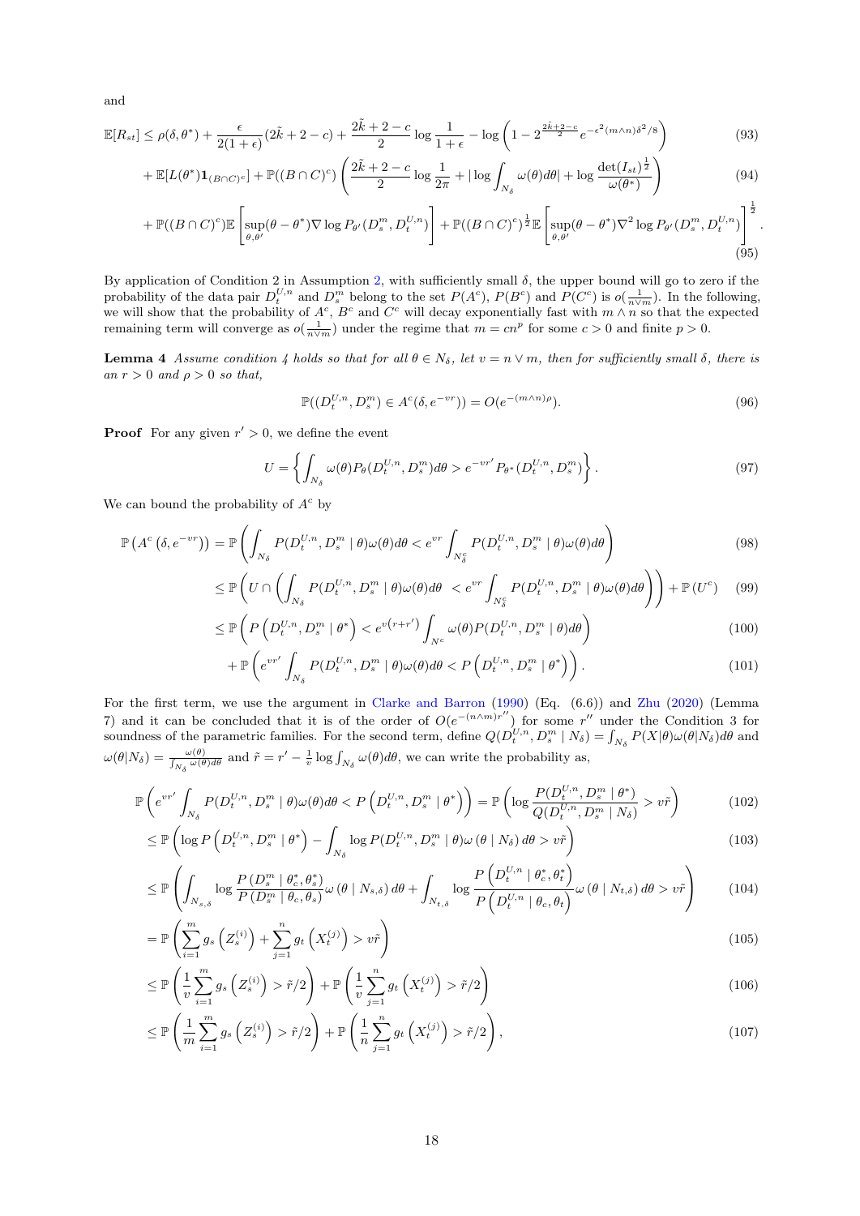and

$$
\mathbb{E}[R_{st}] \leq \rho(\delta, \theta^*) + \frac{\epsilon}{2(1+\epsilon)}(2\tilde{k}+2-c) + \frac{2\tilde{k}+2-c}{2}\log\frac{1}{1+\epsilon} - \log\left(1 - 2^{\frac{2\tilde{k}+2-c}{2}}e^{-\epsilon^2(m\wedge n)\delta^2/8}\right) \tag{93}
$$

$$
+ \mathbb{E}[L(\theta^*)\mathbf{1}_{(B\cap C)^c}] + \mathbb{P}((B\cap C)^c)\left(\frac{2\tilde{k}+2-c}{2}\log\frac{1}{2\pi} + |\log\int_{N_\delta}\omega(\theta)d\theta| + \log\frac{\det(I_{st})^{\frac{1}{2}}}{\omega(\theta^*)}\right) \tag{94}
$$

$$
+ \mathbb{P}((B\cap C)^c)\mathbb{E}\left[\sup_{\theta,\theta'}(\theta-\theta^*)\nabla\log P_{\theta'}(D_s^m, D_t^{U,n})\right] + \mathbb{P}((B\cap C)^c)^{\frac{1}{2}}\mathbb{E}\left[\sup_{\theta,\theta'}(\theta-\theta^*)\nabla^2\log P_{\theta'}(D_s^m, D_t^{U,n})\right]^{\frac{1}{2}}. \tag{95}
$$

By application of Condition 2 in Assumption 2, with sufficiently small $\delta$, the upper bound will go to zero if the probability of the data pair $D_t^{U,n}$ and $D_s^m$ belong to the set $P(A^c)$, $P(B^c)$ and $P(C^c)$ is $o(\frac{1}{n\vee m})$. In the following, we will show that the probability of $A^c$, $B^c$ and $C^c$ will decay exponentially fast with $m\wedge n$ so that the expected remaining term will converge as $o(\frac{1}{n\vee m})$ under the regime that $m = cn^p$ for some $c > 0$ and finite $p > 0$.

**Lemma 4** *Assume condition 4 holds so that for all $\theta \in N_\delta$, let $v = n\vee m$, then for sufficiently small $\delta$, there is an $r > 0$ and $\rho > 0$ so that,*

$$
\mathbb{P}((D_t^{U,n}, D_s^m) \in A^c(\delta, e^{-vr})) = O(e^{-(m\wedge n)\rho}). \tag{96}
$$

**Proof** For any given $r' > 0$, we define the event

$$
U = \left\{\int_{N_\delta}\omega(\theta)P_\theta(D_t^{U,n}, D_s^m)d\theta > e^{-vr'}P_{\theta^*}(D_t^{U,n}, D_s^m)\right\}. \tag{97}
$$

We can bound the probability of $A^c$ by

$$
\mathbb{P}\left(A^c\left(\delta, e^{-vr}\right)\right) = \mathbb{P}\left(\int_{N_\delta}P(D_t^{U,n}, D_s^m \mid \theta)\omega(\theta)d\theta < e^{vr}\int_{N_\delta^c}P(D_t^{U,n}, D_s^m \mid \theta)\omega(\theta)d\theta\right) \tag{98}
$$

$$
\leq \mathbb{P}\left(U \cap \left(\int_{N_\delta}P(D_t^{U,n}, D_s^m \mid \theta)\omega(\theta)d\theta \ < e^{vr}\int_{N_\delta^c}P(D_t^{U,n}, D_s^m \mid \theta)\omega(\theta)d\theta\right)\right) + \mathbb{P}\left(U^c\right) \tag{99}
$$

$$
\leq \mathbb{P}\left(P\left(D_t^{U,n}, D_s^m \mid \theta^*\right) < e^{v\left(r+r'\right)}\int_{N^c}\omega(\theta)P(D_t^{U,n}, D_s^m \mid \theta)d\theta\right) \tag{100}
$$

$$
+ \mathbb{P}\left(e^{vr'}\int_{N_\delta}P(D_t^{U,n}, D_s^m \mid \theta)\omega(\theta)d\theta < P\left(D_t^{U,n}, D_s^m \mid \theta^*\right)\right). \tag{101}
$$

For the first term, we use the argument in Clarke and Barron (1990) (Eq. (6.6)) and Zhu (2020) (Lemma 7) and it can be concluded that it is of the order of $O(e^{-(n\wedge m)r''})$ for some $r''$ under the Condition 3 for soundness of the parametric families. For the second term, define $Q(D_t^{U,n}, D_s^m \mid N_\delta) = \int_{N_\delta}P(X|\theta)\omega(\theta|N_\delta)d\theta$ and $\omega(\theta|N_\delta) = \frac{\omega(\theta)}{\int_{N_\delta}\omega(\theta)d\theta}$ and $\tilde{r} = r' - \frac{1}{v}\log\int_{N_\delta}\omega(\theta)d\theta$, we can write the probability as,

$$
\mathbb{P}\left(e^{vr'}\int_{N_\delta}P(D_t^{U,n}, D_s^m \mid \theta)\omega(\theta)d\theta < P\left(D_t^{U,n}, D_s^m \mid \theta^*\right)\right) = \mathbb{P}\left(\log\frac{P(D_t^{U,n}, D_s^m \mid \theta^*)}{Q(D_t^{U,n}, D_s^m \mid N_\delta)} > v\tilde{r}\right) \tag{102}
$$

$$
\leq \mathbb{P}\left(\log P\left(D_t^{U,n}, D_s^m \mid \theta^*\right) - \int_{N_\delta}\log P(D_t^{U,n}, D_s^m \mid \theta)\omega\left(\theta \mid N_\delta\right)d\theta > v\tilde{r}\right) \tag{103}
$$

$$
\leq \mathbb{P}\left(\int_{N_{s,\delta}}\log\frac{P\left(D_s^m \mid \theta_c^*, \theta_s^*\right)}{P\left(D_s^m \mid \theta_c, \theta_s\right)}\omega\left(\theta \mid N_{s,\delta}\right)d\theta + \int_{N_{t,\delta}}\log\frac{P\left(D_t^{U,n} \mid \theta_c^*, \theta_t^*\right)}{P\left(D_t^{U,n} \mid \theta_c, \theta_t\right)}\omega\left(\theta \mid N_{t,\delta}\right)d\theta > v\tilde{r}\right) \tag{104}
$$

$$
= \mathbb{P}\left(\sum_{i=1}^m g_s\left(Z_s^{(i)}\right) + \sum_{j=1}^n g_t\left(X_t^{(j)}\right) > v\tilde{r}\right) \tag{105}
$$

$$
\leq \mathbb{P}\left(\frac{1}{v}\sum_{i=1}^m g_s\left(Z_s^{(i)}\right) > \tilde{r}/2\right) + \mathbb{P}\left(\frac{1}{v}\sum_{j=1}^n g_t\left(X_t^{(j)}\right) > \tilde{r}/2\right) \tag{106}
$$

$$
\leq \mathbb{P}\left(\frac{1}{m}\sum_{i=1}^m g_s\left(Z_s^{(i)}\right) > \tilde{r}/2\right) + \mathbb{P}\left(\frac{1}{n}\sum_{j=1}^n g_t\left(X_t^{(j)}\right) > \tilde{r}/2\right), \tag{107}
$$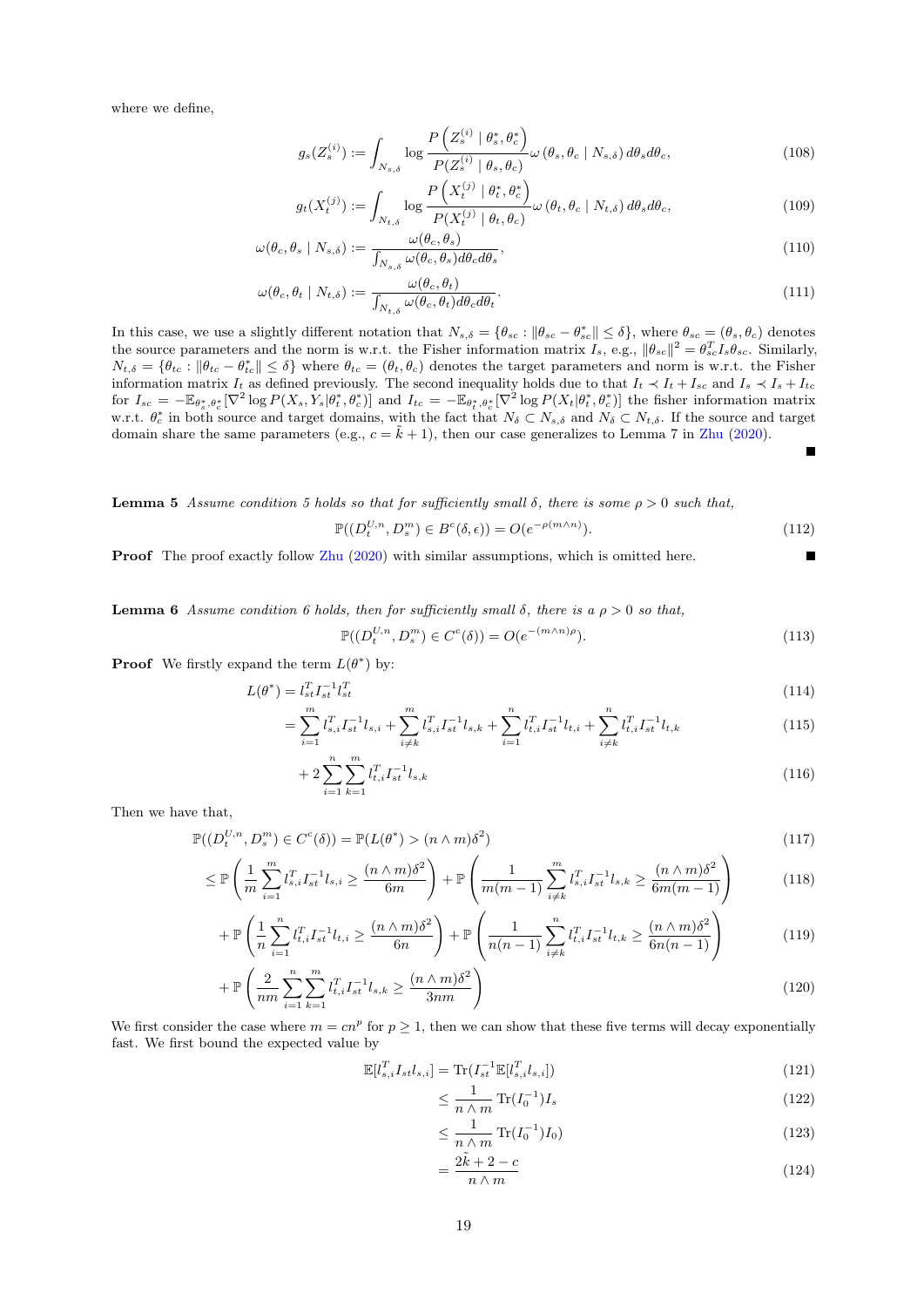where we define,

$$g_s(Z_s^{(i)}) := \int_{N_{s,\delta}} \log \frac{P\left(Z_s^{(i)} \mid \theta_s^*, \theta_c^*\right)}{P(Z_s^{(i)} \mid \theta_s, \theta_c)} \omega\left(\theta_s, \theta_c \mid N_{s,\delta}\right) d\theta_s d\theta_c, \tag{108}$$

$$g_t(X_t^{(j)}) := \int_{N_{t,\delta}} \log \frac{P\left(X_t^{(j)} \mid \theta_t^*, \theta_c^*\right)}{P(X_t^{(j)} \mid \theta_t, \theta_c)} \omega\left(\theta_t, \theta_c \mid N_{t,\delta}\right) d\theta_s d\theta_c, \tag{109}$$

$$\omega(\theta_c, \theta_s \mid N_{s,\delta}) := \frac{\omega(\theta_c, \theta_s)}{\int_{N_{s,\delta}} \omega(\theta_c, \theta_s) d\theta_c d\theta_s}, \tag{110}$$

$$\omega(\theta_c, \theta_t \mid N_{t,\delta}) := \frac{\omega(\theta_c, \theta_t)}{\int_{N_{t,\delta}} \omega(\theta_c, \theta_t) d\theta_c d\theta_t}. \tag{111}$$

In this case, we use a slightly different notation that $N_{s,\delta} = \{\theta_{sc} : \|\theta_{sc} - \theta_{sc}^*\| \leq \delta\}$, where $\theta_{sc} = (\theta_s, \theta_c)$ denotes the source parameters and the norm is w.r.t. the Fisher information matrix $I_s$, e.g., $\|\theta_{sc}\|^2 = \theta_{sc}^T I_s \theta_{sc}$. Similarly, $N_{t,\delta} = \{\theta_{tc} : \|\theta_{tc} - \theta_{tc}^*\| \leq \delta\}$ where $\theta_{tc} = (\theta_t, \theta_c)$ denotes the target parameters and norm is w.r.t. the Fisher information matrix $I_t$ as defined previously. The second inequality holds due to that $I_t \prec I_t + I_{sc}$ and $I_s \prec I_s + I_{tc}$ for $I_{sc} = -\mathbb{E}_{\theta_s^*, \theta_c^*}[\nabla^2 \log P(X_s, Y_s | \theta_t^*, \theta_c^*)]$ and $I_{tc} = -\mathbb{E}_{\theta_t^*, \theta_c^*}[\nabla^2 \log P(X_t | \theta_t^*, \theta_c^*)]$ the fisher information matrix w.r.t. $\theta_c^*$ in both source and target domains, with the fact that $N_\delta \subset N_{s,\delta}$ and $N_\delta \subset N_{t,\delta}$. If the source and target domain share the same parameters (e.g., $c = \tilde{k} + 1$), then our case generalizes to Lemma 7 in Zhu (2020). ∎

**Lemma 5** *Assume condition 5 holds so that for sufficiently small $\delta$, there is some $\rho > 0$ such that,*

$$\mathbb{P}((D_t^{U,n}, D_s^m) \in B^c(\delta, \epsilon)) = O(e^{-\rho(m \wedge n)}). \tag{112}$$

**Proof** The proof exactly follow Zhu (2020) with similar assumptions, which is omitted here. ∎

**Lemma 6** *Assume condition 6 holds, then for sufficiently small $\delta$, there is a $\rho > 0$ so that,*

$$\mathbb{P}((D_t^{U,n}, D_s^m) \in C^c(\delta)) = O(e^{-(m \wedge n)\rho}). \tag{113}$$

**Proof** We firstly expand the term $L(\theta^*)$ by:

$$L(\theta^*) = l_{st}^T I_{st}^{-1} l_{st}^T \tag{114}$$

$$= \sum_{i=1}^{m} l_{s,i}^T I_{st}^{-1} l_{s,i} + \sum_{i \neq k}^{m} l_{s,i}^T I_{st}^{-1} l_{s,k} + \sum_{i=1}^{n} l_{t,i}^T I_{st}^{-1} l_{t,i} + \sum_{i \neq k}^{n} l_{t,i}^T I_{st}^{-1} l_{t,k} \tag{115}$$

$$+ 2 \sum_{i=1}^{n} \sum_{k=1}^{m} l_{t,i}^T I_{st}^{-1} l_{s,k} \tag{116}$$

Then we have that,

$$\mathbb{P}((D_t^{U,n}, D_s^m) \in C^c(\delta)) = \mathbb{P}(L(\theta^*) > (n \wedge m)\delta^2) \tag{117}$$

$$\leq \mathbb{P}\left(\frac{1}{m} \sum_{i=1}^{m} l_{s,i}^T I_{st}^{-1} l_{s,i} \geq \frac{(n \wedge m)\delta^2}{6m}\right) + \mathbb{P}\left(\frac{1}{m(m-1)} \sum_{i \neq k}^{m} l_{s,i}^T I_{st}^{-1} l_{s,k} \geq \frac{(n \wedge m)\delta^2}{6m(m-1)}\right) \tag{118}$$

$$+ \mathbb{P}\left(\frac{1}{n} \sum_{i=1}^{n} l_{t,i}^T I_{st}^{-1} l_{t,i} \geq \frac{(n \wedge m)\delta^2}{6n}\right) + \mathbb{P}\left(\frac{1}{n(n-1)} \sum_{i \neq k}^{n} l_{t,i}^T I_{st}^{-1} l_{t,k} \geq \frac{(n \wedge m)\delta^2}{6n(n-1)}\right) \tag{119}$$

$$+ \mathbb{P}\left(\frac{2}{nm} \sum_{i=1}^{n} \sum_{k=1}^{m} l_{t,i}^T I_{st}^{-1} l_{s,k} \geq \frac{(n \wedge m)\delta^2}{3nm}\right) \tag{120}$$

We first consider the case where $m = cn^p$ for $p \geq 1$, then we can show that these five terms will decay exponentially fast. We first bound the expected value by

$$\mathbb{E}[l_{s,i}^T I_{st} l_{s,i}] = \text{Tr}(I_{st}^{-1} \mathbb{E}[l_{s,i}^T l_{s,i}]) \tag{121}$$

$$\leq \frac{1}{n \wedge m} \text{Tr}(I_0^{-1}) I_s \tag{122}$$

$$\leq \frac{1}{n \wedge m} \text{Tr}(I_0^{-1}) I_0) \tag{123}$$

$$= \frac{2\tilde{k} + 2 - c}{n \wedge m} \tag{124}$$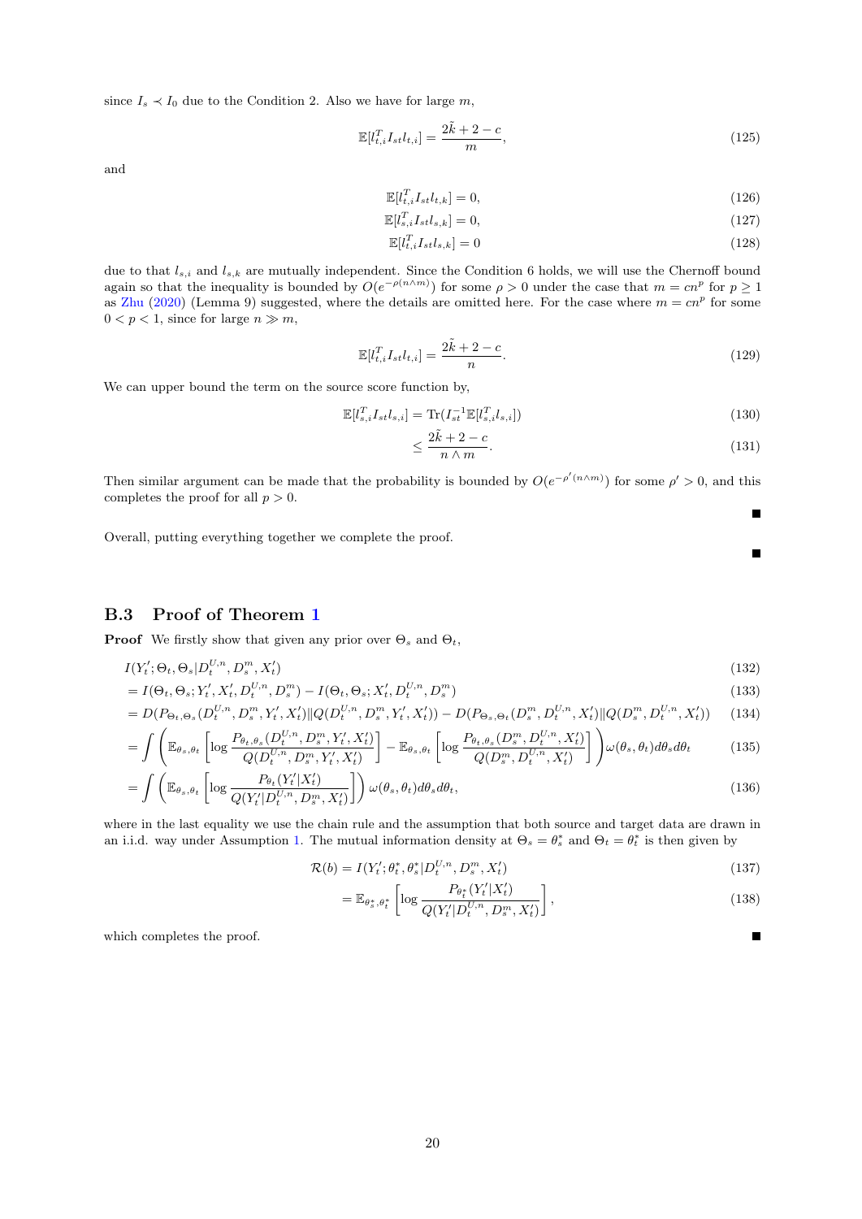since $I_s \prec I_0$ due to the Condition 2. Also we have for large $m$,

$$\mathbb{E}[l_{t,i}^T I_{st} l_{t,i}] = \frac{2\tilde{k} + 2 - c}{m}, \tag{125}$$

and

$$\mathbb{E}[l_{t,i}^T I_{st} l_{t,k}] = 0, \tag{126}$$

$$\mathbb{E}[l_{s,i}^T I_{st} l_{s,k}] = 0, \tag{127}$$

$$\mathbb{E}[l_{t,i}^T I_{st} l_{s,k}] = 0 \tag{128}$$

due to that $l_{s,i}$ and $l_{s,k}$ are mutually independent. Since the Condition 6 holds, we will use the Chernoff bound again so that the inequality is bounded by $O(e^{-\rho(n \wedge m)})$ for some $\rho > 0$ under the case that $m = cn^p$ for $p \geq 1$ as Zhu (2020) (Lemma 9) suggested, where the details are omitted here. For the case where $m = cn^p$ for some $0 < p < 1$, since for large $n \gg m$,

$$\mathbb{E}[l_{t,i}^T I_{st} l_{t,i}] = \frac{2\tilde{k} + 2 - c}{n}. \tag{129}$$

We can upper bound the term on the source score function by,

$$\mathbb{E}[l_{s,i}^T I_{st} l_{s,i}] = \mathrm{Tr}(I_{st}^{-1} \mathbb{E}[l_{s,i}^T l_{s,i}]) \tag{130}$$

$$\leq \frac{2\tilde{k} + 2 - c}{n \wedge m}. \tag{131}$$

Then similar argument can be made that the probability is bounded by $O(e^{-\rho'(n \wedge m)})$ for some $\rho' > 0$, and this completes the proof for all $p > 0$.

■

Overall, putting everything together we complete the proof.

■

### B.3 Proof of Theorem 1

**Proof** We firstly show that given any prior over $\Theta_s$ and $\Theta_t$,

$$I(Y_t'; \Theta_t, \Theta_s | D_t^{U,n}, D_s^m, X_t') \tag{132}$$

$$= I(\Theta_t, \Theta_s; Y_t', X_t', D_t^{U,n}, D_s^m) - I(\Theta_t, \Theta_s; X_t', D_t^{U,n}, D_s^m) \tag{133}$$

$$= D(P_{\Theta_t, \Theta_s}(D_t^{U,n}, D_s^m, Y_t', X_t') \| Q(D_t^{U,n}, D_s^m, Y_t', X_t')) - D(P_{\Theta_s, \Theta_t}(D_s^m, D_t^{U,n}, X_t') \| Q(D_s^m, D_t^{U,n}, X_t')) \tag{134}$$

$$= \int \left( \mathbb{E}_{\theta_s, \theta_t} \left[ \log \frac{P_{\theta_t, \theta_s}(D_t^{U,n}, D_s^m, Y_t', X_t')}{Q(D_t^{U,n}, D_s^m, Y_t', X_t')} \right] - \mathbb{E}_{\theta_s, \theta_t} \left[ \log \frac{P_{\theta_t, \theta_s}(D_s^m, D_t^{U,n}, X_t')}{Q(D_s^m, D_t^{U,n}, X_t')} \right] \right) \omega(\theta_s, \theta_t) d\theta_s d\theta_t \tag{135}$$

$$= \int \left( \mathbb{E}_{\theta_s, \theta_t} \left[ \log \frac{P_{\theta_t}(Y_t' | X_t')}{Q(Y_t' | D_t^{U,n}, D_s^m, X_t')} \right] \right) \omega(\theta_s, \theta_t) d\theta_s d\theta_t, \tag{136}$$

where in the last equality we use the chain rule and the assumption that both source and target data are drawn in an i.i.d. way under Assumption 1. The mutual information density at $\Theta_s = \theta_s^*$ and $\Theta_t = \theta_t^*$ is then given by

$$\mathcal{R}(b) = I(Y_t'; \theta_t^*, \theta_s^* | D_t^{U,n}, D_s^m, X_t') \tag{137}$$

$$= \mathbb{E}_{\theta_s^*, \theta_t^*} \left[ \log \frac{P_{\theta_t^*}(Y_t' | X_t')}{Q(Y_t' | D_t^{U,n}, D_s^m, X_t')} \right], \tag{138}$$

which completes the proof.

■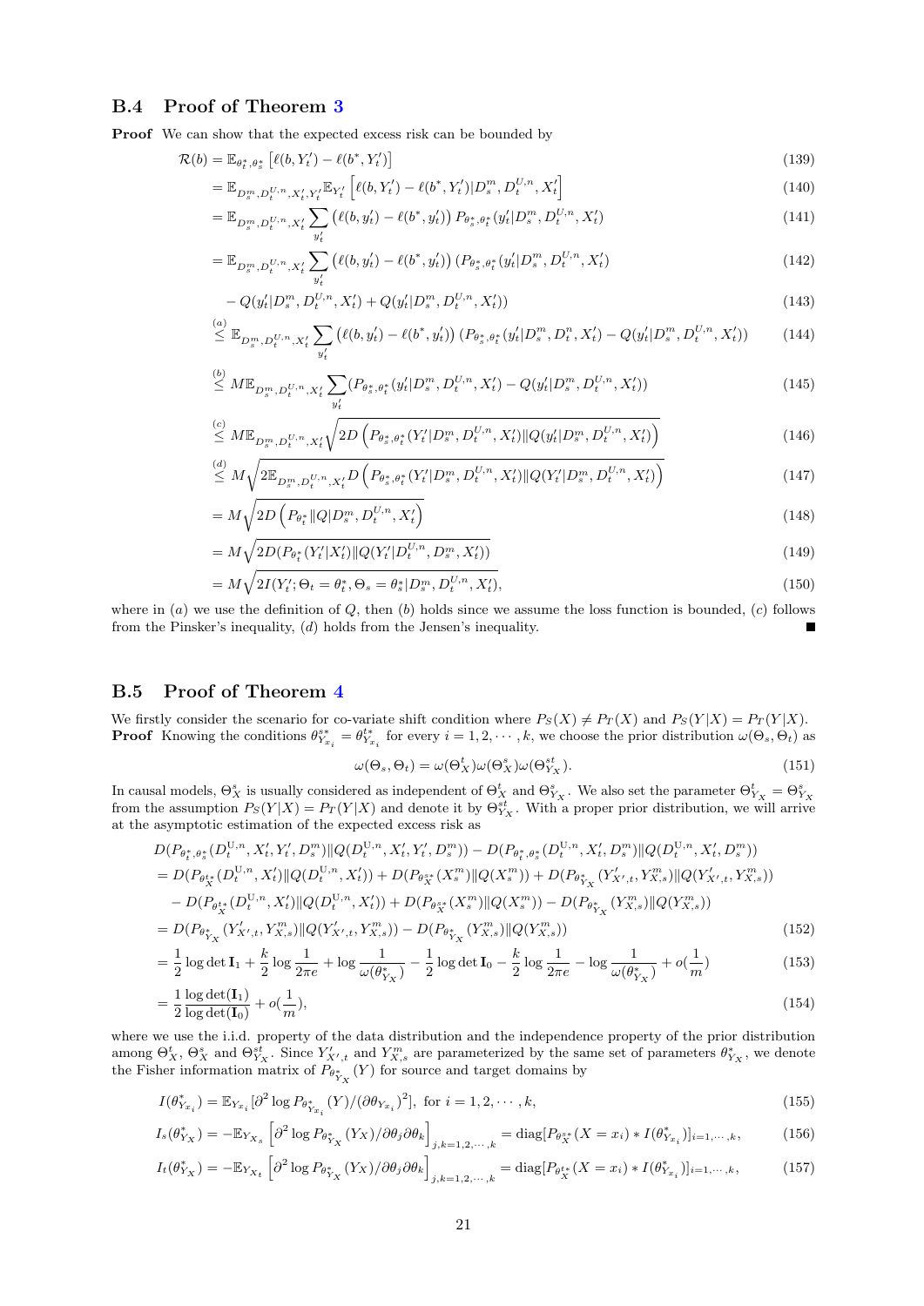### B.4 Proof of Theorem 3

**Proof** We can show that the expected excess risk can be bounded by

$$
\begin{aligned}
\mathcal{R}(b) &= \mathbb{E}_{\theta_t^*,\theta_s^*}\left[\ell(b, Y_t') - \ell(b^*, Y_t')\right] && (139)\\
&= \mathbb{E}_{D_s^m, D_t^{U,n}, X_t', Y_t'}\mathbb{E}_{Y_t'}\left[\ell(b, Y_t') - \ell(b^*, Y_t')|D_s^m, D_t^{U,n}, X_t'\right] && (140)\\
&= \mathbb{E}_{D_s^m, D_t^{U,n}, X_t'}\sum_{y_t'}\left(\ell(b, y_t') - \ell(b^*, y_t')\right)P_{\theta_s^*,\theta_t^*}(y_t'|D_s^m, D_t^{U,n}, X_t') && (141)\\
&= \mathbb{E}_{D_s^m, D_t^{U,n}, X_t'}\sum_{y_t'}\left(\ell(b, y_t') - \ell(b^*, y_t')\right)(P_{\theta_s^*,\theta_t^*}(y_t'|D_s^m, D_t^{U,n}, X_t') && (142)\\
&\quad - Q(y_t'|D_s^m, D_t^{U,n}, X_t') + Q(y_t'|D_s^m, D_t^{U,n}, X_t')) && (143)\\
&\overset{(a)}{\leq} \mathbb{E}_{D_s^m, D_t^{U,n}, X_t'}\sum_{y_t'}\left(\ell(b, y_t') - \ell(b^*, y_t')\right)(P_{\theta_s^*,\theta_t^*}(y_t'|D_s^m, D_t^{n}, X_t') - Q(y_t'|D_s^m, D_t^{U,n}, X_t')) && (144)\\
&\overset{(b)}{\leq} M\mathbb{E}_{D_s^m, D_t^{U,n}, X_t'}\sum_{y_t'}(P_{\theta_s^*,\theta_t^*}(y_t'|D_s^m, D_t^{U,n}, X_t') - Q(y_t'|D_s^m, D_t^{U,n}, X_t')) && (145)\\
&\overset{(c)}{\leq} M\mathbb{E}_{D_s^m, D_t^{U,n}, X_t'}\sqrt{2D\left(P_{\theta_s^*,\theta_t^*}(Y_t'|D_s^m, D_t^{U,n}, X_t')\|Q(y_t'|D_s^m, D_t^{U,n}, X_t')\right)} && (146)\\
&\overset{(d)}{\leq} M\sqrt{2\mathbb{E}_{D_s^m, D_t^{U,n}, X_t'}D\left(P_{\theta_s^*,\theta_t^*}(Y_t'|D_s^m, D_t^{U,n}, X_t')\|Q(Y_t'|D_s^m, D_t^{U,n}, X_t')\right)} && (147)\\
&= M\sqrt{2D\left(P_{\theta_t^*}\|Q|D_s^m, D_t^{U,n}, X_t'\right)} && (148)\\
&= M\sqrt{2D(P_{\theta_t^*}(Y_t'|X_t')\|Q(Y_t'|D_t^{U,n}, D_s^m, X_t'))} && (149)\\
&= M\sqrt{2I(Y_t'; \Theta_t = \theta_t^*, \Theta_s = \theta_s^*|D_s^m, D_t^{U,n}, X_t')}, && (150)
\end{aligned}
$$

where in $(a)$ we use the definition of $Q$, then $(b)$ holds since we assume the loss function is bounded, $(c)$ follows from the Pinsker's inequality, $(d)$ holds from the Jensen's inequality. ■

### B.5 Proof of Theorem 4

We firstly consider the scenario for co-variate shift condition where $P_S(X) \neq P_T(X)$ and $P_S(Y|X) = P_T(Y|X)$.

**Proof** Knowing the conditions $\theta^{s*}_{Y_{x_i}} = \theta^{t*}_{Y_{x_i}}$ for every $i = 1, 2, \cdots, k$, we choose the prior distribution $\omega(\Theta_s, \Theta_t)$ as

$$\omega(\Theta_s, \Theta_t) = \omega(\Theta_X^t)\omega(\Theta_X^s)\omega(\Theta_{Y_X}^{st}). \tag{151}$$

In causal models, $\Theta_X^s$ is usually considered as independent of $\Theta_X^t$ and $\Theta_{Y_X}^s$. We also set the parameter $\Theta_{Y_X}^t = \Theta_{Y_X}^s$ from the assumption $P_S(Y|X) = P_T(Y|X)$ and denote it by $\Theta_{Y_X}^{st}$. With a proper prior distribution, we will arrive at the asymptotic estimation of the expected excess risk as

$$
\begin{aligned}
&D(P_{\theta_t^*,\theta_s^*}(D_t^{U,n}, X_t', Y_t', D_s^m)\|Q(D_t^{U,n}, X_t', Y_t', D_s^m)) - D(P_{\theta_t^*,\theta_s^*}(D_t^{U,n}, X_t', D_s^m)\|Q(D_t^{U,n}, X_t', D_s^m))\\
&= D(P_{\theta_X^{t*}}(D_t^{U,n}, X_t')\|Q(D_t^{U,n}, X_t')) + D(P_{\theta_X^{s*}}(X_s^m)\|Q(X_s^m)) + D(P_{\theta_{Y_X}^*}(Y_{X',t}', Y_{X,s}^m)\|Q(Y_{X',t}', Y_{X,s}^m))\\
&\quad - D(P_{\theta_X^{t*}}(D_t^{U,n}, X_t')\|Q(D_t^{U,n}, X_t')) + D(P_{\theta_X^{s*}}(X_s^m)\|Q(X_s^m)) - D(P_{\theta_{Y_X}^*}(Y_{X,s}^m)\|Q(Y_{X,s}^m))\\
&= D(P_{\theta_{Y_X}^*}(Y_{X',t}', Y_{X,s}^m)\|Q(Y_{X',t}', Y_{X,s}^m)) - D(P_{\theta_{Y_X}^*}(Y_{X,s}^m)\|Q(Y_{X,s}^m)) && (152)\\
&= \frac{1}{2}\log\det\mathbf{I}_1 + \frac{k}{2}\log\frac{1}{2\pi e} + \log\frac{1}{\omega(\theta_{Y_X}^*)} - \frac{1}{2}\log\det\mathbf{I}_0 - \frac{k}{2}\log\frac{1}{2\pi e} - \log\frac{1}{\omega(\theta_{Y_X}^*)} + o(\frac{1}{m}) && (153)\\
&= \frac{1}{2}\frac{\log\det(\mathbf{I}_1)}{\log\det(\mathbf{I}_0)} + o(\frac{1}{m}), && (154)
\end{aligned}
$$

where we use the i.i.d. property of the data distribution and the independence property of the prior distribution among $\Theta_X^t$, $\Theta_X^s$ and $\Theta_{Y_X}^{st}$. Since $Y_{X',t}'$ and $Y_{X,s}^m$ are parameterized by the same set of parameters $\theta_{Y_X}^*$, we denote the Fisher information matrix of $P_{\theta_{Y_X}^*}(Y)$ for source and target domains by

$$
\begin{aligned}
I(\theta_{Y_{x_i}}^*) &= \mathbb{E}_{Y_{x_i}}[\partial^2\log P_{\theta_{Y_{x_i}}^*}(Y)/(\partial\theta_{Y_{x_i}})^2], \text{ for } i = 1, 2, \cdots, k, && (155)\\
I_s(\theta_{Y_X}^*) &= -\mathbb{E}_{Y_{X_s}}\left[\partial^2\log P_{\theta_{Y_X}^*}(Y_X)/\partial\theta_j\partial\theta_k\right]_{j,k=1,2,\cdots,k} = \text{diag}[P_{\theta_X^{s*}}(X = x_i) * I(\theta_{Y_{x_i}}^*)]_{i=1,\cdots,k}, && (156)\\
I_t(\theta_{Y_X}^*) &= -\mathbb{E}_{Y_{X_t}}\left[\partial^2\log P_{\theta_{Y_X}^*}(Y_X)/\partial\theta_j\partial\theta_k\right]_{j,k=1,2,\cdots,k} = \text{diag}[P_{\theta_X^{t*}}(X = x_i) * I(\theta_{Y_{x_i}}^*)]_{i=1,\cdots,k}, && (157)
\end{aligned}
$$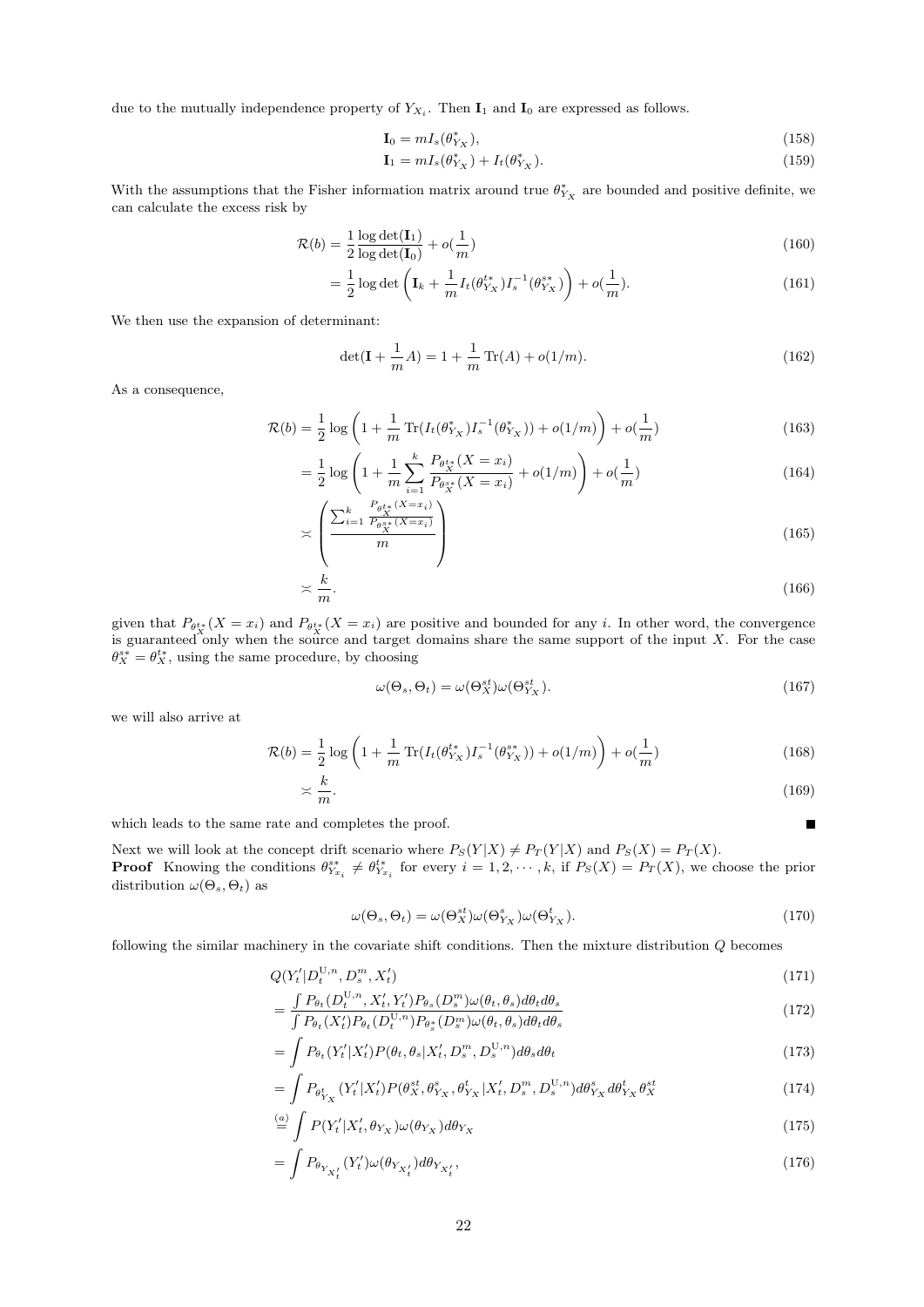due to the mutually independence property of $Y_{X_i}$. Then $\mathbf{I}_1$ and $\mathbf{I}_0$ are expressed as follows.

$$\mathbf{I}_0 = mI_s(\theta^*_{Y_X}), \tag{158}$$

$$\mathbf{I}_1 = mI_s(\theta^*_{Y_X}) + I_t(\theta^*_{Y_X}). \tag{159}$$

With the assumptions that the Fisher information matrix around true $\theta^*_{Y_X}$ are bounded and positive definite, we can calculate the excess risk by

$$\mathcal{R}(b) = \frac{1}{2}\frac{\log\det(\mathbf{I}_1)}{\log\det(\mathbf{I}_0)} + o(\frac{1}{m}) \tag{160}$$

$$= \frac{1}{2}\log\det\left(\mathbf{I}_k + \frac{1}{m}I_t(\theta^{t*}_{Y_X})I_s^{-1}(\theta^{s*}_{Y_X})\right) + o(\frac{1}{m}). \tag{161}$$

We then use the expansion of determinant:

$$\det(\mathbf{I} + \frac{1}{m}A) = 1 + \frac{1}{m}\operatorname{Tr}(A) + o(1/m). \tag{162}$$

As a consequence,

$$\mathcal{R}(b) = \frac{1}{2}\log\left(1 + \frac{1}{m}\operatorname{Tr}(I_t(\theta^*_{Y_X})I_s^{-1}(\theta^*_{Y_X})) + o(1/m)\right) + o(\frac{1}{m}) \tag{163}$$

$$= \frac{1}{2}\log\left(1 + \frac{1}{m}\sum_{i=1}^{k}\frac{P_{\theta^{t*}_X}(X = x_i)}{P_{\theta^{s*}_X}(X = x_i)} + o(1/m)\right) + o(\frac{1}{m}) \tag{164}$$

$$\asymp \left(\frac{\sum_{i=1}^{k}\frac{P_{\theta^{t*}_X}(X=x_i)}{P_{\theta^{s*}_X}(X=x_i)}}{m}\right) \tag{165}$$

$$\asymp \frac{k}{m}. \tag{166}$$

given that $P_{\theta^{t*}_X}(X = x_i)$ and $P_{\theta^{t*}_X}(X = x_i)$ are positive and bounded for any $i$. In other word, the convergence is guaranteed only when the source and target domains share the same support of the input $X$. For the case $\theta^{s*}_X = \theta^{t*}_X$, using the same procedure, by choosing

$$\omega(\Theta_s, \Theta_t) = \omega(\Theta^{st}_X)\omega(\Theta^{st}_{Y_X}). \tag{167}$$

we will also arrive at

$$\mathcal{R}(b) = \frac{1}{2}\log\left(1 + \frac{1}{m}\operatorname{Tr}(I_t(\theta^{t*}_{Y_X})I_s^{-1}(\theta^{s*}_{Y_X})) + o(1/m)\right) + o(\frac{1}{m}) \tag{168}$$

$$\asymp \frac{k}{m}. \tag{169}$$

which leads to the same rate and completes the proof. ■

Next we will look at the concept drift scenario where $P_S(Y|X) \neq P_T(Y|X)$ and $P_S(X) = P_T(X)$.

**Proof** Knowing the conditions $\theta^{s*}_{Y_{x_i}} \neq \theta^{t*}_{Y_{x_i}}$ for every $i = 1, 2, \cdots, k$, if $P_S(X) = P_T(X)$, we choose the prior distribution $\omega(\Theta_s, \Theta_t)$ as

$$\omega(\Theta_s, \Theta_t) = \omega(\Theta^{st}_X)\omega(\Theta^{s}_{Y_X})\omega(\Theta^{t}_{Y_X}). \tag{170}$$

following the similar machinery in the covariate shift conditions. Then the mixture distribution $Q$ becomes

$$Q(Y'_t|D^{\mathrm{U},n}_t, D^m_s, X'_t) \tag{171}$$

$$= \frac{\int P_{\theta_t}(D^{\mathrm{U},n}_t, X'_t, Y'_t)P_{\theta_s}(D^m_s)\omega(\theta_t,\theta_s)d\theta_t d\theta_s}{\int P_{\theta_t}(X'_t)P_{\theta_t}(D^{\mathrm{U},n}_t)P_{\theta^*_s}(D^m_s)\omega(\theta_t,\theta_s)d\theta_t d\theta_s} \tag{172}$$

$$= \int P_{\theta_t}(Y'_t|X'_t)P(\theta_t,\theta_s|X'_t, D^m_s, D^{\mathrm{U},n}_s)d\theta_s d\theta_t \tag{173}$$

$$= \int P_{\theta^t_{Y_X}}(Y'_t|X'_t)P(\theta^{st}_X, \theta^s_{Y_X}, \theta^t_{Y_X}|X'_t, D^m_s, D^{\mathrm{U},n}_s)d\theta^s_{Y_X}d\theta^t_{Y_X}\theta^{st}_X \tag{174}$$

$$\overset{(a)}{=} \int P(Y'_t|X'_t, \theta_{Y_X})\omega(\theta_{Y_X})d\theta_{Y_X} \tag{175}$$

$$= \int P_{\theta_{Y_{X'_t}}}(Y'_t)\omega(\theta_{Y_{X'_t}})d\theta_{Y_{X'_t}}, \tag{176}$$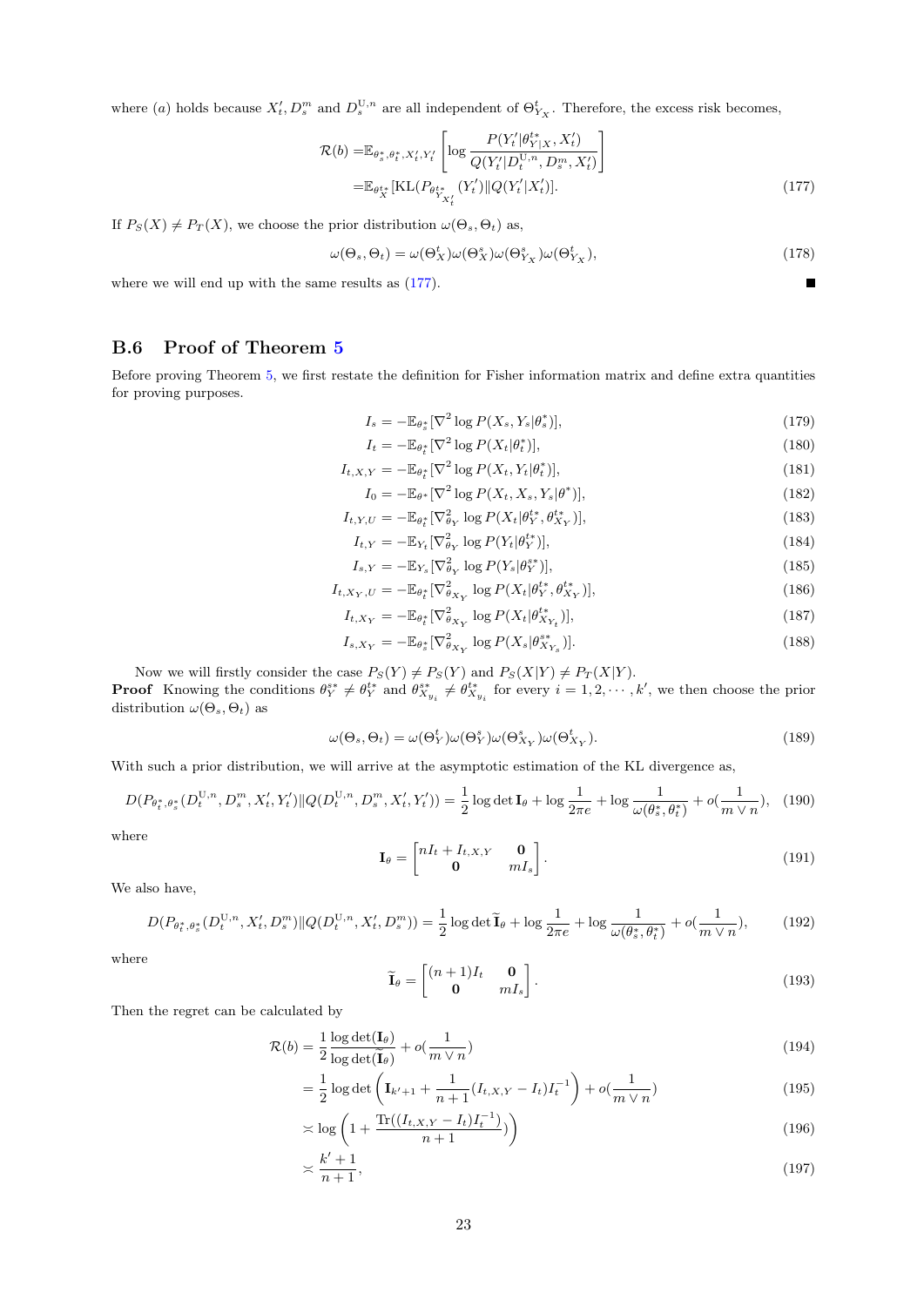where (a) holds because $X_t'$, $D_s^m$ and $D_s^{\mathrm{U},n}$ are all independent of $\Theta^t_{Y_X}$. Therefore, the excess risk becomes,

$$
\begin{aligned}
\mathcal{R}(b) =& \mathbb{E}_{\theta_s^*,\theta_t^*,X_t',Y_t'}\left[\log \frac{P(Y_t'|\theta^{t*}_{Y|X},X_t')}{Q(Y_t'|D_t^{\mathrm{U},n},D_s^m,X_t')}\right] \\
=& \mathbb{E}_{\theta_X^{t*}}[\mathrm{KL}(P_{\theta^{t*}_{Y_{X_t'}}}(Y_t')\|Q(Y_t'|X_t')]. \qquad (177)
\end{aligned}
$$

If $P_S(X) \neq P_T(X)$, we choose the prior distribution $\omega(\Theta_s,\Theta_t)$ as,

$$
\omega(\Theta_s,\Theta_t) = \omega(\Theta_X^t)\omega(\Theta_X^s)\omega(\Theta^s_{Y_X})\omega(\Theta^t_{Y_X}), \qquad (178)
$$

where we will end up with the same results as (177). ■

## B.6 Proof of Theorem 5

Before proving Theorem 5, we first restate the definition for Fisher information matrix and define extra quantities for proving purposes.

$$
\begin{aligned}
I_s &= -\mathbb{E}_{\theta_s^*}[\nabla^2 \log P(X_s,Y_s|\theta_s^*)], \qquad (179)\\
I_t &= -\mathbb{E}_{\theta_t^*}[\nabla^2 \log P(X_t|\theta_t^*)], \qquad (180)\\
I_{t,X,Y} &= -\mathbb{E}_{\theta_t^*}[\nabla^2 \log P(X_t,Y_t|\theta_t^*)], \qquad (181)\\
I_0 &= -\mathbb{E}_{\theta^*}[\nabla^2 \log P(X_t,X_s,Y_s|\theta^*)], \qquad (182)\\
I_{t,Y,U} &= -\mathbb{E}_{\theta_t^*}[\nabla^2_{\theta_Y} \log P(X_t|\theta_Y^{t*},\theta_{X_Y}^{t*})], \qquad (183)\\
I_{t,Y} &= -\mathbb{E}_{Y_t}[\nabla^2_{\theta_Y} \log P(Y_t|\theta_Y^{t*})], \qquad (184)\\
I_{s,Y} &= -\mathbb{E}_{Y_s}[\nabla^2_{\theta_Y} \log P(Y_s|\theta_Y^{s*})], \qquad (185)\\
I_{t,X_Y,U} &= -\mathbb{E}_{\theta_t^*}[\nabla^2_{\theta_{X_Y}} \log P(X_t|\theta_Y^{t*},\theta_{X_Y}^{t*})], \qquad (186)\\
I_{t,X_Y} &= -\mathbb{E}_{\theta_t^*}[\nabla^2_{\theta_{X_Y}} \log P(X_t|\theta_{X_{Y_t}}^{t*})], \qquad (187)\\
I_{s,X_Y} &= -\mathbb{E}_{\theta_s^*}[\nabla^2_{\theta_{X_Y}} \log P(X_s|\theta_{X_{Y_s}}^{s*})]. \qquad (188)
\end{aligned}
$$

Now we will firstly consider the case $P_S(Y) \neq P_S(Y)$ and $P_S(X|Y) \neq P_T(X|Y)$.

**Proof** Knowing the conditions $\theta_Y^{s*} \neq \theta_Y^{t*}$ and $\theta^{s*}_{X_{y_i}} \neq \theta^{t*}_{X_{y_i}}$ for every $i = 1,2,\cdots,k'$, we then choose the prior distribution $\omega(\Theta_s,\Theta_t)$ as

$$
\omega(\Theta_s,\Theta_t) = \omega(\Theta_Y^t)\omega(\Theta_Y^s)\omega(\Theta^s_{X_Y})\omega(\Theta^t_{X_Y}). \qquad (189)
$$

With such a prior distribution, we will arrive at the asymptotic estimation of the KL divergence as,

$$
D(P_{\theta_t^*,\theta_s^*}(D_t^{\mathrm{U},n},D_s^m,X_t',Y_t')\|Q(D_t^{\mathrm{U},n},D_s^m,X_t',Y_t')) = \frac{1}{2}\log\det \mathbf{I}_\theta + \log\frac{1}{2\pi e} + \log\frac{1}{\omega(\theta_s^*,\theta_t^*)} + o(\frac{1}{m\vee n}), \qquad (190)
$$

where

$$
\mathbf{I}_\theta = \begin{bmatrix} nI_t + I_{t,X,Y} & \mathbf{0} \\ \mathbf{0} & mI_s \end{bmatrix}. \qquad (191)
$$

We also have,

$$
D(P_{\theta_t^*,\theta_s^*}(D_t^{\mathrm{U},n},X_t',D_s^m)\|Q(D_t^{\mathrm{U},n},X_t',D_s^m)) = \frac{1}{2}\log\det \widetilde{\mathbf{I}}_\theta + \log\frac{1}{2\pi e} + \log\frac{1}{\omega(\theta_s^*,\theta_t^*)} + o(\frac{1}{m\vee n}), \qquad (192)
$$

where

$$
\widetilde{\mathbf{I}}_\theta = \begin{bmatrix} (n+1)I_t & \mathbf{0} \\ \mathbf{0} & mI_s \end{bmatrix}. \qquad (193)
$$

Then the regret can be calculated by

$$
\begin{aligned}
\mathcal{R}(b) &= \frac{1}{2}\frac{\log\det(\mathbf{I}_\theta)}{\log\det(\widetilde{\mathbf{I}}_\theta)} + o(\frac{1}{m\vee n}) \qquad (194)\\
&= \frac{1}{2}\log\det\left(\mathbf{I}_{k'+1} + \frac{1}{n+1}(I_{t,X,Y} - I_t)I_t^{-1}\right) + o(\frac{1}{m\vee n}) \qquad (195)\\
&\asymp \log\left(1 + \frac{\mathrm{Tr}((I_{t,X,Y} - I_t)I_t^{-1})}{n+1})\right) \qquad (196)\\
&\asymp \frac{k'+1}{n+1}, \qquad (197)
\end{aligned}
$$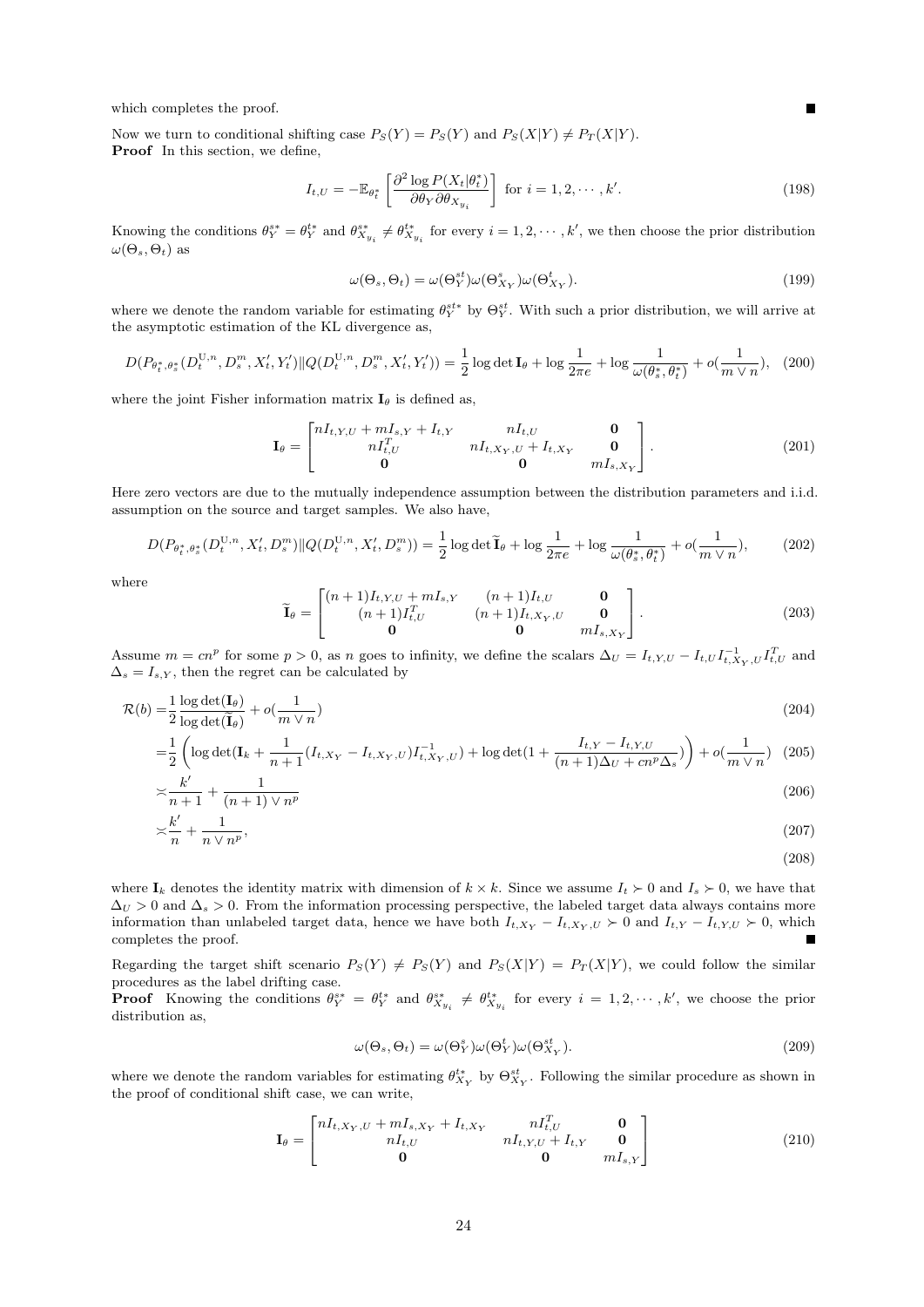which completes the proof. ■

Now we turn to conditional shifting case $P_S(Y) = P_S(Y)$ and $P_S(X|Y) \neq P_T(X|Y)$.

**Proof** In this section, we define,

$$I_{t,U} = -\mathbb{E}_{\theta_t^*}\left[\frac{\partial^2 \log P(X_t|\theta_t^*)}{\partial\theta_Y \partial\theta_{X_{y_i}}}\right] \text{ for } i = 1, 2, \cdots, k'. \tag{198}$$

Knowing the conditions $\theta_Y^{s*} = \theta_Y^{t*}$ and $\theta_{X_{y_i}}^{s*} \neq \theta_{X_{y_i}}^{t*}$ for every $i = 1, 2, \cdots, k'$, we then choose the prior distribution $\omega(\Theta_s, \Theta_t)$ as

$$\omega(\Theta_s, \Theta_t) = \omega(\Theta_Y^{st})\omega(\Theta_{X_Y}^{s})\omega(\Theta_{X_Y}^{t}). \tag{199}$$

where we denote the random variable for estimating $\theta_Y^{st*}$ by $\Theta_Y^{st}$. With such a prior distribution, we will arrive at the asymptotic estimation of the KL divergence as,

$$D(P_{\theta_t^*,\theta_s^*}(D_t^{\mathrm{U},n}, D_s^m, X_t', Y_t')\|Q(D_t^{\mathrm{U},n}, D_s^m, X_t', Y_t')) = \frac{1}{2}\log\det \mathbf{I}_\theta + \log\frac{1}{2\pi e} + \log\frac{1}{\omega(\theta_s^*, \theta_t^*)} + o(\frac{1}{m \vee n}), \tag{200}$$

where the joint Fisher information matrix $\mathbf{I}_\theta$ is defined as,

$$\mathbf{I}_\theta = \begin{bmatrix} nI_{t,Y,U} + mI_{s,Y} + I_{t,Y} & nI_{t,U} & \mathbf{0} \\ nI_{t,U}^T & nI_{t,X_Y,U} + I_{t,X_Y} & \mathbf{0} \\ \mathbf{0} & \mathbf{0} & mI_{s,X_Y} \end{bmatrix}. \tag{201}$$

Here zero vectors are due to the mutually independence assumption between the distribution parameters and i.i.d. assumption on the source and target samples. We also have,

$$D(P_{\theta_t^*,\theta_s^*}(D_t^{\mathrm{U},n}, X_t', D_s^m)\|Q(D_t^{\mathrm{U},n}, X_t', D_s^m)) = \frac{1}{2}\log\det \widetilde{\mathbf{I}}_\theta + \log\frac{1}{2\pi e} + \log\frac{1}{\omega(\theta_s^*, \theta_t^*)} + o(\frac{1}{m \vee n}), \tag{202}$$

where

$$\widetilde{\mathbf{I}}_\theta = \begin{bmatrix} (n+1)I_{t,Y,U} + mI_{s,Y} & (n+1)I_{t,U} & \mathbf{0} \\ (n+1)I_{t,U}^T & (n+1)I_{t,X_Y,U} & \mathbf{0} \\ \mathbf{0} & \mathbf{0} & mI_{s,X_Y} \end{bmatrix}. \tag{203}$$

Assume $m = cn^p$ for some $p > 0$, as $n$ goes to infinity, we define the scalars $\Delta_U = I_{t,Y,U} - I_{t,U}I_{t,X_Y,U}^{-1}I_{t,U}^T$ and $\Delta_s = I_{s,Y}$, then the regret can be calculated by

$$\begin{aligned}
\mathcal{R}(b) =& \frac{1}{2}\frac{\log\det(\mathbf{I}_\theta)}{\log\det(\widetilde{\mathbf{I}}_\theta)} + o(\frac{1}{m \vee n}) && (204)\\
=& \frac{1}{2}\left(\log\det(\mathbf{I}_k + \frac{1}{n+1}(I_{t,X_Y} - I_{t,X_Y,U})I_{t,X_Y,U}^{-1}) + \log\det(1 + \frac{I_{t,Y} - I_{t,Y,U}}{(n+1)\Delta_U + cn^p\Delta_s})\right) + o(\frac{1}{m \vee n}) && (205)\\
\asymp& \frac{k'}{n+1} + \frac{1}{(n+1) \vee n^p} && (206)\\
\asymp& \frac{k'}{n} + \frac{1}{n \vee n^p}, && (207)\\
& && (208)
\end{aligned}$$

where $\mathbf{I}_k$ denotes the identity matrix with dimension of $k \times k$. Since we assume $I_t \succ 0$ and $I_s \succ 0$, we have that $\Delta_U > 0$ and $\Delta_s > 0$. From the information processing perspective, the labeled target data always contains more information than unlabeled target data, hence we have both $I_{t,X_Y} - I_{t,X_Y,U} \succ 0$ and $I_{t,Y} - I_{t,Y,U} \succ 0$, which completes the proof. ■

Regarding the target shift scenario $P_S(Y) \neq P_S(Y)$ and $P_S(X|Y) = P_T(X|Y)$, we could follow the similar procedures as the label drifting case.

**Proof** Knowing the conditions $\theta_Y^{s*} = \theta_Y^{t*}$ and $\theta_{X_{y_i}}^{s*} \neq \theta_{X_{y_i}}^{t*}$ for every $i = 1, 2, \cdots, k'$, we choose the prior distribution as,

$$\omega(\Theta_s, \Theta_t) = \omega(\Theta_Y^{s})\omega(\Theta_Y^{t})\omega(\Theta_{X_Y}^{st}). \tag{209}$$

where we denote the random variables for estimating $\theta_{X_Y}^{t*}$ by $\Theta_{X_Y}^{st}$. Following the similar procedure as shown in the proof of conditional shift case, we can write,

$$\mathbf{I}_\theta = \begin{bmatrix} nI_{t,X_Y,U} + mI_{s,X_Y} + I_{t,X_Y} & nI_{t,U}^T & \mathbf{0} \\ nI_{t,U} & nI_{t,Y,U} + I_{t,Y} & \mathbf{0} \\ \mathbf{0} & \mathbf{0} & mI_{s,Y} \end{bmatrix} \tag{210}$$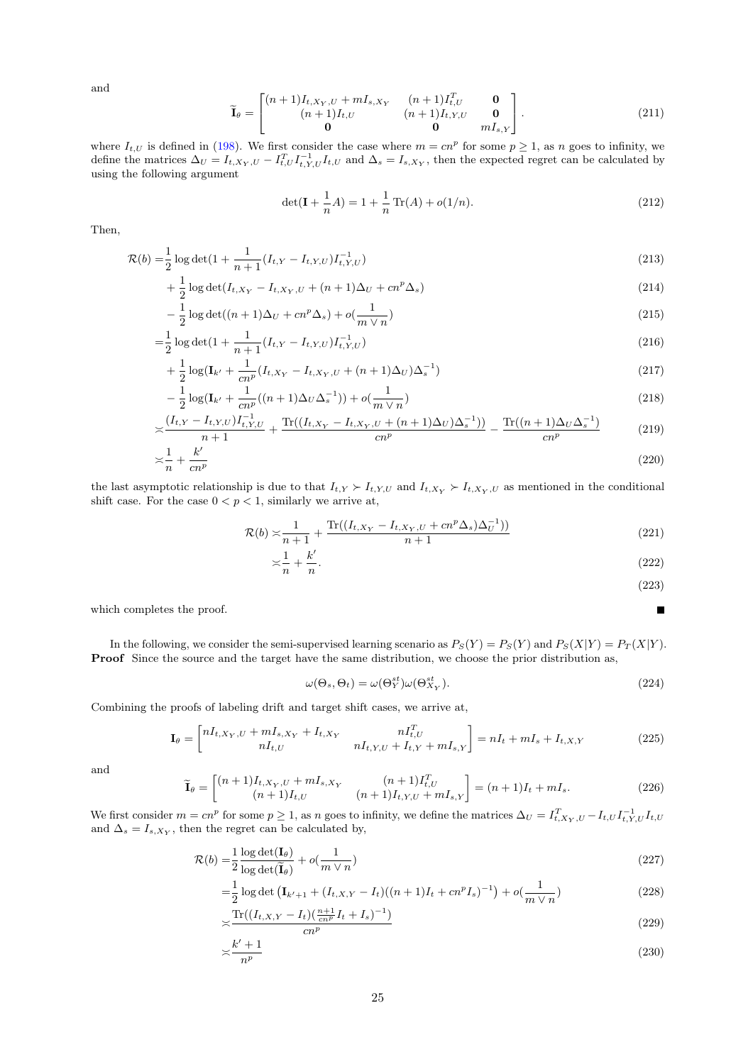and

$$\widetilde{\mathbf{I}}_\theta = \begin{bmatrix} (n+1)I_{t,X_Y,U} + mI_{s,X_Y} & (n+1)I_{t,U}^T & \mathbf{0} \\ (n+1)I_{t,U} & (n+1)I_{t,Y,U} & \mathbf{0} \\ \mathbf{0} & \mathbf{0} & mI_{s,Y} \end{bmatrix}. \tag{211}$$

where $I_{t,U}$ is defined in (198). We first consider the case where $m = cn^p$ for some $p \geq 1$, as $n$ goes to infinity, we define the matrices $\Delta_U = I_{t,X_Y,U} - I_{t,U}^T I_{t,Y,U}^{-1} I_{t,U}$ and $\Delta_s = I_{s,X_Y}$, then the expected regret can be calculated by using the following argument

$$\det(\mathbf{I} + \frac{1}{n}A) = 1 + \frac{1}{n}\operatorname{Tr}(A) + o(1/n). \tag{212}$$

Then,

$$\begin{aligned}
\mathcal{R}(b) =& \frac{1}{2}\log\det(1 + \frac{1}{n+1}(I_{t,Y} - I_{t,Y,U})I_{t,Y,U}^{-1}) && (213)\\
&+ \frac{1}{2}\log\det(I_{t,X_Y} - I_{t,X_Y,U} + (n+1)\Delta_U + cn^p\Delta_s) && (214)\\
&- \frac{1}{2}\log\det((n+1)\Delta_U + cn^p\Delta_s) + o(\frac{1}{m\vee n}) && (215)\\
=& \frac{1}{2}\log\det(1 + \frac{1}{n+1}(I_{t,Y} - I_{t,Y,U})I_{t,Y,U}^{-1}) && (216)\\
&+ \frac{1}{2}\log(\mathbf{I}_{k'} + \frac{1}{cn^p}(I_{t,X_Y} - I_{t,X_Y,U} + (n+1)\Delta_U)\Delta_s^{-1}) && (217)\\
&- \frac{1}{2}\log(\mathbf{I}_{k'} + \frac{1}{cn^p}((n+1)\Delta_U\Delta_s^{-1})) + o(\frac{1}{m\vee n}) && (218)\\
\asymp& \frac{(I_{t,Y} - I_{t,Y,U})I_{t,Y,U}^{-1}}{n+1} + \frac{\operatorname{Tr}((I_{t,X_Y} - I_{t,X_Y,U} + (n+1)\Delta_U)\Delta_s^{-1}))}{cn^p} - \frac{\operatorname{Tr}((n+1)\Delta_U\Delta_s^{-1})}{cn^p} && (219)\\
\asymp& \frac{1}{n} + \frac{k'}{cn^p} && (220)
\end{aligned}$$

the last asymptotic relationship is due to that $I_{t,Y} \succ I_{t,Y,U}$ and $I_{t,X_Y} \succ I_{t,X_Y,U}$ as mentioned in the conditional shift case. For the case $0 < p < 1$, similarly we arrive at,

$$\begin{aligned}
\mathcal{R}(b) \asymp& \frac{1}{n+1} + \frac{\operatorname{Tr}((I_{t,X_Y} - I_{t,X_Y,U} + cn^p\Delta_s)\Delta_U^{-1}))}{n+1} && (221)\\
\asymp& \frac{1}{n} + \frac{k'}{n}. && (222)\\
& && (223)
\end{aligned}$$

which completes the proof. ∎

In the following, we consider the semi-supervised learning scenario as $P_S(Y) = P_S(Y)$ and $P_S(X|Y) = P_T(X|Y)$.

**Proof** Since the source and the target have the same distribution, we choose the prior distribution as,

$$\omega(\Theta_s, \Theta_t) = \omega(\Theta_Y^{st})\omega(\Theta_{X_Y}^{st}). \tag{224}$$

Combining the proofs of labeling drift and target shift cases, we arrive at,

$$\mathbf{I}_\theta = \begin{bmatrix} nI_{t,X_Y,U} + mI_{s,X_Y} + I_{t,X_Y} & nI_{t,U}^T \\ nI_{t,U} & nI_{t,Y,U} + I_{t,Y} + mI_{s,Y} \end{bmatrix} = nI_t + mI_s + I_{t,X,Y} \tag{225}$$

and

$$\widetilde{\mathbf{I}}_\theta = \begin{bmatrix} (n+1)I_{t,X_Y,U} + mI_{s,X_Y} & (n+1)I_{t,U}^T \\ (n+1)I_{t,U} & (n+1)I_{t,Y,U} + mI_{s,Y} \end{bmatrix} = (n+1)I_t + mI_s. \tag{226}$$

We first consider $m = cn^p$ for some $p \geq 1$, as $n$ goes to infinity, we define the matrices $\Delta_U = I_{t,X_Y,U}^T - I_{t,U}I_{t,Y,U}^{-1}I_{t,U}$ and $\Delta_s = I_{s,X_Y}$, then the regret can be calculated by,

$$\begin{aligned}
\mathcal{R}(b) =& \frac{1}{2}\frac{\log\det(\mathbf{I}_\theta)}{\log\det(\widetilde{\mathbf{I}}_\theta)} + o(\frac{1}{m\vee n}) && (227)\\
=& \frac{1}{2}\log\det\left(\mathbf{I}_{k'+1} + (I_{t,X,Y} - I_t)((n+1)I_t + cn^pI_s)^{-1}\right) + o(\frac{1}{m\vee n}) && (228)\\
\asymp& \frac{\operatorname{Tr}((I_{t,X,Y} - I_t)(\frac{n+1}{cn^p}I_t + I_s)^{-1})}{cn^p} && (229)\\
\asymp& \frac{k'+1}{n^p} && (230)
\end{aligned}$$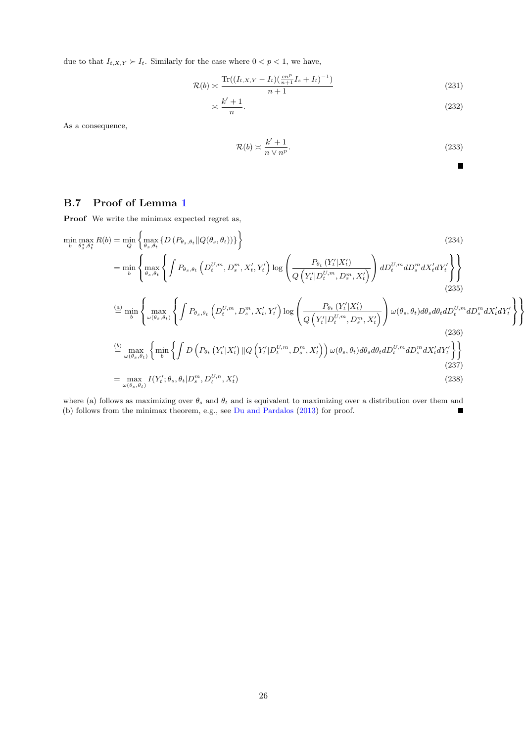due to that $I_{t,X,Y} \succ I_t$. Similarly for the case where $0 < p < 1$, we have,

$$\mathcal{R}(b) \asymp \frac{\mathrm{Tr}((I_{t,X,Y} - I_t)(\frac{cn^p}{n+1} I_s + I_t)^{-1})}{n+1} \tag{231}$$

$$\asymp \frac{k'+1}{n}. \tag{232}$$

As a consequence,

$$\mathcal{R}(b) \asymp \frac{k'+1}{n \vee n^p}. \tag{233}$$

■

## B.7 Proof of Lemma 1

**Proof** We write the minimax expected regret as,

$$\min_b \max_{\theta_s^*, \theta_t^*} R(b) = \min_Q \left\{ \max_{\theta_s, \theta_t} \left\{ D\left(P_{\theta_s, \theta_t} \| Q(\theta_s, \theta_t)\right) \right\} \right\} \tag{234}$$

$$= \min_b \left\{ \max_{\theta_s, \theta_t} \left\{ \int P_{\theta_s, \theta_t}\left(D_t^{U,m}, D_s^m, X_t', Y_t'\right) \log\left( \frac{P_{\theta_t}\left(Y_t' | X_t'\right)}{Q\left(Y_t' | D_t^{U,m}, D_s^m, X_t'\right)} \right) dD_t^{U,m} dD_s^m dX_t' dY_t' \right\} \right\} \tag{235}$$

$$\overset{(a)}{=} \min_b \left\{ \max_{\omega(\theta_s, \theta_t)} \left\{ \int P_{\theta_s, \theta_t}\left(D_t^{U,m}, D_s^m, X_t', Y_t'\right) \log\left( \frac{P_{\theta_t}\left(Y_t' | X_t'\right)}{Q\left(Y_t' | D_t^{U,m}, D_s^m, X_t'\right)} \right) \omega(\theta_s, \theta_t) d\theta_s d\theta_t dD_t^{U,m} dD_s^m dX_t' dY_t' \right\} \right\} \tag{236}$$

$$\overset{(b)}{=} \max_{\omega(\theta_s, \theta_t)} \left\{ \min_b \left\{ \int D\left(P_{\theta_t}\left(Y_t' | X_t'\right) \| Q\left(Y_t' | D_t^{U,m}, D_s^m, X_t'\right)\right) \omega(\theta_s, \theta_t) d\theta_s d\theta_t dD_t^{U,m} dD_s^m dX_t' dY_t' \right\} \right\} \tag{237}$$

$$= \max_{\omega(\theta_s, \theta_t)} I(Y_t'; \theta_s, \theta_t | D_s^m, D_t^{U,n}, X_t') \tag{238}$$

where (a) follows as maximizing over $\theta_s$ and $\theta_t$ and is equivalent to maximizing over a distribution over them and (b) follows from the minimax theorem, e.g., see Du and Pardalos (2013) for proof. ■